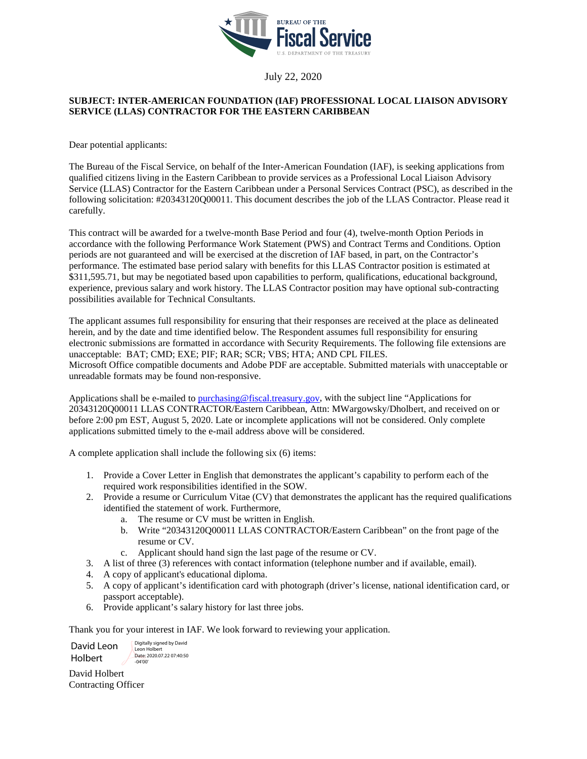July 22, 2020

**SUBJECT: INTER-AMERICAN FOUNDATION (IAF) PROFESSIONAL LOCAL LIAISON ADVISORY SERVICE (LLAS) CONTRACTOR FOR THE EASTERN CARIBBEAN**

Dear potential applicants:

The Bureau of the Fiscal Service, on behalf of the Inter-American Foundation (IAF), is seeking applications from qualified citizens living in the Eastern Caribbean to provide services as a Professional Local Liaison Advisory Service (LLAS) Contractor for the Eastern Caribbean under a Personal Services Contract (PSC), as described in the following solicitation: #20343120Q00011. This document describes the job of the LLAS Contractor. Please read it carefully.

This contract will be awarded for a twelve-month Base Period and four (4), twelve-month Option Periods in accordance with the following Performance Work Statement (PWS) and Contract Terms and Conditions. Option periods are not guaranteed and will be exercised at the discretion of IAF based, in part, on the Contractor's performance. The estimated base period salary with benefits for this LLAS Contractor position is estimated at $311,595.71, but may be negotiated based upon capabilities to perform, qualifications, educational background, experience, previous salary and work history. The LLAS Contractor position may have optional sub-contracting possibilities available for Technical Consultants.

The applicant assumes full responsibility for ensuring that their responses are received at the place as delineated herein, and by the date and time identified below. The Respondent assumes full responsibility for ensuring electronic submissions are formatted in accordance with Security Requirements. The following file extensions are unacceptable: BAT; CMD; EXE; PIF; RAR; SCR; VBS; HTA; AND CPL FILES.
Microsoft Office compatible documents and Adobe PDF are acceptable. Submitted materials with unacceptable or unreadable formats may be found non-responsive.

Applications shall be e-mailed to purchasing@fiscal.treasury.gov, with the subject line "Applications for 20343120Q00011 LLAS CONTRACTOR/Eastern Caribbean, Attn: MWargowsky/Dholbert, and received on or before 2:00 pm EST, August 5, 2020. Late or incomplete applications will not be considered. Only complete applications submitted timely to the e-mail address above will be considered.

A complete application shall include the following six (6) items:

1. Provide a Cover Letter in English that demonstrates the applicant's capability to perform each of the required work responsibilities identified in the SOW.
2. Provide a resume or Curriculum Vitae (CV) that demonstrates the applicant has the required qualifications identified the statement of work. Furthermore,
   a. The resume or CV must be written in English.
   b. Write "20343120Q00011 LLAS CONTRACTOR/Eastern Caribbean" on the front page of the resume or CV.
   c. Applicant should hand sign the last page of the resume or CV.
3. A list of three (3) references with contact information (telephone number and if available, email).
4. A copy of applicant's educational diploma.
5. A copy of applicant's identification card with photograph (driver's license, national identification card, or passport acceptable).
6. Provide applicant's salary history for last three jobs.

Thank you for your interest in IAF. We look forward to reviewing your application.

David Leon Holbert — Digitally signed by David Leon Holbert Date: 2020.07.22 07:40:50 -04'00'

David Holbert
Contracting Officer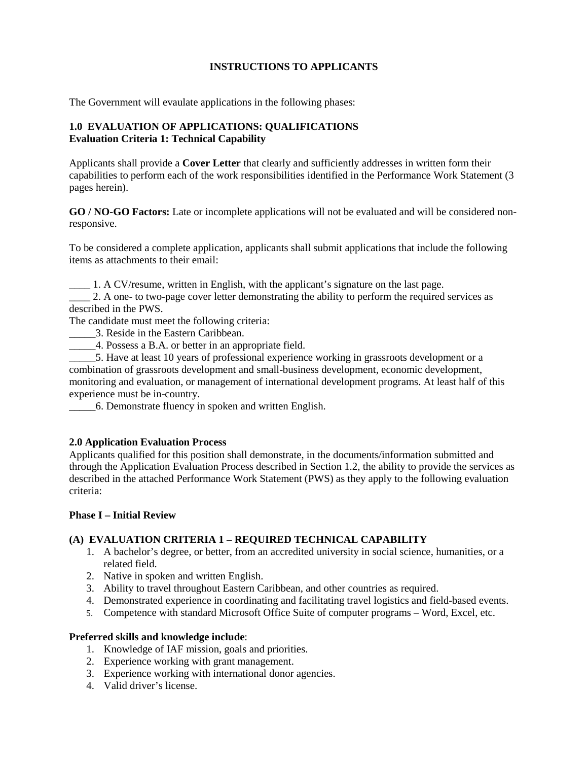**INSTRUCTIONS TO APPLICANTS**

The Government will evaulate applications in the following phases:

**1.0 EVALUATION OF APPLICATIONS: QUALIFICATIONS**
**Evaluation Criteria 1: Technical Capability**

Applicants shall provide a **Cover Letter** that clearly and sufficiently addresses in written form their capabilities to perform each of the work responsibilities identified in the Performance Work Statement (3 pages herein).

**GO / NO-GO Factors:** Late or incomplete applications will not be evaluated and will be considered non-responsive.

To be considered a complete application, applicants shall submit applications that include the following items as attachments to their email:

____ 1. A CV/resume, written in English, with the applicant's signature on the last page.
____ 2. A one- to two-page cover letter demonstrating the ability to perform the required services as described in the PWS.
The candidate must meet the following criteria:
_____3. Reside in the Eastern Caribbean.
_____4. Possess a B.A. or better in an appropriate field.
_____5. Have at least 10 years of professional experience working in grassroots development or a combination of grassroots development and small-business development, economic development, monitoring and evaluation, or management of international development programs. At least half of this experience must be in-country.
_____6. Demonstrate fluency in spoken and written English.

**2.0 Application Evaluation Process**
Applicants qualified for this position shall demonstrate, in the documents/information submitted and through the Application Evaluation Process described in Section 1.2, the ability to provide the services as described in the attached Performance Work Statement (PWS) as they apply to the following evaluation criteria:

**Phase I – Initial Review**

**(A) EVALUATION CRITERIA 1 – REQUIRED TECHNICAL CAPABILITY**

1. A bachelor's degree, or better, from an accredited university in social science, humanities, or a related field.
2. Native in spoken and written English.
3. Ability to travel throughout Eastern Caribbean, and other countries as required.
4. Demonstrated experience in coordinating and facilitating travel logistics and field-based events.
5. Competence with standard Microsoft Office Suite of computer programs – Word, Excel, etc.

**Preferred skills and knowledge include**:

1. Knowledge of IAF mission, goals and priorities.
2. Experience working with grant management.
3. Experience working with international donor agencies.
4. Valid driver's license.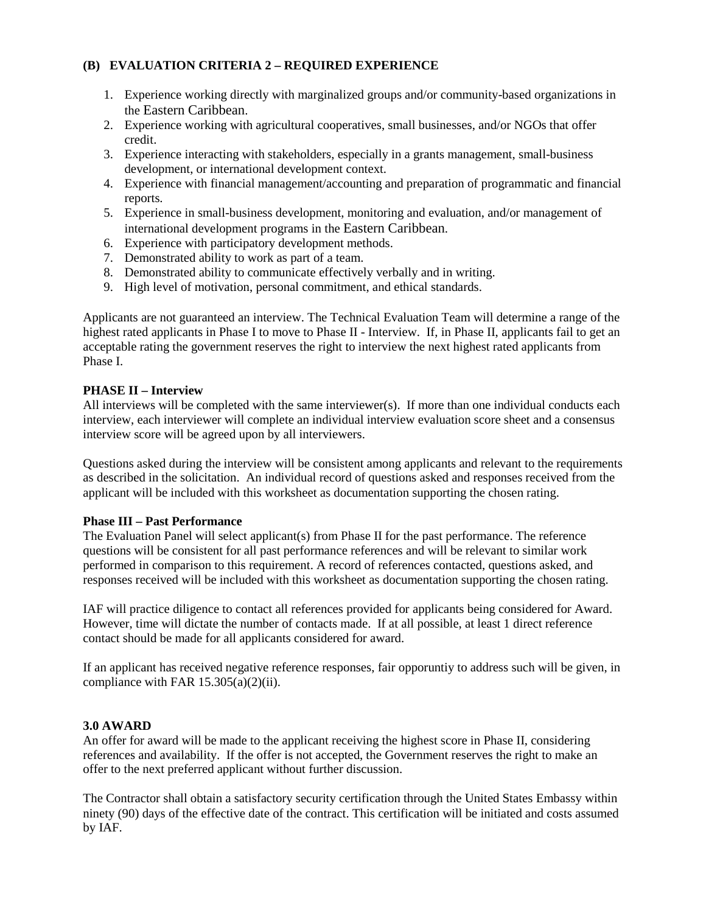### (B) EVALUATION CRITERIA 2 – REQUIRED EXPERIENCE

1. Experience working directly with marginalized groups and/or community-based organizations in the Eastern Caribbean.
2. Experience working with agricultural cooperatives, small businesses, and/or NGOs that offer credit.
3. Experience interacting with stakeholders, especially in a grants management, small-business development, or international development context.
4. Experience with financial management/accounting and preparation of programmatic and financial reports.
5. Experience in small-business development, monitoring and evaluation, and/or management of international development programs in the Eastern Caribbean.
6. Experience with participatory development methods.
7. Demonstrated ability to work as part of a team.
8. Demonstrated ability to communicate effectively verbally and in writing.
9. High level of motivation, personal commitment, and ethical standards.

Applicants are not guaranteed an interview. The Technical Evaluation Team will determine a range of the highest rated applicants in Phase I to move to Phase II - Interview. If, in Phase II, applicants fail to get an acceptable rating the government reserves the right to interview the next highest rated applicants from Phase I.

**PHASE II – Interview**

All interviews will be completed with the same interviewer(s). If more than one individual conducts each interview, each interviewer will complete an individual interview evaluation score sheet and a consensus interview score will be agreed upon by all interviewers.

Questions asked during the interview will be consistent among applicants and relevant to the requirements as described in the solicitation. An individual record of questions asked and responses received from the applicant will be included with this worksheet as documentation supporting the chosen rating.

**Phase III – Past Performance**

The Evaluation Panel will select applicant(s) from Phase II for the past performance. The reference questions will be consistent for all past performance references and will be relevant to similar work performed in comparison to this requirement. A record of references contacted, questions asked, and responses received will be included with this worksheet as documentation supporting the chosen rating.

IAF will practice diligence to contact all references provided for applicants being considered for Award. However, time will dictate the number of contacts made. If at all possible, at least 1 direct reference contact should be made for all applicants considered for award.

If an applicant has received negative reference responses, fair opporuntiy to address such will be given, in compliance with FAR 15.305(a)(2)(ii).

### 3.0 AWARD

An offer for award will be made to the applicant receiving the highest score in Phase II, considering references and availability. If the offer is not accepted, the Government reserves the right to make an offer to the next preferred applicant without further discussion.

The Contractor shall obtain a satisfactory security certification through the United States Embassy within ninety (90) days of the effective date of the contract. This certification will be initiated and costs assumed by IAF.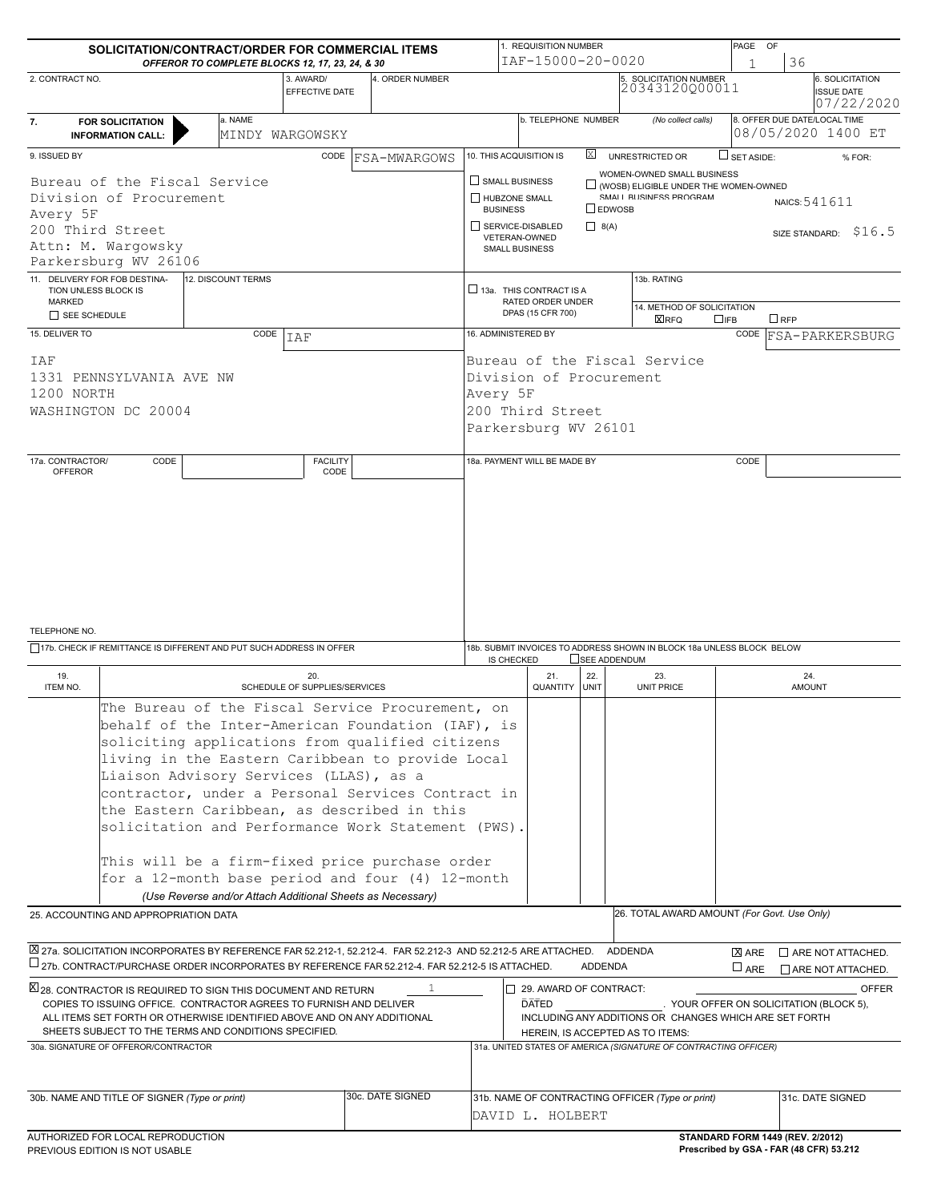# SOLICITATION/CONTRACT/ORDER FOR COMMERCIAL ITEMS

*OFFEROR TO COMPLETE BLOCKS 12, 17, 23, 24, & 30*

| | |
|---|---|
| 1. REQUISITION NUMBER | IAF-15000-20-0020 |
| PAGE OF | 1 36 |
| 2. CONTRACT NO. | |
| 3. AWARD/EFFECTIVE DATE | |
| 4. ORDER NUMBER | |
| 5. SOLICITATION NUMBER | 20343120Q00011 |
| 6. SOLICITATION ISSUE DATE | 07/22/2020 |
| 7. FOR SOLICITATION INFORMATION CALL: a. NAME | MINDY WARGOWSKY |
| b. TELEPHONE NUMBER (No collect calls) | |
| 8. OFFER DUE DATE/LOCAL TIME | 08/05/2020 1400 ET |

**9. ISSUED BY** CODE FSA-MWARGOWS

Bureau of the Fiscal Service
Division of Procurement
Avery 5F
200 Third Street
Attn: M. Wargowsky
Parkersburg WV 26106

**10. THIS ACQUISITION IS** [X] UNRESTRICTED OR [ ] SET ASIDE: % FOR:

[ ] SMALL BUSINESS
[ ] HUBZONE SMALL BUSINESS
[ ] SERVICE-DISABLED VETERAN-OWNED SMALL BUSINESS
[ ] WOMEN-OWNED SMALL BUSINESS (WOSB) ELIGIBLE UNDER THE WOMEN-OWNED SMALL BUSINESS PROGRAM
[ ] EDWOSB
[ ] 8(A)

NAICS: 541611
SIZE STANDARD: $16.5

**11. DELIVERY FOR FOB DESTINATION UNLESS BLOCK IS MARKED** [ ] SEE SCHEDULE

**12. DISCOUNT TERMS**

[ ] 13a. THIS CONTRACT IS A RATED ORDER UNDER DPAS (15 CFR 700)

13b. RATING

14. METHOD OF SOLICITATION [X] RFQ [ ] IFB [ ] RFP

**15. DELIVER TO** CODE IAF

IAF
1331 PENNSYLVANIA AVE NW
1200 NORTH
WASHINGTON DC 20004

**16. ADMINISTERED BY** CODE FSA-PARKERSBURG

Bureau of the Fiscal Service
Division of Procurement
Avery 5F
200 Third Street
Parkersburg WV 26101

**17a. CONTRACTOR/OFFEROR** CODE FACILITY CODE

TELEPHONE NO.

[ ] 17b. CHECK IF REMITTANCE IS DIFFERENT AND PUT SUCH ADDRESS IN OFFER

**18a. PAYMENT WILL BE MADE BY** CODE

18b. SUBMIT INVOICES TO ADDRESS SHOWN IN BLOCK 18a UNLESS BLOCK BELOW IS CHECKED [ ] SEE ADDENDUM

| 19. ITEM NO. | 20. SCHEDULE OF SUPPLIES/SERVICES | 21. QUANTITY | 22. UNIT | 23. UNIT PRICE | 24. AMOUNT |
|---|---|---|---|---|---|
| | The Bureau of the Fiscal Service Procurement, on behalf of the Inter-American Foundation (IAF), is soliciting applications from qualified citizens living in the Eastern Caribbean to provide Local Liaison Advisory Services (LLAS), as a contractor, under a Personal Services Contract in the Eastern Caribbean, as described in this solicitation and Performance Work Statement (PWS).<br><br>This will be a firm-fixed price purchase order for a 12-month base period and four (4) 12-month | | | | |

*(Use Reverse and/or Attach Additional Sheets as Necessary)*

25. ACCOUNTING AND APPROPRIATION DATA

26. TOTAL AWARD AMOUNT *(For Govt. Use Only)*

[X] 27a. SOLICITATION INCORPORATES BY REFERENCE FAR 52.212-1, 52.212-4. FAR 52.212-3 AND 52.212-5 ARE ATTACHED. ADDENDA [X] ARE [ ] ARE NOT ATTACHED.

[ ] 27b. CONTRACT/PURCHASE ORDER INCORPORATES BY REFERENCE FAR 52.212-4. FAR 52.212-5 IS ATTACHED. ADDENDA [ ] ARE [ ] ARE NOT ATTACHED.

[X] 28. CONTRACTOR IS REQUIRED TO SIGN THIS DOCUMENT AND RETURN 1 COPIES TO ISSUING OFFICE. CONTRACTOR AGREES TO FURNISH AND DELIVER ALL ITEMS SET FORTH OR OTHERWISE IDENTIFIED ABOVE AND ON ANY ADDITIONAL SHEETS SUBJECT TO THE TERMS AND CONDITIONS SPECIFIED.

[ ] 29. AWARD OF CONTRACT: ______ OFFER DATED ______. YOUR OFFER ON SOLICITATION (BLOCK 5), INCLUDING ANY ADDITIONS OR CHANGES WHICH ARE SET FORTH HEREIN, IS ACCEPTED AS TO ITEMS:

30a. SIGNATURE OF OFFEROR/CONTRACTOR

31a. UNITED STATES OF AMERICA *(SIGNATURE OF CONTRACTING OFFICER)*

30b. NAME AND TITLE OF SIGNER *(Type or print)*

30c. DATE SIGNED

31b. NAME OF CONTRACTING OFFICER *(Type or print)*
DAVID L. HOLBERT

31c. DATE SIGNED

AUTHORIZED FOR LOCAL REPRODUCTION
PREVIOUS EDITION IS NOT USABLE

**STANDARD FORM 1449 (REV. 2/2012)**
**Prescribed by GSA - FAR (48 CFR) 53.212**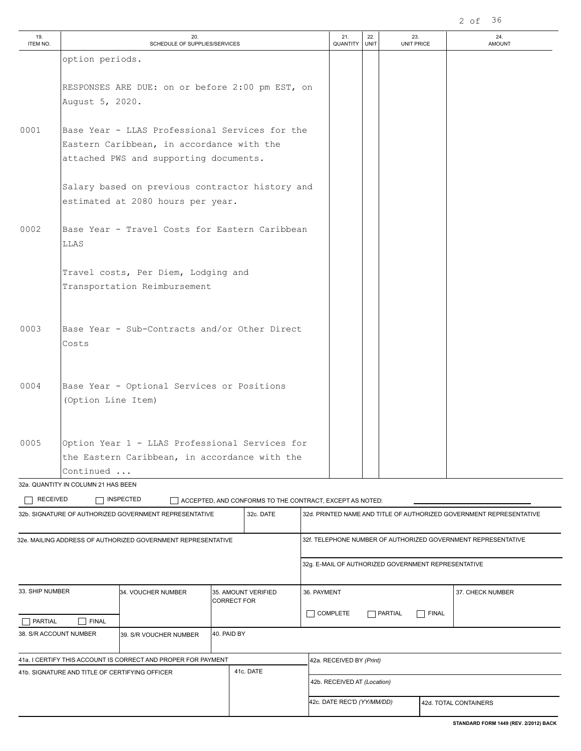| 19. ITEM NO. | 20. SCHEDULE OF SUPPLIES/SERVICES | 21. QUANTITY | 22. UNIT | 23. UNIT PRICE | 24. AMOUNT |
|---|---|---|---|---|---|
| | option periods. | | | | |
| | RESPONSES ARE DUE: on or before 2:00 pm EST, on August 5, 2020. | | | | |
| 0001 | Base Year - LLAS Professional Services for the Eastern Caribbean, in accordance with the attached PWS and supporting documents. | | | | |
| | Salary based on previous contractor history and estimated at 2080 hours per year. | | | | |
| 0002 | Base Year - Travel Costs for Eastern Caribbean LLAS | | | | |
| | Travel costs, Per Diem, Lodging and Transportation Reimbursement | | | | |
| 0003 | Base Year - Sub-Contracts and/or Other Direct Costs | | | | |
| 0004 | Base Year - Optional Services or Positions (Option Line Item) | | | | |
| 0005 | Option Year 1 - LLAS Professional Services for the Eastern Caribbean, in accordance with the Continued ... | | | | |

32a. QUANTITY IN COLUMN 21 HAS BEEN

☐ RECEIVED ☐ INSPECTED ☐ ACCEPTED, AND CONFORMS TO THE CONTRACT, EXCEPT AS NOTED:

| 32b. SIGNATURE OF AUTHORIZED GOVERNMENT REPRESENTATIVE | 32c. DATE | 32d. PRINTED NAME AND TITLE OF AUTHORIZED GOVERNMENT REPRESENTATIVE |
|---|---|---|
| 32e. MAILING ADDRESS OF AUTHORIZED GOVERNMENT REPRESENTATIVE | | 32f. TELEPHONE NUMBER OF AUTHORIZED GOVERNMENT REPRESENTATIVE |
| | | 32g. E-MAIL OF AUTHORIZED GOVERNMENT REPRESENTATIVE |

| 33. SHIP NUMBER | 34. VOUCHER NUMBER | 35. AMOUNT VERIFIED CORRECT FOR | 36. PAYMENT | 37. CHECK NUMBER |
|---|---|---|---|---|
| ☐ PARTIAL ☐ FINAL | | | ☐ COMPLETE ☐ PARTIAL ☐ FINAL | |
| 38. S/R ACCOUNT NUMBER | 39. S/R VOUCHER NUMBER | 40. PAID BY | | |

| 41a. I CERTIFY THIS ACCOUNT IS CORRECT AND PROPER FOR PAYMENT | | 42a. RECEIVED BY *(Print)* | |
|---|---|---|---|
| 41b. SIGNATURE AND TITLE OF CERTIFYING OFFICER | 41c. DATE | 42b. RECEIVED AT *(Location)* | |
| | | 42c. DATE REC'D (YY/MM/DD) | 42d. TOTAL CONTAINERS |

STANDARD FORM 1449 (REV. 2/2012) BACK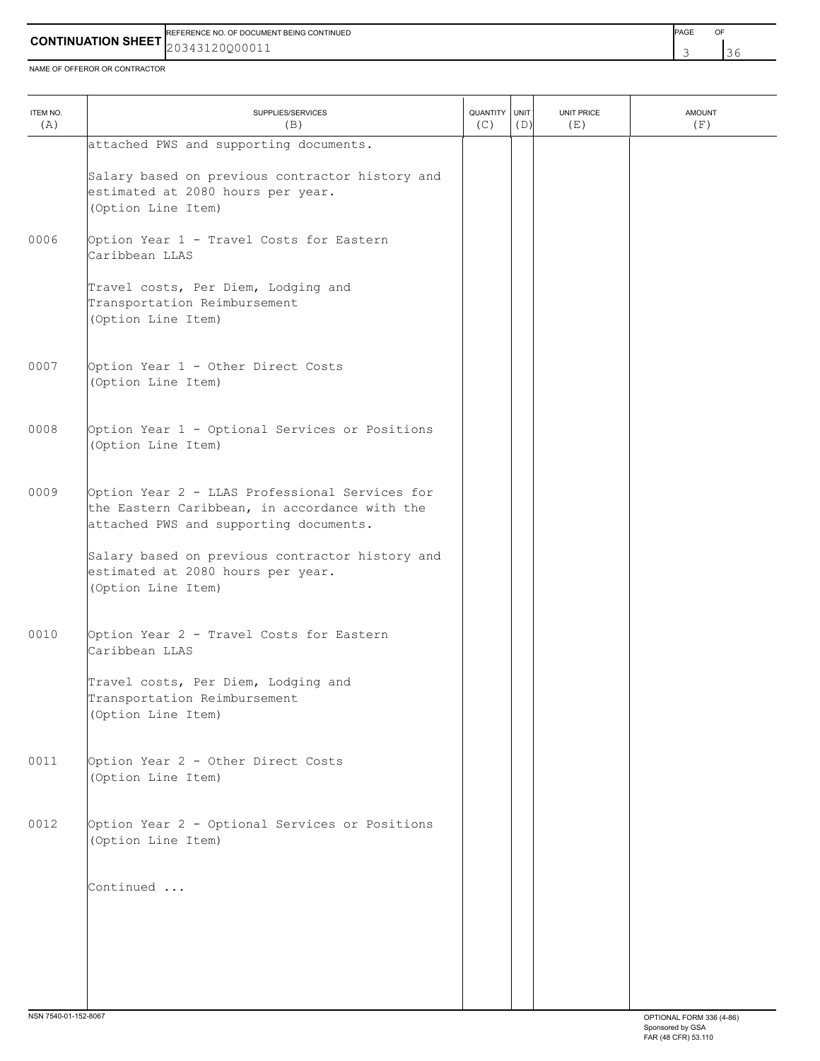**CONTINUATION SHEET**

REFERENCE NO. OF DOCUMENT BEING CONTINUED: 20343120Q00011

NAME OF OFFEROR OR CONTRACTOR

| ITEM NO. (A) | SUPPLIES/SERVICES (B) | QUANTITY (C) | UNIT (D) | UNIT PRICE (E) | AMOUNT (F) |
|---|---|---|---|---|---|
| | attached PWS and supporting documents.<br><br>Salary based on previous contractor history and estimated at 2080 hours per year.<br>(Option Line Item) | | | | |
| 0006 | Option Year 1 - Travel Costs for Eastern Caribbean LLAS<br><br>Travel costs, Per Diem, Lodging and Transportation Reimbursement<br>(Option Line Item) | | | | |
| 0007 | Option Year 1 - Other Direct Costs<br>(Option Line Item) | | | | |
| 0008 | Option Year 1 - Optional Services or Positions<br>(Option Line Item) | | | | |
| 0009 | Option Year 2 - LLAS Professional Services for the Eastern Caribbean, in accordance with the attached PWS and supporting documents.<br><br>Salary based on previous contractor history and estimated at 2080 hours per year.<br>(Option Line Item) | | | | |
| 0010 | Option Year 2 - Travel Costs for Eastern Caribbean LLAS<br><br>Travel costs, Per Diem, Lodging and Transportation Reimbursement<br>(Option Line Item) | | | | |
| 0011 | Option Year 2 - Other Direct Costs<br>(Option Line Item) | | | | |
| 0012 | Option Year 2 - Optional Services or Positions<br>(Option Line Item) | | | | |
| | Continued ... | | | | |

NSN 7540-01-152-8067

OPTIONAL FORM 336 (4-86)
Sponsored by GSA
FAR (48 CFR) 53.110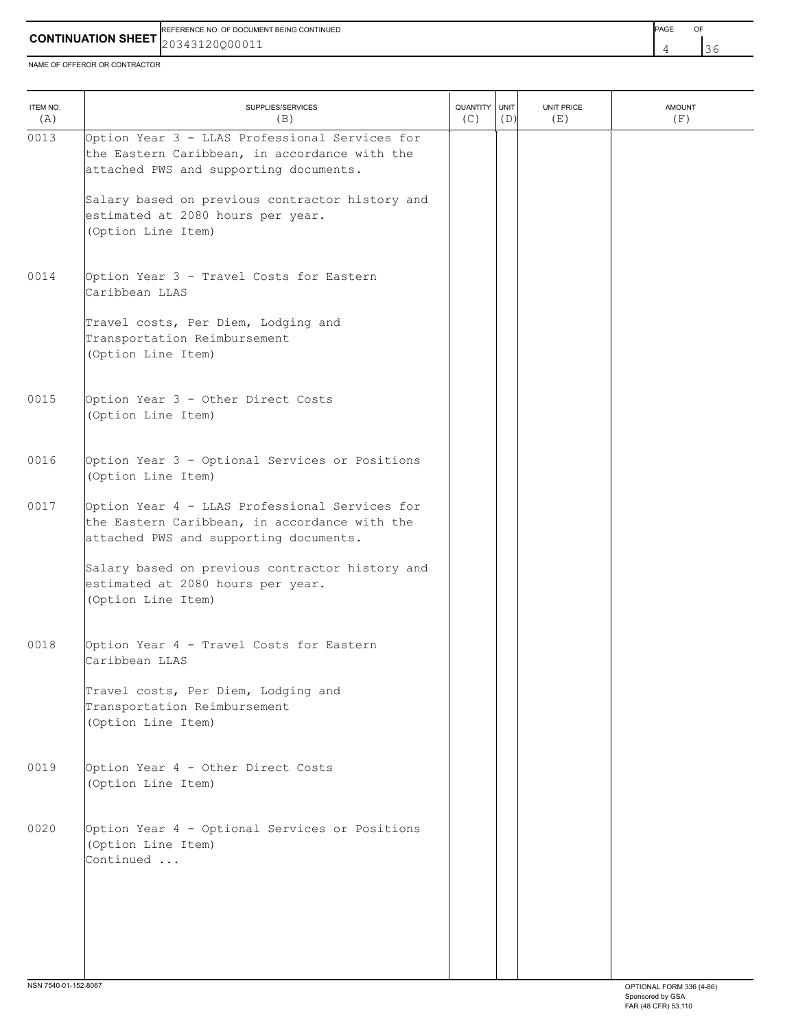**CONTINUATION SHEET**

REFERENCE NO. OF DOCUMENT BEING CONTINUED: 20343120Q00011

NAME OF OFFEROR OR CONTRACTOR

| ITEM NO. (A) | SUPPLIES/SERVICES (B) | QUANTITY (C) | UNIT (D) | UNIT PRICE (E) | AMOUNT (F) |
|---|---|---|---|---|---|
| 0013 | Option Year 3 - LLAS Professional Services for the Eastern Caribbean, in accordance with the attached PWS and supporting documents.<br><br>Salary based on previous contractor history and estimated at 2080 hours per year.<br>(Option Line Item) | | | | |
| 0014 | Option Year 3 - Travel Costs for Eastern Caribbean LLAS<br><br>Travel costs, Per Diem, Lodging and Transportation Reimbursement<br>(Option Line Item) | | | | |
| 0015 | Option Year 3 - Other Direct Costs<br>(Option Line Item) | | | | |
| 0016 | Option Year 3 - Optional Services or Positions<br>(Option Line Item) | | | | |
| 0017 | Option Year 4 - LLAS Professional Services for the Eastern Caribbean, in accordance with the attached PWS and supporting documents.<br><br>Salary based on previous contractor history and estimated at 2080 hours per year.<br>(Option Line Item) | | | | |
| 0018 | Option Year 4 - Travel Costs for Eastern Caribbean LLAS<br><br>Travel costs, Per Diem, Lodging and Transportation Reimbursement<br>(Option Line Item) | | | | |
| 0019 | Option Year 4 - Other Direct Costs<br>(Option Line Item) | | | | |
| 0020 | Option Year 4 - Optional Services or Positions<br>(Option Line Item)<br>Continued ... | | | | |

NSN 7540-01-152-8067

OPTIONAL FORM 336 (4-86)
Sponsored by GSA
FAR (48 CFR) 53.110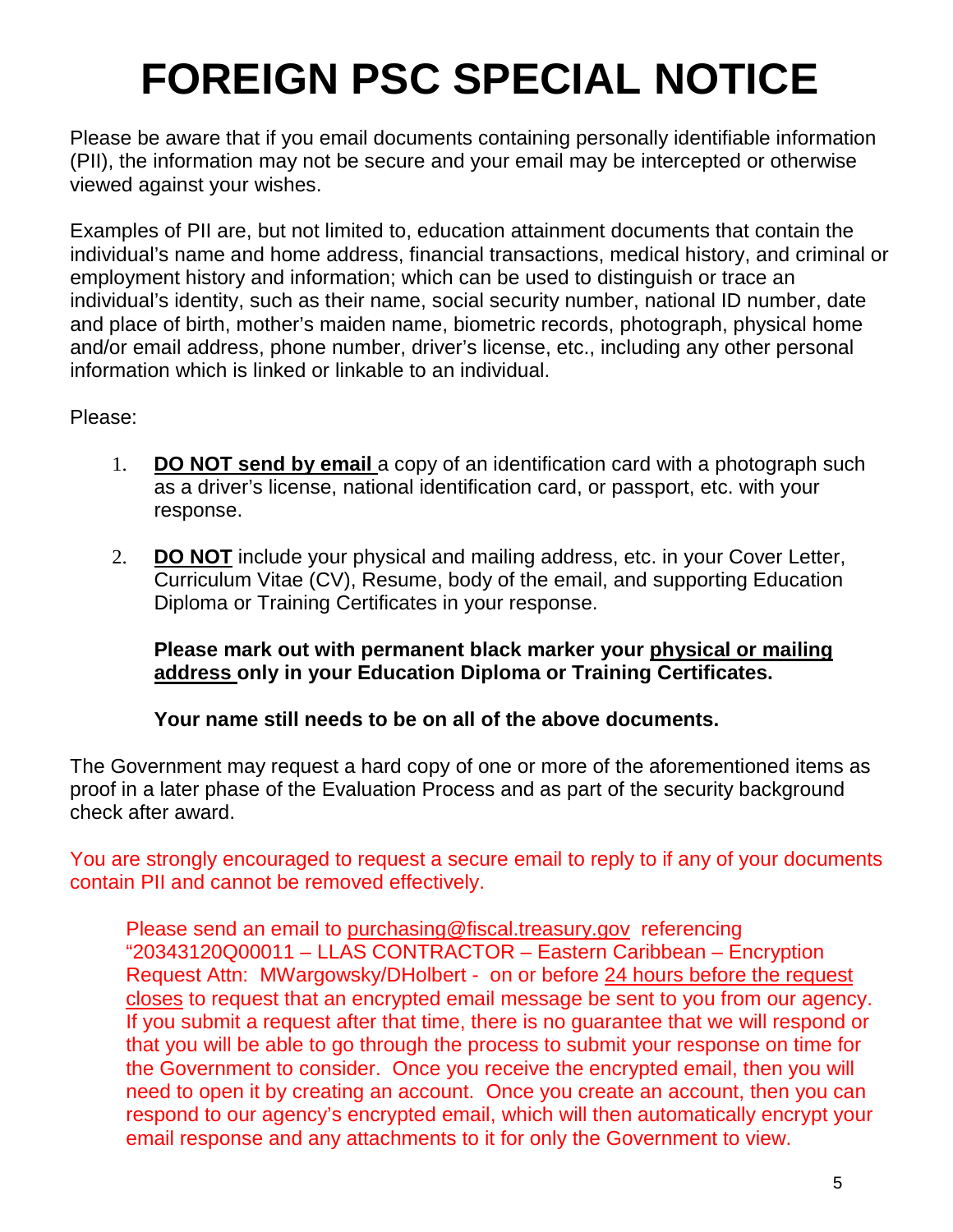# FOREIGN PSC SPECIAL NOTICE

Please be aware that if you email documents containing personally identifiable information (PII), the information may not be secure and your email may be intercepted or otherwise viewed against your wishes.

Examples of PII are, but not limited to, education attainment documents that contain the individual's name and home address, financial transactions, medical history, and criminal or employment history and information; which can be used to distinguish or trace an individual's identity, such as their name, social security number, national ID number, date and place of birth, mother's maiden name, biometric records, photograph, physical home and/or email address, phone number, driver's license, etc., including any other personal information which is linked or linkable to an individual.

Please:

1. **DO NOT send by email** a copy of an identification card with a photograph such as a driver's license, national identification card, or passport, etc. with your response.

2. **DO NOT** include your physical and mailing address, etc. in your Cover Letter, Curriculum Vitae (CV), Resume, body of the email, and supporting Education Diploma or Training Certificates in your response.

   **Please mark out with permanent black marker your physical or mailing address only in your Education Diploma or Training Certificates.**

   **Your name still needs to be on all of the above documents.**

The Government may request a hard copy of one or more of the aforementioned items as proof in a later phase of the Evaluation Process and as part of the security background check after award.

You are strongly encouraged to request a secure email to reply to if any of your documents contain PII and cannot be removed effectively.

> Please send an email to purchasing@fiscal.treasury.gov referencing "20343120Q00011 – LLAS CONTRACTOR – Eastern Caribbean – Encryption Request Attn: MWargowsky/DHolbert - on or before 24 hours before the request closes to request that an encrypted email message be sent to you from our agency. If you submit a request after that time, there is no guarantee that we will respond or that you will be able to go through the process to submit your response on time for the Government to consider. Once you receive the encrypted email, then you will need to open it by creating an account. Once you create an account, then you can respond to our agency's encrypted email, which will then automatically encrypt your email response and any attachments to it for only the Government to view.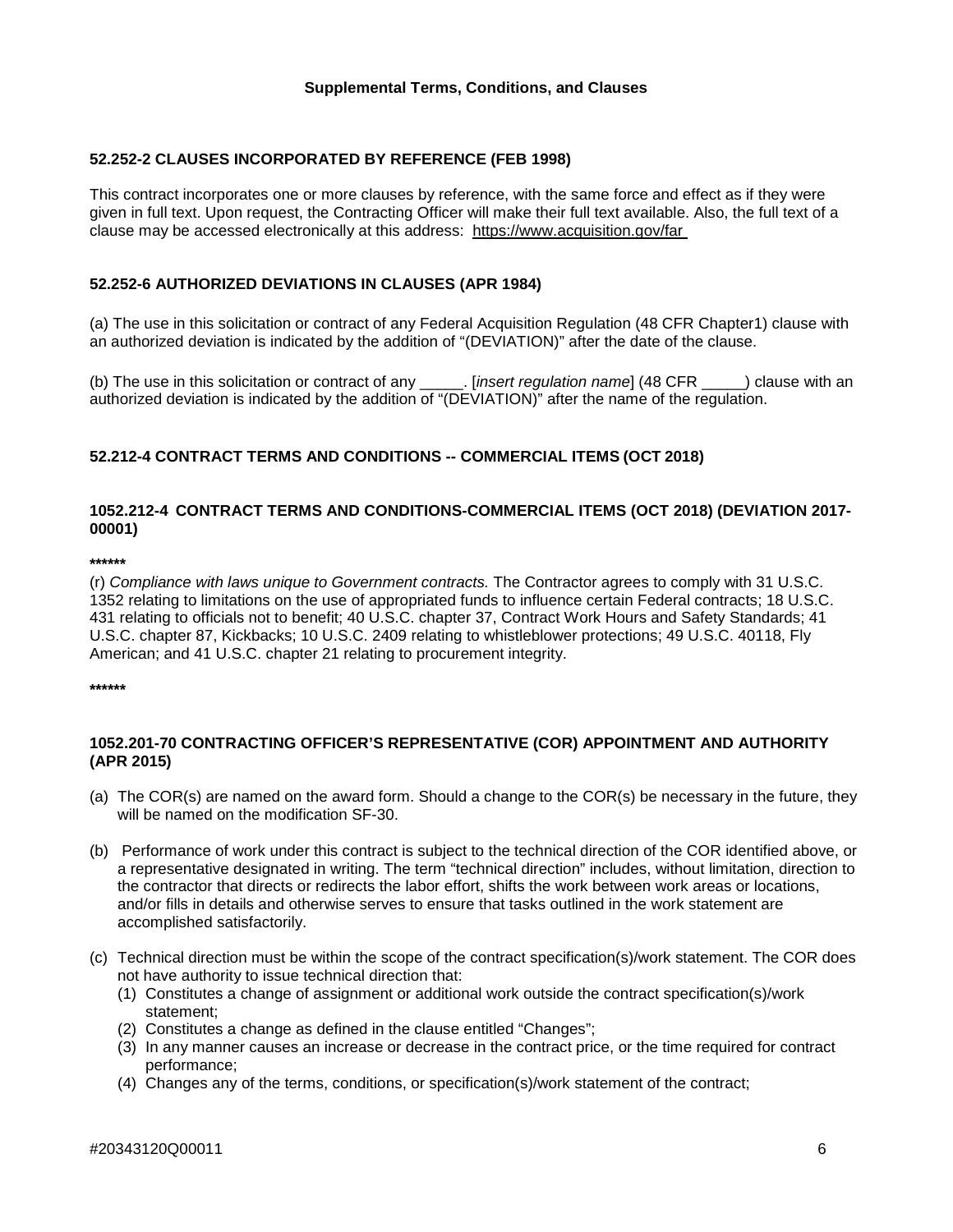## Supplemental Terms, Conditions, and Clauses

### 52.252-2 CLAUSES INCORPORATED BY REFERENCE (FEB 1998)

This contract incorporates one or more clauses by reference, with the same force and effect as if they were given in full text. Upon request, the Contracting Officer will make their full text available. Also, the full text of a clause may be accessed electronically at this address: https://www.acquisition.gov/far

### 52.252-6 AUTHORIZED DEVIATIONS IN CLAUSES (APR 1984)

(a) The use in this solicitation or contract of any Federal Acquisition Regulation (48 CFR Chapter1) clause with an authorized deviation is indicated by the addition of "(DEVIATION)" after the date of the clause.

(b) The use in this solicitation or contract of any _____. [*insert regulation name*] (48 CFR _____) clause with an authorized deviation is indicated by the addition of "(DEVIATION)" after the name of the regulation.

### 52.212-4 CONTRACT TERMS AND CONDITIONS -- COMMERCIAL ITEMS (OCT 2018)

### 1052.212-4 CONTRACT TERMS AND CONDITIONS-COMMERCIAL ITEMS (OCT 2018) (DEVIATION 2017-00001)

**\*\*\*\*\*\***

(r) *Compliance with laws unique to Government contracts.* The Contractor agrees to comply with 31 U.S.C. 1352 relating to limitations on the use of appropriated funds to influence certain Federal contracts; 18 U.S.C. 431 relating to officials not to benefit; 40 U.S.C. chapter 37, Contract Work Hours and Safety Standards; 41 U.S.C. chapter 87, Kickbacks; 10 U.S.C. 2409 relating to whistleblower protections; 49 U.S.C. 40118, Fly American; and 41 U.S.C. chapter 21 relating to procurement integrity.

**\*\*\*\*\*\***

### 1052.201-70 CONTRACTING OFFICER'S REPRESENTATIVE (COR) APPOINTMENT AND AUTHORITY (APR 2015)

(a) The COR(s) are named on the award form. Should a change to the COR(s) be necessary in the future, they will be named on the modification SF-30.

(b) Performance of work under this contract is subject to the technical direction of the COR identified above, or a representative designated in writing. The term "technical direction" includes, without limitation, direction to the contractor that directs or redirects the labor effort, shifts the work between work areas or locations, and/or fills in details and otherwise serves to ensure that tasks outlined in the work statement are accomplished satisfactorily.

(c) Technical direction must be within the scope of the contract specification(s)/work statement. The COR does not have authority to issue technical direction that:
  (1) Constitutes a change of assignment or additional work outside the contract specification(s)/work statement;
  (2) Constitutes a change as defined in the clause entitled "Changes";
  (3) In any manner causes an increase or decrease in the contract price, or the time required for contract performance;
  (4) Changes any of the terms, conditions, or specification(s)/work statement of the contract;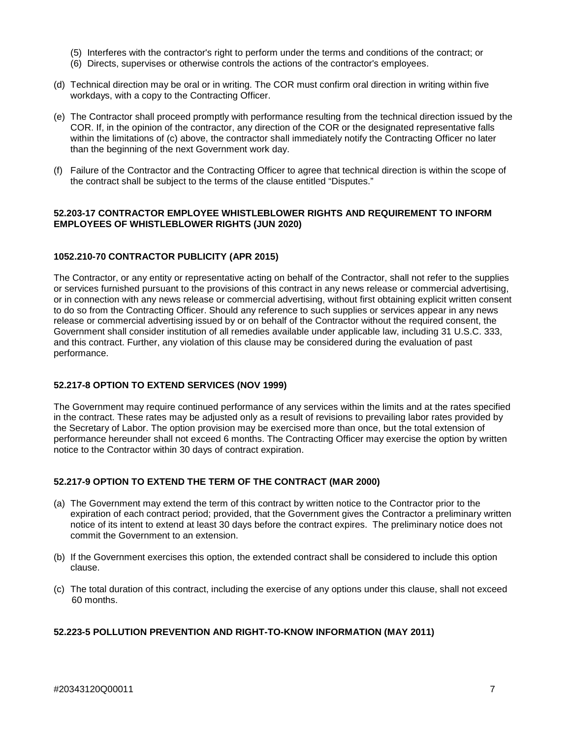(5) Interferes with the contractor's right to perform under the terms and conditions of the contract; or
(6) Directs, supervises or otherwise controls the actions of the contractor's employees.

(d) Technical direction may be oral or in writing. The COR must confirm oral direction in writing within five workdays, with a copy to the Contracting Officer.

(e) The Contractor shall proceed promptly with performance resulting from the technical direction issued by the COR. If, in the opinion of the contractor, any direction of the COR or the designated representative falls within the limitations of (c) above, the contractor shall immediately notify the Contracting Officer no later than the beginning of the next Government work day.

(f) Failure of the Contractor and the Contracting Officer to agree that technical direction is within the scope of the contract shall be subject to the terms of the clause entitled "Disputes."

**52.203-17 CONTRACTOR EMPLOYEE WHISTLEBLOWER RIGHTS AND REQUIREMENT TO INFORM EMPLOYEES OF WHISTLEBLOWER RIGHTS (JUN 2020)**

**1052.210-70 CONTRACTOR PUBLICITY (APR 2015)**

The Contractor, or any entity or representative acting on behalf of the Contractor, shall not refer to the supplies or services furnished pursuant to the provisions of this contract in any news release or commercial advertising, or in connection with any news release or commercial advertising, without first obtaining explicit written consent to do so from the Contracting Officer. Should any reference to such supplies or services appear in any news release or commercial advertising issued by or on behalf of the Contractor without the required consent, the Government shall consider institution of all remedies available under applicable law, including 31 U.S.C. 333, and this contract. Further, any violation of this clause may be considered during the evaluation of past performance.

**52.217-8 OPTION TO EXTEND SERVICES (NOV 1999)**

The Government may require continued performance of any services within the limits and at the rates specified in the contract. These rates may be adjusted only as a result of revisions to prevailing labor rates provided by the Secretary of Labor. The option provision may be exercised more than once, but the total extension of performance hereunder shall not exceed 6 months. The Contracting Officer may exercise the option by written notice to the Contractor within 30 days of contract expiration.

**52.217-9 OPTION TO EXTEND THE TERM OF THE CONTRACT (MAR 2000)**

(a) The Government may extend the term of this contract by written notice to the Contractor prior to the expiration of each contract period; provided, that the Government gives the Contractor a preliminary written notice of its intent to extend at least 30 days before the contract expires. The preliminary notice does not commit the Government to an extension.

(b) If the Government exercises this option, the extended contract shall be considered to include this option clause.

(c) The total duration of this contract, including the exercise of any options under this clause, shall not exceed 60 months.

**52.223-5 POLLUTION PREVENTION AND RIGHT-TO-KNOW INFORMATION (MAY 2011)**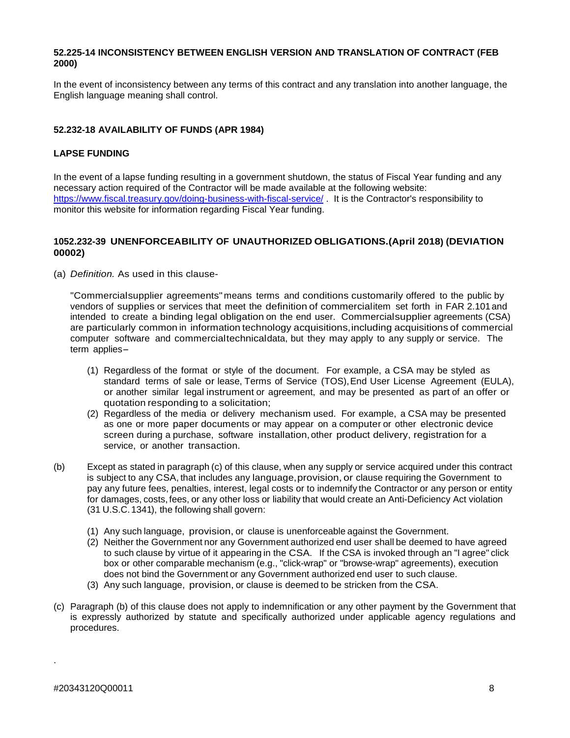**52.225-14 INCONSISTENCY BETWEEN ENGLISH VERSION AND TRANSLATION OF CONTRACT (FEB 2000)**

In the event of inconsistency between any terms of this contract and any translation into another language, the English language meaning shall control.

**52.232-18 AVAILABILITY OF FUNDS (APR 1984)**

**LAPSE FUNDING**

In the event of a lapse funding resulting in a government shutdown, the status of Fiscal Year funding and any necessary action required of the Contractor will be made available at the following website: https://www.fiscal.treasury.gov/doing-business-with-fiscal-service/ . It is the Contractor's responsibility to monitor this website for information regarding Fiscal Year funding.

**1052.232-39 UNENFORCEABILITY OF UNAUTHORIZED OBLIGATIONS.(April 2018) (DEVIATION 00002)**

(a) *Definition.* As used in this clause-

"Commercialsupplier agreements" means terms and conditions customarily offered to the public by vendors of supplies or services that meet the definition of commercialitem set forth in FAR 2.101 and intended to create a binding legal obligation on the end user. Commercialsupplier agreements (CSA) are particularly common in information technology acquisitions, including acquisitions of commercial computer software and commercialtechnicaldata, but they may apply to any supply or service. The term applies–

(1) Regardless of the format or style of the document. For example, a CSA may be styled as standard terms of sale or lease, Terms of Service (TOS), End User License Agreement (EULA), or another similar legal instrument or agreement, and may be presented as part of an offer or quotation responding to a solicitation;

(2) Regardless of the media or delivery mechanism used. For example, a CSA may be presented as one or more paper documents or may appear on a computer or other electronic device screen during a purchase, software installation, other product delivery, registration for a service, or another transaction.

(b) Except as stated in paragraph (c) of this clause, when any supply or service acquired under this contract is subject to any CSA, that includes any language, provision, or clause requiring the Government to pay any future fees, penalties, interest, legal costs or to indemnify the Contractor or any person or entity for damages, costs, fees, or any other loss or liability that would create an Anti-Deficiency Act violation (31 U.S.C. 1341), the following shall govern:

(1) Any such language, provision, or clause is unenforceable against the Government.

(2) Neither the Government nor any Government authorized end user shall be deemed to have agreed to such clause by virtue of it appearing in the CSA. If the CSA is invoked through an "I agree" click box or other comparable mechanism (e.g., "click-wrap" or "browse-wrap" agreements), execution does not bind the Government or any Government authorized end user to such clause.

(3) Any such language, provision, or clause is deemed to be stricken from the CSA.

(c) Paragraph (b) of this clause does not apply to indemnification or any other payment by the Government that is expressly authorized by statute and specifically authorized under applicable agency regulations and procedures.

.

#20343120Q00011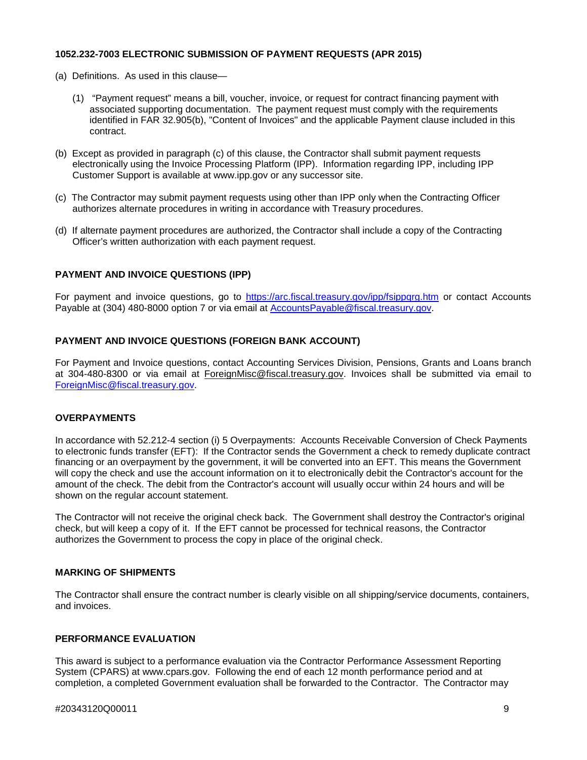**1052.232-7003 ELECTRONIC SUBMISSION OF PAYMENT REQUESTS (APR 2015)**

(a) Definitions. As used in this clause—

(1) "Payment request" means a bill, voucher, invoice, or request for contract financing payment with associated supporting documentation. The payment request must comply with the requirements identified in FAR 32.905(b), "Content of Invoices" and the applicable Payment clause included in this contract.

(b) Except as provided in paragraph (c) of this clause, the Contractor shall submit payment requests electronically using the Invoice Processing Platform (IPP). Information regarding IPP, including IPP Customer Support is available at www.ipp.gov or any successor site.

(c) The Contractor may submit payment requests using other than IPP only when the Contracting Officer authorizes alternate procedures in writing in accordance with Treasury procedures.

(d) If alternate payment procedures are authorized, the Contractor shall include a copy of the Contracting Officer's written authorization with each payment request.

**PAYMENT AND INVOICE QUESTIONS (IPP)**

For payment and invoice questions, go to https://arc.fiscal.treasury.gov/ipp/fsippqrg.htm or contact Accounts Payable at (304) 480-8000 option 7 or via email at AccountsPayable@fiscal.treasury.gov.

**PAYMENT AND INVOICE QUESTIONS (FOREIGN BANK ACCOUNT)**

For Payment and Invoice questions, contact Accounting Services Division, Pensions, Grants and Loans branch at 304-480-8300 or via email at ForeignMisc@fiscal.treasury.gov. Invoices shall be submitted via email to ForeignMisc@fiscal.treasury.gov.

**OVERPAYMENTS**

In accordance with 52.212-4 section (i) 5 Overpayments: Accounts Receivable Conversion of Check Payments to electronic funds transfer (EFT): If the Contractor sends the Government a check to remedy duplicate contract financing or an overpayment by the government, it will be converted into an EFT. This means the Government will copy the check and use the account information on it to electronically debit the Contractor's account for the amount of the check. The debit from the Contractor's account will usually occur within 24 hours and will be shown on the regular account statement.

The Contractor will not receive the original check back. The Government shall destroy the Contractor's original check, but will keep a copy of it. If the EFT cannot be processed for technical reasons, the Contractor authorizes the Government to process the copy in place of the original check.

**MARKING OF SHIPMENTS**

The Contractor shall ensure the contract number is clearly visible on all shipping/service documents, containers, and invoices.

**PERFORMANCE EVALUATION**

This award is subject to a performance evaluation via the Contractor Performance Assessment Reporting System (CPARS) at www.cpars.gov. Following the end of each 12 month performance period and at completion, a completed Government evaluation shall be forwarded to the Contractor. The Contractor may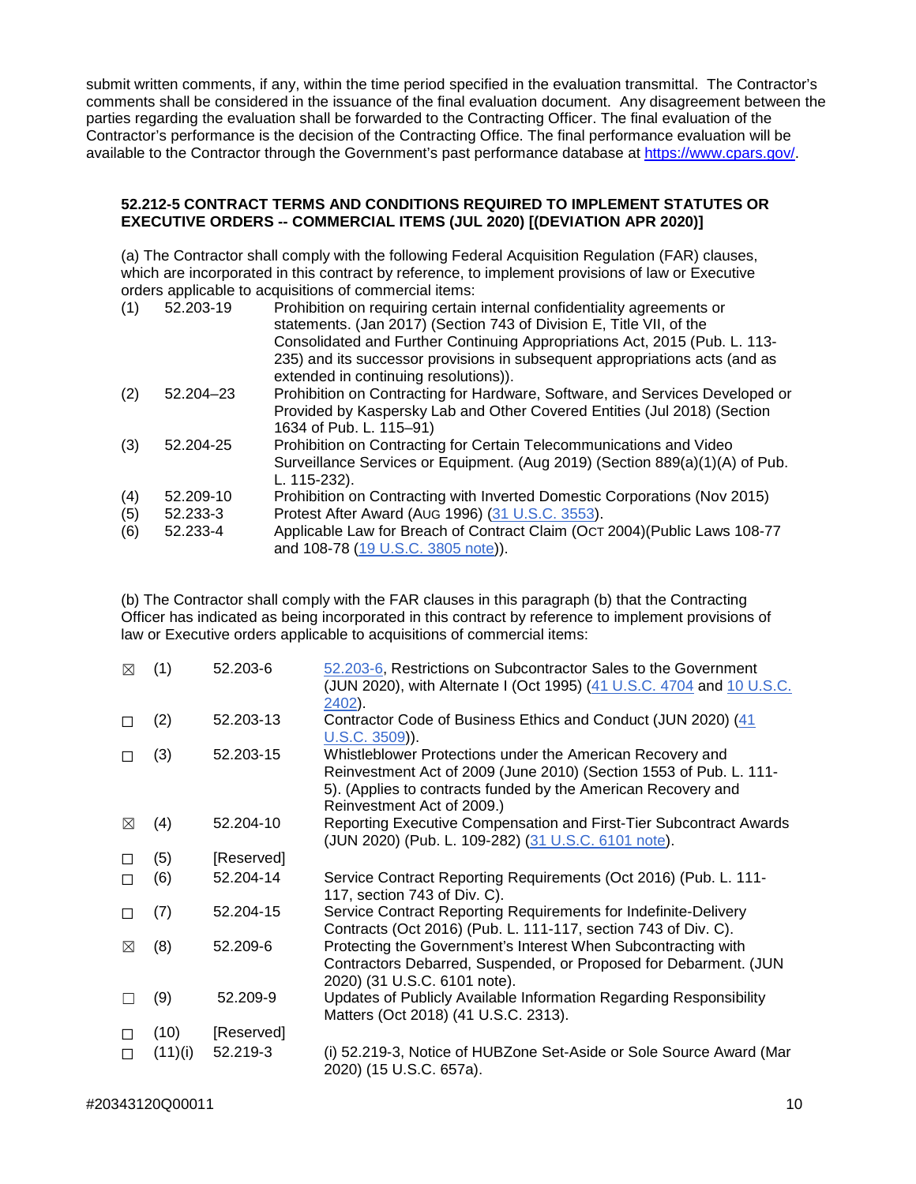submit written comments, if any, within the time period specified in the evaluation transmittal. The Contractor's comments shall be considered in the issuance of the final evaluation document. Any disagreement between the parties regarding the evaluation shall be forwarded to the Contracting Officer. The final evaluation of the Contractor's performance is the decision of the Contracting Office. The final performance evaluation will be available to the Contractor through the Government's past performance database at https://www.cpars.gov/.

**52.212-5 CONTRACT TERMS AND CONDITIONS REQUIRED TO IMPLEMENT STATUTES OR EXECUTIVE ORDERS -- COMMERCIAL ITEMS (JUL 2020) [(DEVIATION APR 2020)]**

(a) The Contractor shall comply with the following Federal Acquisition Regulation (FAR) clauses, which are incorporated in this contract by reference, to implement provisions of law or Executive orders applicable to acquisitions of commercial items:

| | | |
|---|---|---|
| (1) | 52.203-19 | Prohibition on requiring certain internal confidentiality agreements or statements. (Jan 2017) (Section 743 of Division E, Title VII, of the Consolidated and Further Continuing Appropriations Act, 2015 (Pub. L. 113-235) and its successor provisions in subsequent appropriations acts (and as extended in continuing resolutions)). |
| (2) | 52.204–23 | Prohibition on Contracting for Hardware, Software, and Services Developed or Provided by Kaspersky Lab and Other Covered Entities (Jul 2018) (Section 1634 of Pub. L. 115–91) |
| (3) | 52.204-25 | Prohibition on Contracting for Certain Telecommunications and Video Surveillance Services or Equipment. (Aug 2019) (Section 889(a)(1)(A) of Pub. L. 115-232). |
| (4) | 52.209-10 | Prohibition on Contracting with Inverted Domestic Corporations (Nov 2015) |
| (5) | 52.233-3 | Protest After Award (AUG 1996) (31 U.S.C. 3553). |
| (6) | 52.233-4 | Applicable Law for Breach of Contract Claim (OCT 2004)(Public Laws 108-77 and 108-78 (19 U.S.C. 3805 note)). |

(b) The Contractor shall comply with the FAR clauses in this paragraph (b) that the Contracting Officer has indicated as being incorporated in this contract by reference to implement provisions of law or Executive orders applicable to acquisitions of commercial items:

| | | | |
|---|---|---|---|
| ☒ | (1) | 52.203-6 | 52.203-6, Restrictions on Subcontractor Sales to the Government (JUN 2020), with Alternate I (Oct 1995) (41 U.S.C. 4704 and 10 U.S.C. 2402). |
| ☐ | (2) | 52.203-13 | Contractor Code of Business Ethics and Conduct (JUN 2020) (41 U.S.C. 3509)). |
| ☐ | (3) | 52.203-15 | Whistleblower Protections under the American Recovery and Reinvestment Act of 2009 (June 2010) (Section 1553 of Pub. L. 111-5). (Applies to contracts funded by the American Recovery and Reinvestment Act of 2009.) |
| ☒ | (4) | 52.204-10 | Reporting Executive Compensation and First-Tier Subcontract Awards (JUN 2020) (Pub. L. 109-282) (31 U.S.C. 6101 note). |
| ☐ | (5) | [Reserved] | |
| ☐ | (6) | 52.204-14 | Service Contract Reporting Requirements (Oct 2016) (Pub. L. 111-117, section 743 of Div. C). |
| ☐ | (7) | 52.204-15 | Service Contract Reporting Requirements for Indefinite-Delivery Contracts (Oct 2016) (Pub. L. 111-117, section 743 of Div. C). |
| ☒ | (8) | 52.209-6 | Protecting the Government's Interest When Subcontracting with Contractors Debarred, Suspended, or Proposed for Debarment. (JUN 2020) (31 U.S.C. 6101 note). |
| ☐ | (9) | 52.209-9 | Updates of Publicly Available Information Regarding Responsibility Matters (Oct 2018) (41 U.S.C. 2313). |
| ☐ | (10) | [Reserved] | |
| ☐ | (11)(i) | 52.219-3 | (i) 52.219-3, Notice of HUBZone Set-Aside or Sole Source Award (Mar 2020) (15 U.S.C. 657a). |

#20343120Q00011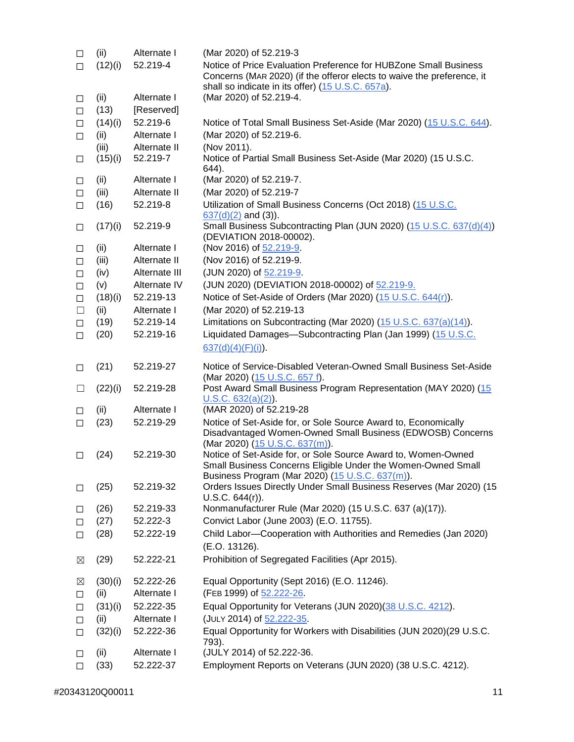☐ (ii) Alternate I (Mar 2020) of 52.219-3

☐ (12)(i) 52.219-4 Notice of Price Evaluation Preference for HUBZone Small Business Concerns (MAR 2020) (if the offeror elects to waive the preference, it shall so indicate in its offer) (15 U.S.C. 657a).

☐ (ii) Alternate I (Mar 2020) of 52.219-4.

☐ (13) [Reserved]

☐ (14)(i) 52.219-6 Notice of Total Small Business Set-Aside (Mar 2020) (15 U.S.C. 644).

☐ (ii) Alternate I (Mar 2020) of 52.219-6.

(iii) Alternate II (Nov 2011).

☐ (15)(i) 52.219-7 Notice of Partial Small Business Set-Aside (Mar 2020) (15 U.S.C. 644).

☐ (ii) Alternate I (Mar 2020) of 52.219-7.

☐ (iii) Alternate II (Mar 2020) of 52.219-7

☐ (16) 52.219-8 Utilization of Small Business Concerns (Oct 2018) (15 U.S.C. 637(d)(2) and (3)).

☐ (17)(i) 52.219-9 Small Business Subcontracting Plan (JUN 2020) (15 U.S.C. 637(d)(4)) (DEVIATION 2018-00002).

☐ (ii) Alternate I (Nov 2016) of 52.219-9.

☐ (iii) Alternate II (Nov 2016) of 52.219-9.

☐ (iv) Alternate III (JUN 2020) of 52.219-9.

☐ (v) Alternate IV (JUN 2020) (DEVIATION 2018-00002) of 52.219-9.

☐ (18)(i) 52.219-13 Notice of Set-Aside of Orders (Mar 2020) (15 U.S.C. 644(r)).

☐ (ii) Alternate I (Mar 2020) of 52.219-13

☐ (19) 52.219-14 Limitations on Subcontracting (Mar 2020) (15 U.S.C. 637(a)(14)).

☐ (20) 52.219-16 Liquidated Damages—Subcontracting Plan (Jan 1999) (15 U.S.C. 637(d)(4)(F)(i)).

☐ (21) 52.219-27 Notice of Service-Disabled Veteran-Owned Small Business Set-Aside (Mar 2020) (15 U.S.C. 657 f).

☐ (22)(i) 52.219-28 Post Award Small Business Program Representation (MAY 2020) (15 U.S.C. 632(a)(2)).

☐ (ii) Alternate I (MAR 2020) of 52.219-28

☐ (23) 52.219-29 Notice of Set-Aside for, or Sole Source Award to, Economically Disadvantaged Women-Owned Small Business (EDWOSB) Concerns (Mar 2020) (15 U.S.C. 637(m)).

☐ (24) 52.219-30 Notice of Set-Aside for, or Sole Source Award to, Women-Owned Small Business Concerns Eligible Under the Women-Owned Small Business Program (Mar 2020) (15 U.S.C. 637(m)).

☐ (25) 52.219-32 Orders Issues Directly Under Small Business Reserves (Mar 2020) (15 U.S.C. 644(r)).

☐ (26) 52.219-33 Nonmanufacturer Rule (Mar 2020) (15 U.S.C. 637 (a)(17)).

☐ (27) 52.222-3 Convict Labor (June 2003) (E.O. 11755).

☐ (28) 52.222-19 Child Labor—Cooperation with Authorities and Remedies (Jan 2020) (E.O. 13126).

☒ (29) 52.222-21 Prohibition of Segregated Facilities (Apr 2015).

☒ (30)(i) 52.222-26 Equal Opportunity (Sept 2016) (E.O. 11246).

☐ (ii) Alternate I (FEB 1999) of 52.222-26.

☐ (31)(i) 52.222-35 Equal Opportunity for Veterans (JUN 2020)(38 U.S.C. 4212).

☐ (ii) Alternate I (JULY 2014) of 52.222-35.

☐ (32)(i) 52.222-36 Equal Opportunity for Workers with Disabilities (JUN 2020)(29 U.S.C. 793).

☐ (ii) Alternate I (JULY 2014) of 52.222-36.

☐ (33) 52.222-37 Employment Reports on Veterans (JUN 2020) (38 U.S.C. 4212).

#20343120Q00011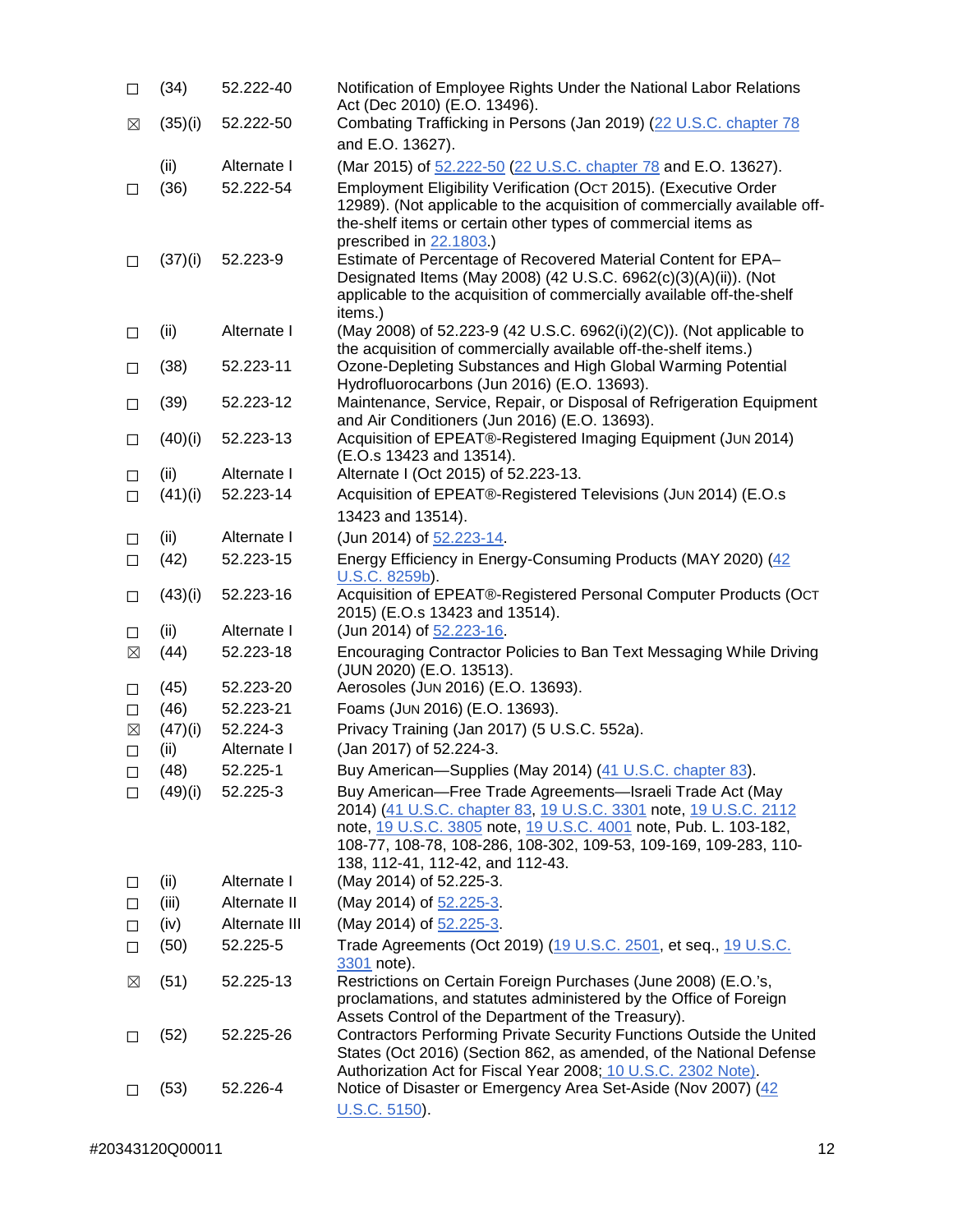☐ (34) 52.222-40 Notification of Employee Rights Under the National Labor Relations Act (Dec 2010) (E.O. 13496).

☒ (35)(i) 52.222-50 Combating Trafficking in Persons (Jan 2019) (22 U.S.C. chapter 78 and E.O. 13627).

(ii) Alternate I (Mar 2015) of 52.222-50 (22 U.S.C. chapter 78 and E.O. 13627).

☐ (36) 52.222-54 Employment Eligibility Verification (OCT 2015). (Executive Order 12989). (Not applicable to the acquisition of commercially available off-the-shelf items or certain other types of commercial items as prescribed in 22.1803.)

☐ (37)(i) 52.223-9 Estimate of Percentage of Recovered Material Content for EPA–Designated Items (May 2008) (42 U.S.C. 6962(c)(3)(A)(ii)). (Not applicable to the acquisition of commercially available off-the-shelf items.)

☐ (ii) Alternate I (May 2008) of 52.223-9 (42 U.S.C. 6962(i)(2)(C)). (Not applicable to the acquisition of commercially available off-the-shelf items.)

☐ (38) 52.223-11 Ozone-Depleting Substances and High Global Warming Potential Hydrofluorocarbons (Jun 2016) (E.O. 13693).

☐ (39) 52.223-12 Maintenance, Service, Repair, or Disposal of Refrigeration Equipment and Air Conditioners (Jun 2016) (E.O. 13693).

☐ (40)(i) 52.223-13 Acquisition of EPEAT®-Registered Imaging Equipment (JUN 2014) (E.O.s 13423 and 13514).

☐ (ii) Alternate I Alternate I (Oct 2015) of 52.223-13.

☐ (41)(i) 52.223-14 Acquisition of EPEAT®-Registered Televisions (JUN 2014) (E.O.s 13423 and 13514).

☐ (ii) Alternate I (Jun 2014) of 52.223-14.

☐ (42) 52.223-15 Energy Efficiency in Energy-Consuming Products (MAY 2020) (42 U.S.C. 8259b).

☐ (43)(i) 52.223-16 Acquisition of EPEAT®-Registered Personal Computer Products (OCT 2015) (E.O.s 13423 and 13514).

☐ (ii) Alternate I (Jun 2014) of 52.223-16.

☒ (44) 52.223-18 Encouraging Contractor Policies to Ban Text Messaging While Driving (JUN 2020) (E.O. 13513).

☐ (45) 52.223-20 Aerosoles (JUN 2016) (E.O. 13693).

☐ (46) 52.223-21 Foams (JUN 2016) (E.O. 13693).

☒ (47)(i) 52.224-3 Privacy Training (Jan 2017) (5 U.S.C. 552a).

☐ (ii) Alternate I (Jan 2017) of 52.224-3.

☐ (48) 52.225-1 Buy American—Supplies (May 2014) (41 U.S.C. chapter 83).

☐ (49)(i) 52.225-3 Buy American—Free Trade Agreements—Israeli Trade Act (May 2014) (41 U.S.C. chapter 83, 19 U.S.C. 3301 note, 19 U.S.C. 2112 note, 19 U.S.C. 3805 note, 19 U.S.C. 4001 note, Pub. L. 103-182, 108-77, 108-78, 108-286, 108-302, 109-53, 109-169, 109-283, 110-138, 112-41, 112-42, and 112-43.

☐ (ii) Alternate I (May 2014) of 52.225-3.

☐ (iii) Alternate II (May 2014) of 52.225-3.

☐ (iv) Alternate III (May 2014) of 52.225-3.

☐ (50) 52.225-5 Trade Agreements (Oct 2019) (19 U.S.C. 2501, et seq., 19 U.S.C. 3301 note).

☒ (51) 52.225-13 Restrictions on Certain Foreign Purchases (June 2008) (E.O.'s, proclamations, and statutes administered by the Office of Foreign Assets Control of the Department of the Treasury).

☐ (52) 52.225-26 Contractors Performing Private Security Functions Outside the United States (Oct 2016) (Section 862, as amended, of the National Defense Authorization Act for Fiscal Year 2008; 10 U.S.C. 2302 Note).

☐ (53) 52.226-4 Notice of Disaster or Emergency Area Set-Aside (Nov 2007) (42 U.S.C. 5150).

#20343120Q00011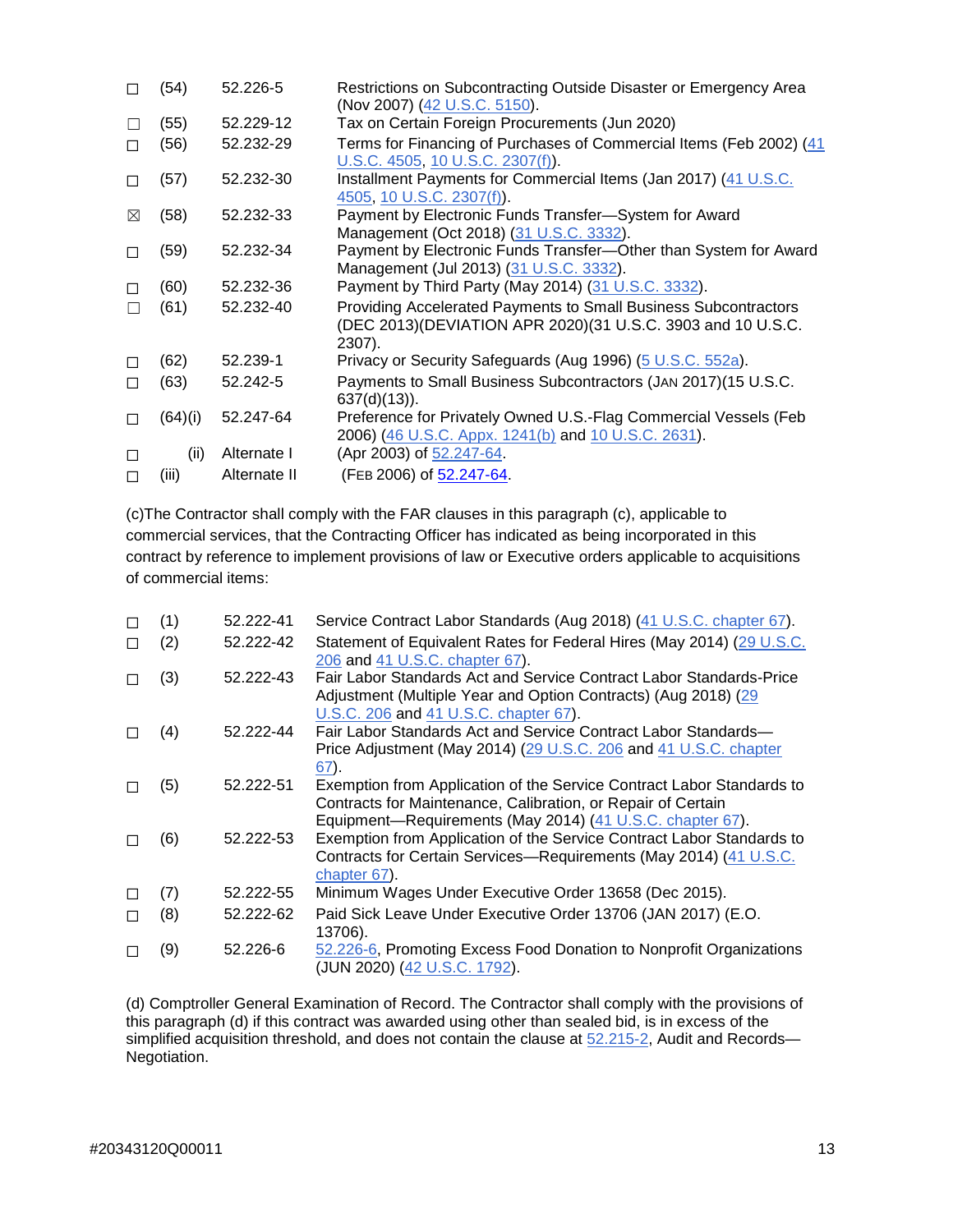| | | | |
|---|---|---|---|
| ☐ | (54) | 52.226-5 | Restrictions on Subcontracting Outside Disaster or Emergency Area (Nov 2007) (42 U.S.C. 5150). |
| ☐ | (55) | 52.229-12 | Tax on Certain Foreign Procurements (Jun 2020) |
| ☐ | (56) | 52.232-29 | Terms for Financing of Purchases of Commercial Items (Feb 2002) (41 U.S.C. 4505, 10 U.S.C. 2307(f)). |
| ☐ | (57) | 52.232-30 | Installment Payments for Commercial Items (Jan 2017) (41 U.S.C. 4505, 10 U.S.C. 2307(f)). |
| ☒ | (58) | 52.232-33 | Payment by Electronic Funds Transfer—System for Award Management (Oct 2018) (31 U.S.C. 3332). |
| ☐ | (59) | 52.232-34 | Payment by Electronic Funds Transfer—Other than System for Award Management (Jul 2013) (31 U.S.C. 3332). |
| ☐ | (60) | 52.232-36 | Payment by Third Party (May 2014) (31 U.S.C. 3332). |
| ☐ | (61) | 52.232-40 | Providing Accelerated Payments to Small Business Subcontractors (DEC 2013)(DEVIATION APR 2020)(31 U.S.C. 3903 and 10 U.S.C. 2307). |
| ☐ | (62) | 52.239-1 | Privacy or Security Safeguards (Aug 1996) (5 U.S.C. 552a). |
| ☐ | (63) | 52.242-5 | Payments to Small Business Subcontractors (JAN 2017)(15 U.S.C. 637(d)(13)). |
| ☐ | (64)(i) | 52.247-64 | Preference for Privately Owned U.S.-Flag Commercial Vessels (Feb 2006) (46 U.S.C. Appx. 1241(b) and 10 U.S.C. 2631). |
| ☐ | (ii) | Alternate I | (Apr 2003) of 52.247-64. |
| ☐ | (iii) | Alternate II | (FEB 2006) of 52.247-64. |

(c)The Contractor shall comply with the FAR clauses in this paragraph (c), applicable to commercial services, that the Contracting Officer has indicated as being incorporated in this contract by reference to implement provisions of law or Executive orders applicable to acquisitions of commercial items:

| | | | |
|---|---|---|---|
| ☐ | (1) | 52.222-41 | Service Contract Labor Standards (Aug 2018) (41 U.S.C. chapter 67). |
| ☐ | (2) | 52.222-42 | Statement of Equivalent Rates for Federal Hires (May 2014) (29 U.S.C. 206 and 41 U.S.C. chapter 67). |
| ☐ | (3) | 52.222-43 | Fair Labor Standards Act and Service Contract Labor Standards-Price Adjustment (Multiple Year and Option Contracts) (Aug 2018) (29 U.S.C. 206 and 41 U.S.C. chapter 67). |
| ☐ | (4) | 52.222-44 | Fair Labor Standards Act and Service Contract Labor Standards—Price Adjustment (May 2014) (29 U.S.C. 206 and 41 U.S.C. chapter 67). |
| ☐ | (5) | 52.222-51 | Exemption from Application of the Service Contract Labor Standards to Contracts for Maintenance, Calibration, or Repair of Certain Equipment—Requirements (May 2014) (41 U.S.C. chapter 67). |
| ☐ | (6) | 52.222-53 | Exemption from Application of the Service Contract Labor Standards to Contracts for Certain Services—Requirements (May 2014) (41 U.S.C. chapter 67). |
| ☐ | (7) | 52.222-55 | Minimum Wages Under Executive Order 13658 (Dec 2015). |
| ☐ | (8) | 52.222-62 | Paid Sick Leave Under Executive Order 13706 (JAN 2017) (E.O. 13706). |
| ☐ | (9) | 52.226-6 | 52.226-6, Promoting Excess Food Donation to Nonprofit Organizations (JUN 2020) (42 U.S.C. 1792). |

(d) Comptroller General Examination of Record. The Contractor shall comply with the provisions of this paragraph (d) if this contract was awarded using other than sealed bid, is in excess of the simplified acquisition threshold, and does not contain the clause at 52.215-2, Audit and Records—Negotiation.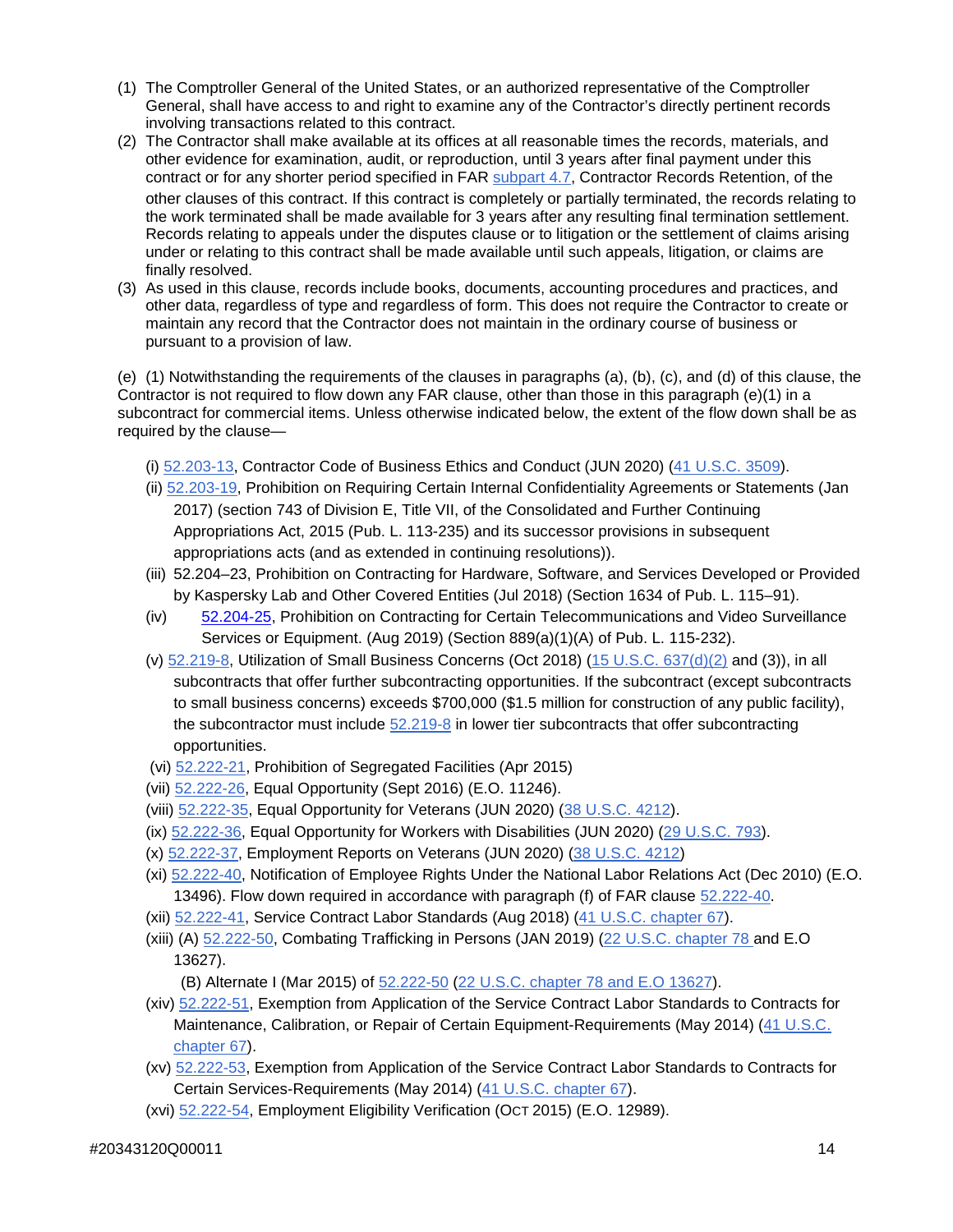(1) The Comptroller General of the United States, or an authorized representative of the Comptroller General, shall have access to and right to examine any of the Contractor's directly pertinent records involving transactions related to this contract.

(2) The Contractor shall make available at its offices at all reasonable times the records, materials, and other evidence for examination, audit, or reproduction, until 3 years after final payment under this contract or for any shorter period specified in FAR subpart 4.7, Contractor Records Retention, of the other clauses of this contract. If this contract is completely or partially terminated, the records relating to the work terminated shall be made available for 3 years after any resulting final termination settlement. Records relating to appeals under the disputes clause or to litigation or the settlement of claims arising under or relating to this contract shall be made available until such appeals, litigation, or claims are finally resolved.

(3) As used in this clause, records include books, documents, accounting procedures and practices, and other data, regardless of type and regardless of form. This does not require the Contractor to create or maintain any record that the Contractor does not maintain in the ordinary course of business or pursuant to a provision of law.

(e) (1) Notwithstanding the requirements of the clauses in paragraphs (a), (b), (c), and (d) of this clause, the Contractor is not required to flow down any FAR clause, other than those in this paragraph (e)(1) in a subcontract for commercial items. Unless otherwise indicated below, the extent of the flow down shall be as required by the clause—

(i) 52.203-13, Contractor Code of Business Ethics and Conduct (JUN 2020) (41 U.S.C. 3509).

(ii) 52.203-19, Prohibition on Requiring Certain Internal Confidentiality Agreements or Statements (Jan 2017) (section 743 of Division E, Title VII, of the Consolidated and Further Continuing Appropriations Act, 2015 (Pub. L. 113-235) and its successor provisions in subsequent appropriations acts (and as extended in continuing resolutions)).

(iii) 52.204–23, Prohibition on Contracting for Hardware, Software, and Services Developed or Provided by Kaspersky Lab and Other Covered Entities (Jul 2018) (Section 1634 of Pub. L. 115–91).

(iv) 52.204-25, Prohibition on Contracting for Certain Telecommunications and Video Surveillance Services or Equipment. (Aug 2019) (Section 889(a)(1)(A) of Pub. L. 115-232).

(v) 52.219-8, Utilization of Small Business Concerns (Oct 2018) (15 U.S.C. 637(d)(2) and (3)), in all subcontracts that offer further subcontracting opportunities. If the subcontract (except subcontracts to small business concerns) exceeds $700,000 ($1.5 million for construction of any public facility), the subcontractor must include 52.219-8 in lower tier subcontracts that offer subcontracting opportunities.

(vi) 52.222-21, Prohibition of Segregated Facilities (Apr 2015)

(vii) 52.222-26, Equal Opportunity (Sept 2016) (E.O. 11246).

(viii) 52.222-35, Equal Opportunity for Veterans (JUN 2020) (38 U.S.C. 4212).

(ix) 52.222-36, Equal Opportunity for Workers with Disabilities (JUN 2020) (29 U.S.C. 793).

(x) 52.222-37, Employment Reports on Veterans (JUN 2020) (38 U.S.C. 4212)

(xi) 52.222-40, Notification of Employee Rights Under the National Labor Relations Act (Dec 2010) (E.O. 13496). Flow down required in accordance with paragraph (f) of FAR clause 52.222-40.

(xii) 52.222-41, Service Contract Labor Standards (Aug 2018) (41 U.S.C. chapter 67).

(xiii) (A) 52.222-50, Combating Trafficking in Persons (JAN 2019) (22 U.S.C. chapter 78 and E.O 13627).

(B) Alternate I (Mar 2015) of 52.222-50 (22 U.S.C. chapter 78 and E.O 13627).

(xiv) 52.222-51, Exemption from Application of the Service Contract Labor Standards to Contracts for Maintenance, Calibration, or Repair of Certain Equipment-Requirements (May 2014) (41 U.S.C. chapter 67).

(xv) 52.222-53, Exemption from Application of the Service Contract Labor Standards to Contracts for Certain Services-Requirements (May 2014) (41 U.S.C. chapter 67).

(xvi) 52.222-54, Employment Eligibility Verification (OCT 2015) (E.O. 12989).

#20343120Q00011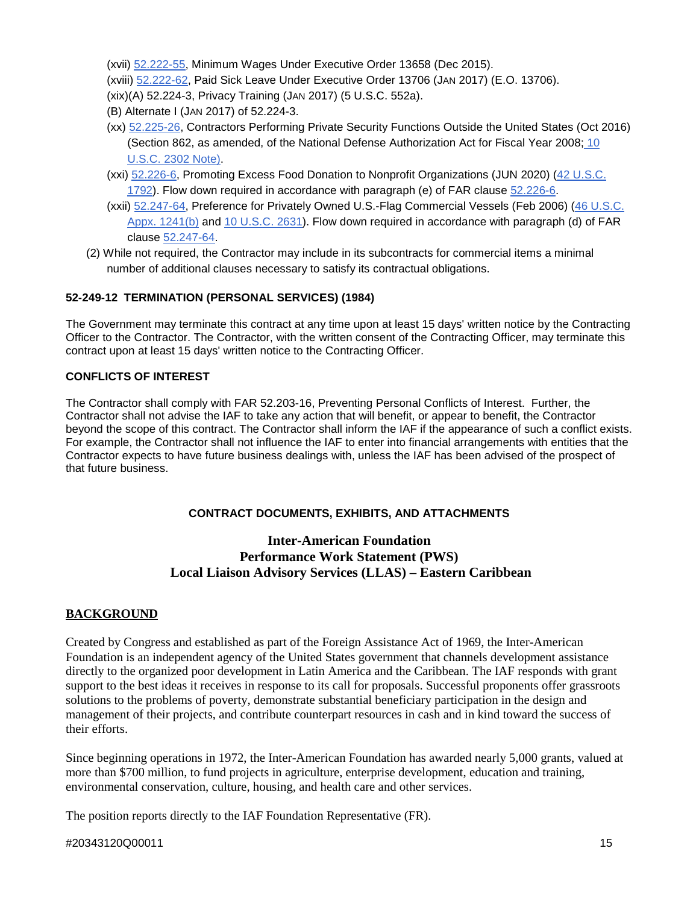(xvii) 52.222-55, Minimum Wages Under Executive Order 13658 (Dec 2015).

(xviii) 52.222-62, Paid Sick Leave Under Executive Order 13706 (JAN 2017) (E.O. 13706).

(xix)(A) 52.224-3, Privacy Training (JAN 2017) (5 U.S.C. 552a).

(B) Alternate I (JAN 2017) of 52.224-3.

(xx) 52.225-26, Contractors Performing Private Security Functions Outside the United States (Oct 2016) (Section 862, as amended, of the National Defense Authorization Act for Fiscal Year 2008; 10 U.S.C. 2302 Note).

(xxi) 52.226-6, Promoting Excess Food Donation to Nonprofit Organizations (JUN 2020) (42 U.S.C. 1792). Flow down required in accordance with paragraph (e) of FAR clause 52.226-6.

(xxii) 52.247-64, Preference for Privately Owned U.S.-Flag Commercial Vessels (Feb 2006) (46 U.S.C. Appx. 1241(b) and 10 U.S.C. 2631). Flow down required in accordance with paragraph (d) of FAR clause 52.247-64.

(2) While not required, the Contractor may include in its subcontracts for commercial items a minimal number of additional clauses necessary to satisfy its contractual obligations.

**52-249-12 TERMINATION (PERSONAL SERVICES) (1984)**

The Government may terminate this contract at any time upon at least 15 days' written notice by the Contracting Officer to the Contractor. The Contractor, with the written consent of the Contracting Officer, may terminate this contract upon at least 15 days' written notice to the Contracting Officer.

**CONFLICTS OF INTEREST**

The Contractor shall comply with FAR 52.203-16, Preventing Personal Conflicts of Interest. Further, the Contractor shall not advise the IAF to take any action that will benefit, or appear to benefit, the Contractor beyond the scope of this contract. The Contractor shall inform the IAF if the appearance of such a conflict exists. For example, the Contractor shall not influence the IAF to enter into financial arrangements with entities that the Contractor expects to have future business dealings with, unless the IAF has been advised of the prospect of that future business.

**CONTRACT DOCUMENTS, EXHIBITS, AND ATTACHMENTS**

## Inter-American Foundation
## Performance Work Statement (PWS)
## Local Liaison Advisory Services (LLAS) – Eastern Caribbean

**BACKGROUND**

Created by Congress and established as part of the Foreign Assistance Act of 1969, the Inter-American Foundation is an independent agency of the United States government that channels development assistance directly to the organized poor development in Latin America and the Caribbean. The IAF responds with grant support to the best ideas it receives in response to its call for proposals. Successful proponents offer grassroots solutions to the problems of poverty, demonstrate substantial beneficiary participation in the design and management of their projects, and contribute counterpart resources in cash and in kind toward the success of their efforts.

Since beginning operations in 1972, the Inter-American Foundation has awarded nearly 5,000 grants, valued at more than $700 million, to fund projects in agriculture, enterprise development, education and training, environmental conservation, culture, housing, and health care and other services.

The position reports directly to the IAF Foundation Representative (FR).

#20343120Q00011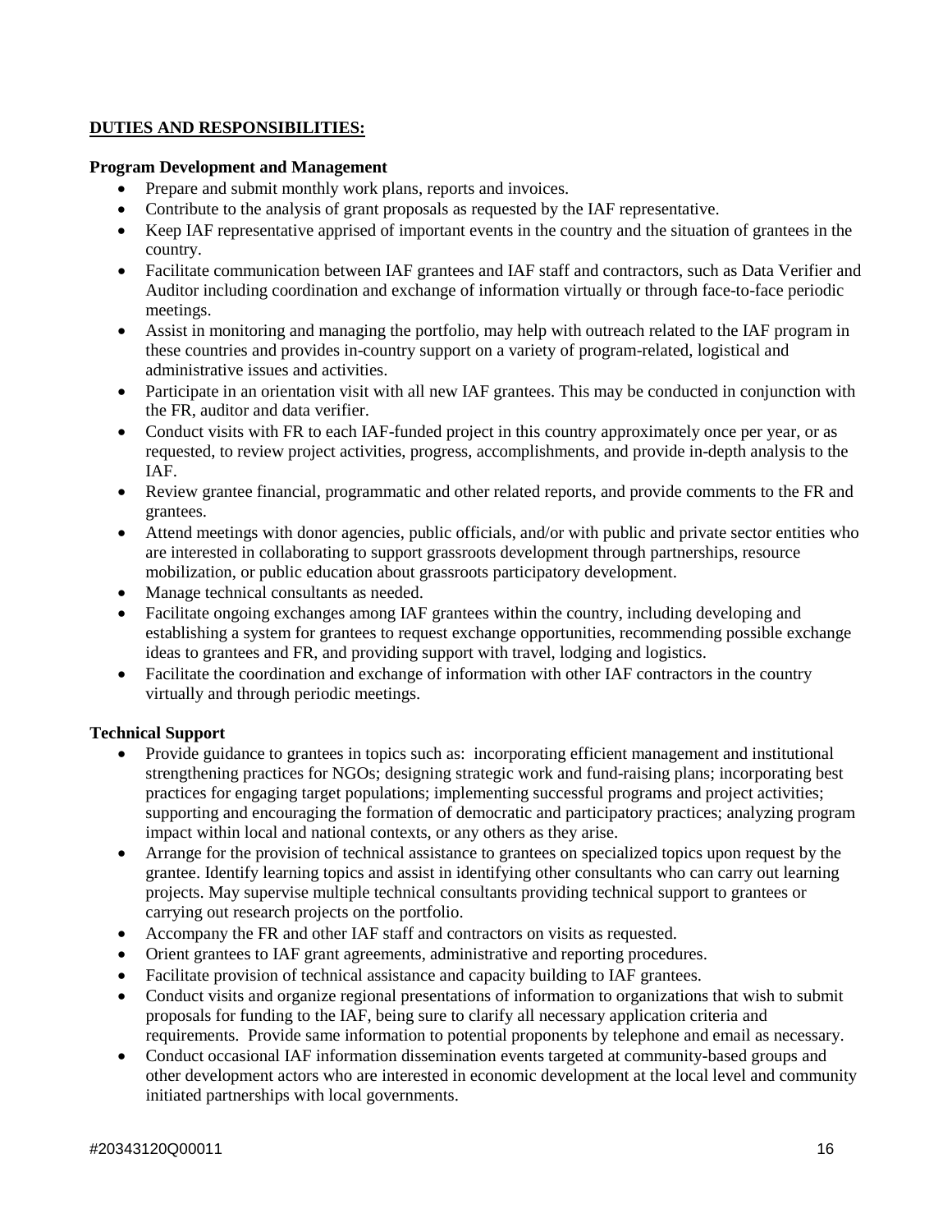**DUTIES AND RESPONSIBILITIES:**

**Program Development and Management**

- Prepare and submit monthly work plans, reports and invoices.
- Contribute to the analysis of grant proposals as requested by the IAF representative.
- Keep IAF representative apprised of important events in the country and the situation of grantees in the country.
- Facilitate communication between IAF grantees and IAF staff and contractors, such as Data Verifier and Auditor including coordination and exchange of information virtually or through face-to-face periodic meetings.
- Assist in monitoring and managing the portfolio, may help with outreach related to the IAF program in these countries and provides in-country support on a variety of program-related, logistical and administrative issues and activities.
- Participate in an orientation visit with all new IAF grantees. This may be conducted in conjunction with the FR, auditor and data verifier.
- Conduct visits with FR to each IAF-funded project in this country approximately once per year, or as requested, to review project activities, progress, accomplishments, and provide in-depth analysis to the IAF.
- Review grantee financial, programmatic and other related reports, and provide comments to the FR and grantees.
- Attend meetings with donor agencies, public officials, and/or with public and private sector entities who are interested in collaborating to support grassroots development through partnerships, resource mobilization, or public education about grassroots participatory development.
- Manage technical consultants as needed.
- Facilitate ongoing exchanges among IAF grantees within the country, including developing and establishing a system for grantees to request exchange opportunities, recommending possible exchange ideas to grantees and FR, and providing support with travel, lodging and logistics.
- Facilitate the coordination and exchange of information with other IAF contractors in the country virtually and through periodic meetings.

**Technical Support**

- Provide guidance to grantees in topics such as: incorporating efficient management and institutional strengthening practices for NGOs; designing strategic work and fund-raising plans; incorporating best practices for engaging target populations; implementing successful programs and project activities; supporting and encouraging the formation of democratic and participatory practices; analyzing program impact within local and national contexts, or any others as they arise.
- Arrange for the provision of technical assistance to grantees on specialized topics upon request by the grantee. Identify learning topics and assist in identifying other consultants who can carry out learning projects. May supervise multiple technical consultants providing technical support to grantees or carrying out research projects on the portfolio.
- Accompany the FR and other IAF staff and contractors on visits as requested.
- Orient grantees to IAF grant agreements, administrative and reporting procedures.
- Facilitate provision of technical assistance and capacity building to IAF grantees.
- Conduct visits and organize regional presentations of information to organizations that wish to submit proposals for funding to the IAF, being sure to clarify all necessary application criteria and requirements. Provide same information to potential proponents by telephone and email as necessary.
- Conduct occasional IAF information dissemination events targeted at community-based groups and other development actors who are interested in economic development at the local level and community initiated partnerships with local governments.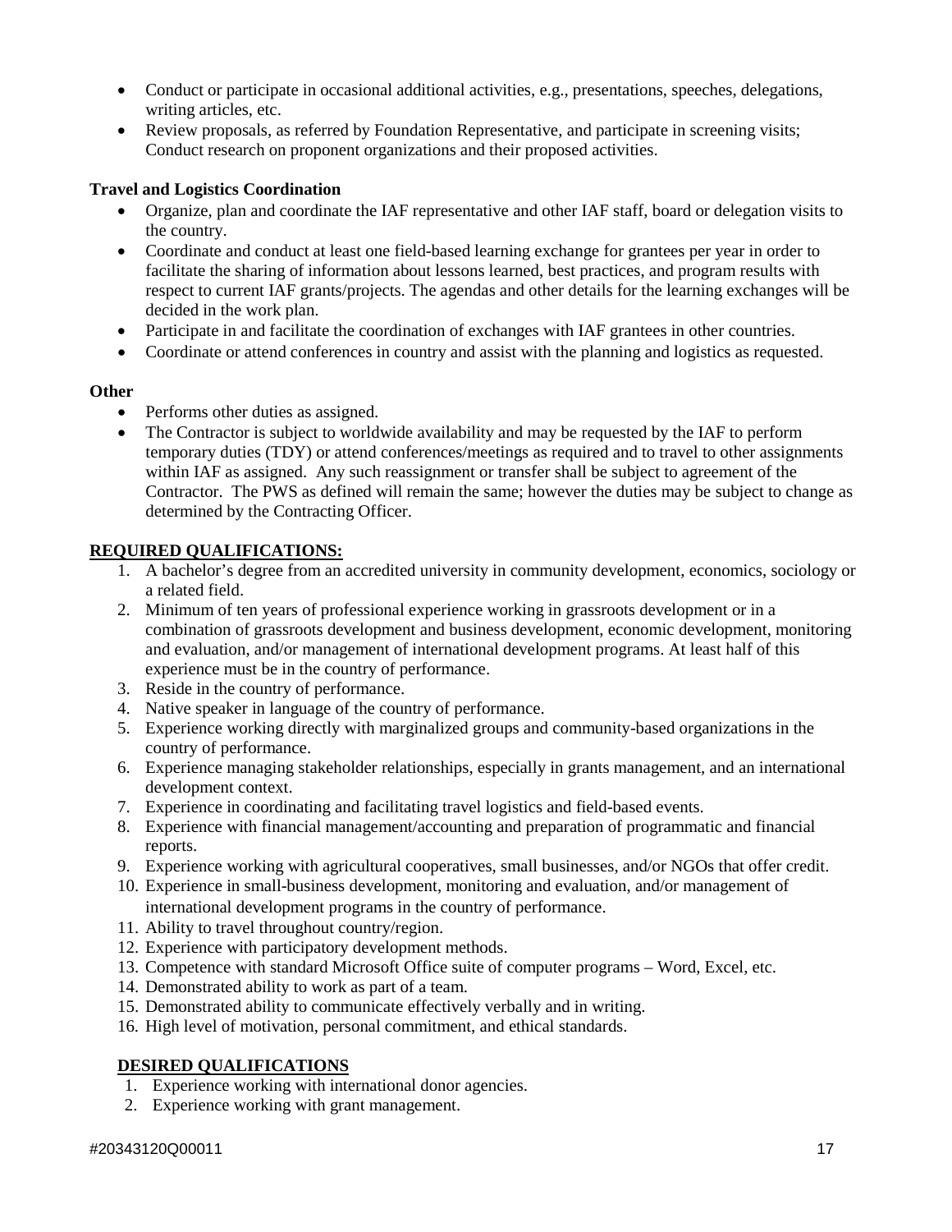- Conduct or participate in occasional additional activities, e.g., presentations, speeches, delegations, writing articles, etc.
- Review proposals, as referred by Foundation Representative, and participate in screening visits; Conduct research on proponent organizations and their proposed activities.

**Travel and Logistics Coordination**

- Organize, plan and coordinate the IAF representative and other IAF staff, board or delegation visits to the country.
- Coordinate and conduct at least one field-based learning exchange for grantees per year in order to facilitate the sharing of information about lessons learned, best practices, and program results with respect to current IAF grants/projects. The agendas and other details for the learning exchanges will be decided in the work plan.
- Participate in and facilitate the coordination of exchanges with IAF grantees in other countries.
- Coordinate or attend conferences in country and assist with the planning and logistics as requested.

**Other**

- Performs other duties as assigned.
- The Contractor is subject to worldwide availability and may be requested by the IAF to perform temporary duties (TDY) or attend conferences/meetings as required and to travel to other assignments within IAF as assigned. Any such reassignment or transfer shall be subject to agreement of the Contractor. The PWS as defined will remain the same; however the duties may be subject to change as determined by the Contracting Officer.

**REQUIRED QUALIFICATIONS:**

1. A bachelor's degree from an accredited university in community development, economics, sociology or a related field.
2. Minimum of ten years of professional experience working in grassroots development or in a combination of grassroots development and business development, economic development, monitoring and evaluation, and/or management of international development programs. At least half of this experience must be in the country of performance.
3. Reside in the country of performance.
4. Native speaker in language of the country of performance.
5. Experience working directly with marginalized groups and community-based organizations in the country of performance.
6. Experience managing stakeholder relationships, especially in grants management, and an international development context.
7. Experience in coordinating and facilitating travel logistics and field-based events.
8. Experience with financial management/accounting and preparation of programmatic and financial reports.
9. Experience working with agricultural cooperatives, small businesses, and/or NGOs that offer credit.
10. Experience in small-business development, monitoring and evaluation, and/or management of international development programs in the country of performance.
11. Ability to travel throughout country/region.
12. Experience with participatory development methods.
13. Competence with standard Microsoft Office suite of computer programs – Word, Excel, etc.
14. Demonstrated ability to work as part of a team.
15. Demonstrated ability to communicate effectively verbally and in writing.
16. High level of motivation, personal commitment, and ethical standards.

**DESIRED QUALIFICATIONS**

1. Experience working with international donor agencies.
2. Experience working with grant management.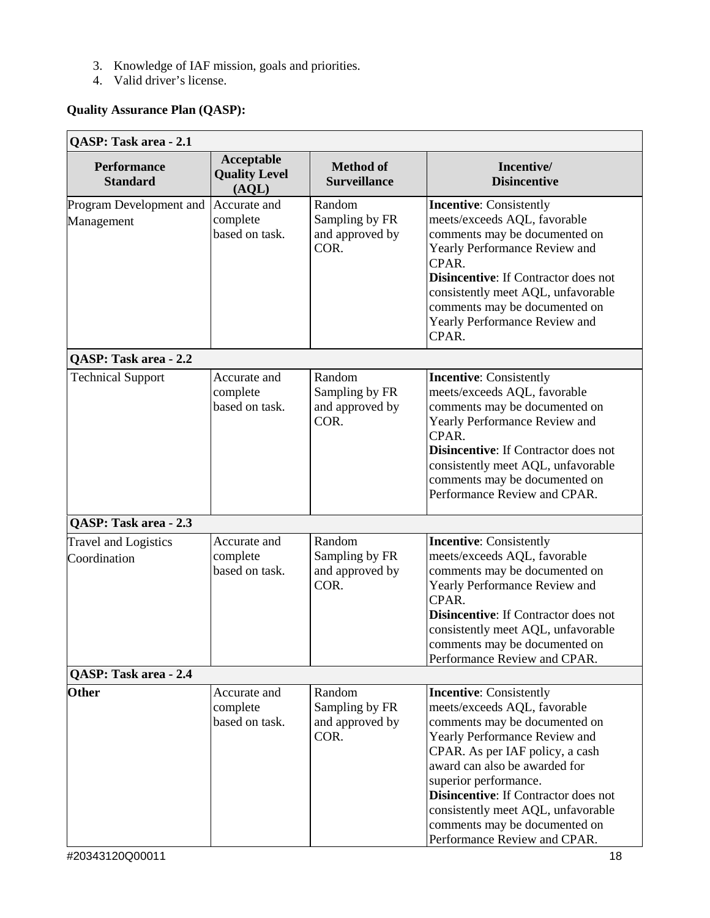3. Knowledge of IAF mission, goals and priorities.
4. Valid driver's license.

**Quality Assurance Plan (QASP):**

| **QASP: Task area - 2.1** | | | |
|---|---|---|---|
| **Performance Standard** | **Acceptable Quality Level (AQL)** | **Method of Surveillance** | **Incentive/ Disincentive** |
| Program Development and Management | Accurate and complete based on task. | Random Sampling by FR and approved by COR. | **Incentive**: Consistently meets/exceeds AQL, favorable comments may be documented on Yearly Performance Review and CPAR. **Disincentive**: If Contractor does not consistently meet AQL, unfavorable comments may be documented on Yearly Performance Review and CPAR. |
| **QASP: Task area - 2.2** | | | |
| Technical Support | Accurate and complete based on task. | Random Sampling by FR and approved by COR. | **Incentive**: Consistently meets/exceeds AQL, favorable comments may be documented on Yearly Performance Review and CPAR. **Disincentive**: If Contractor does not consistently meet AQL, unfavorable comments may be documented on Performance Review and CPAR. |
| **QASP: Task area - 2.3** | | | |
| Travel and Logistics Coordination | Accurate and complete based on task. | Random Sampling by FR and approved by COR. | **Incentive**: Consistently meets/exceeds AQL, favorable comments may be documented on Yearly Performance Review and CPAR. **Disincentive**: If Contractor does not consistently meet AQL, unfavorable comments may be documented on Performance Review and CPAR. |
| **QASP: Task area - 2.4** | | | |
| **Other** | Accurate and complete based on task. | Random Sampling by FR and approved by COR. | **Incentive**: Consistently meets/exceeds AQL, favorable comments may be documented on Yearly Performance Review and CPAR. As per IAF policy, a cash award can also be awarded for superior performance. **Disincentive**: If Contractor does not consistently meet AQL, unfavorable comments may be documented on Performance Review and CPAR. |

#20343120Q00011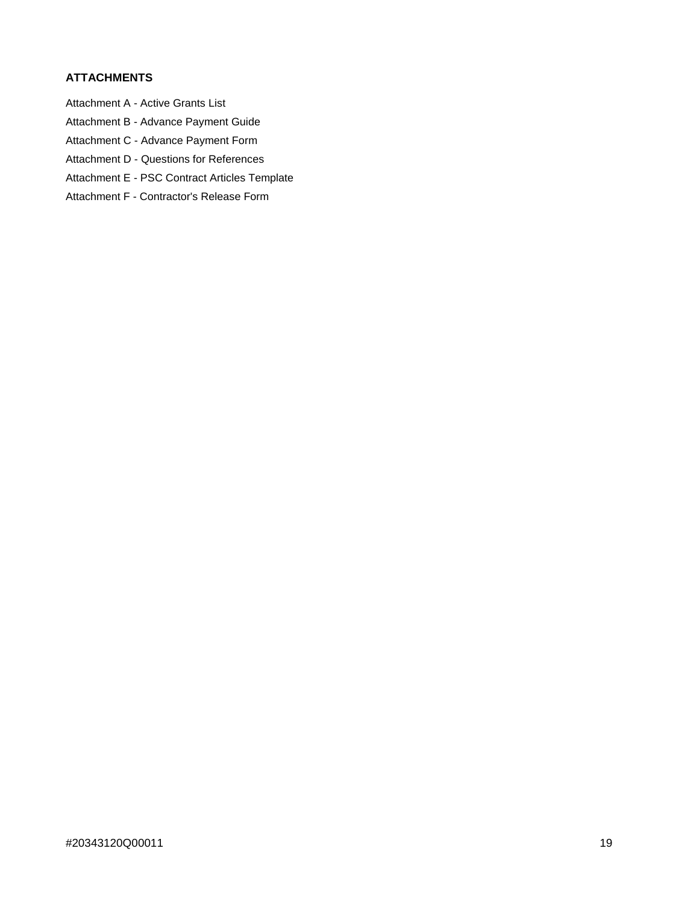## ATTACHMENTS

Attachment A - Active Grants List

Attachment B - Advance Payment Guide

Attachment C - Advance Payment Form

Attachment D - Questions for References

Attachment E - PSC Contract Articles Template

Attachment F - Contractor's Release Form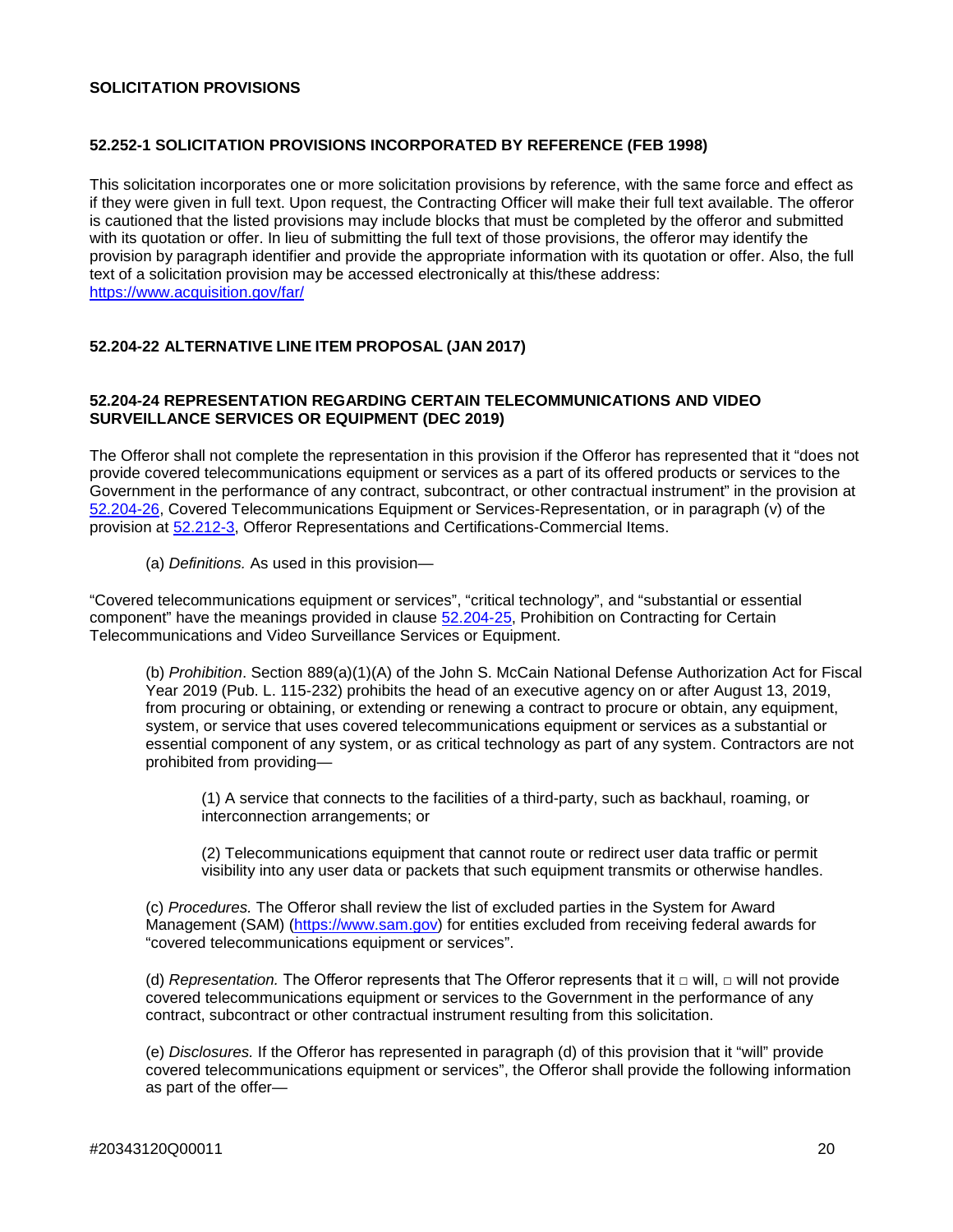## SOLICITATION PROVISIONS

### 52.252-1 SOLICITATION PROVISIONS INCORPORATED BY REFERENCE (FEB 1998)

This solicitation incorporates one or more solicitation provisions by reference, with the same force and effect as if they were given in full text. Upon request, the Contracting Officer will make their full text available. The offeror is cautioned that the listed provisions may include blocks that must be completed by the offeror and submitted with its quotation or offer. In lieu of submitting the full text of those provisions, the offeror may identify the provision by paragraph identifier and provide the appropriate information with its quotation or offer. Also, the full text of a solicitation provision may be accessed electronically at this/these address:
[https://www.acquisition.gov/far/](https://www.acquisition.gov/far/)

### 52.204-22 ALTERNATIVE LINE ITEM PROPOSAL (JAN 2017)

### 52.204-24 REPRESENTATION REGARDING CERTAIN TELECOMMUNICATIONS AND VIDEO SURVEILLANCE SERVICES OR EQUIPMENT (DEC 2019)

The Offeror shall not complete the representation in this provision if the Offeror has represented that it "does not provide covered telecommunications equipment or services as a part of its offered products or services to the Government in the performance of any contract, subcontract, or other contractual instrument" in the provision at 52.204-26, Covered Telecommunications Equipment or Services-Representation, or in paragraph (v) of the provision at 52.212-3, Offeror Representations and Certifications-Commercial Items.

(a) *Definitions.* As used in this provision—

"Covered telecommunications equipment or services", "critical technology", and "substantial or essential component" have the meanings provided in clause 52.204-25, Prohibition on Contracting for Certain Telecommunications and Video Surveillance Services or Equipment.

(b) *Prohibition*. Section 889(a)(1)(A) of the John S. McCain National Defense Authorization Act for Fiscal Year 2019 (Pub. L. 115-232) prohibits the head of an executive agency on or after August 13, 2019, from procuring or obtaining, or extending or renewing a contract to procure or obtain, any equipment, system, or service that uses covered telecommunications equipment or services as a substantial or essential component of any system, or as critical technology as part of any system. Contractors are not prohibited from providing—

(1) A service that connects to the facilities of a third-party, such as backhaul, roaming, or interconnection arrangements; or

(2) Telecommunications equipment that cannot route or redirect user data traffic or permit visibility into any user data or packets that such equipment transmits or otherwise handles.

(c) *Procedures.* The Offeror shall review the list of excluded parties in the System for Award Management (SAM) ([https://www.sam.gov](https://www.sam.gov)) for entities excluded from receiving federal awards for "covered telecommunications equipment or services".

(d) *Representation.* The Offeror represents that The Offeror represents that it □ will, □ will not provide covered telecommunications equipment or services to the Government in the performance of any contract, subcontract or other contractual instrument resulting from this solicitation.

(e) *Disclosures.* If the Offeror has represented in paragraph (d) of this provision that it "will" provide covered telecommunications equipment or services", the Offeror shall provide the following information as part of the offer—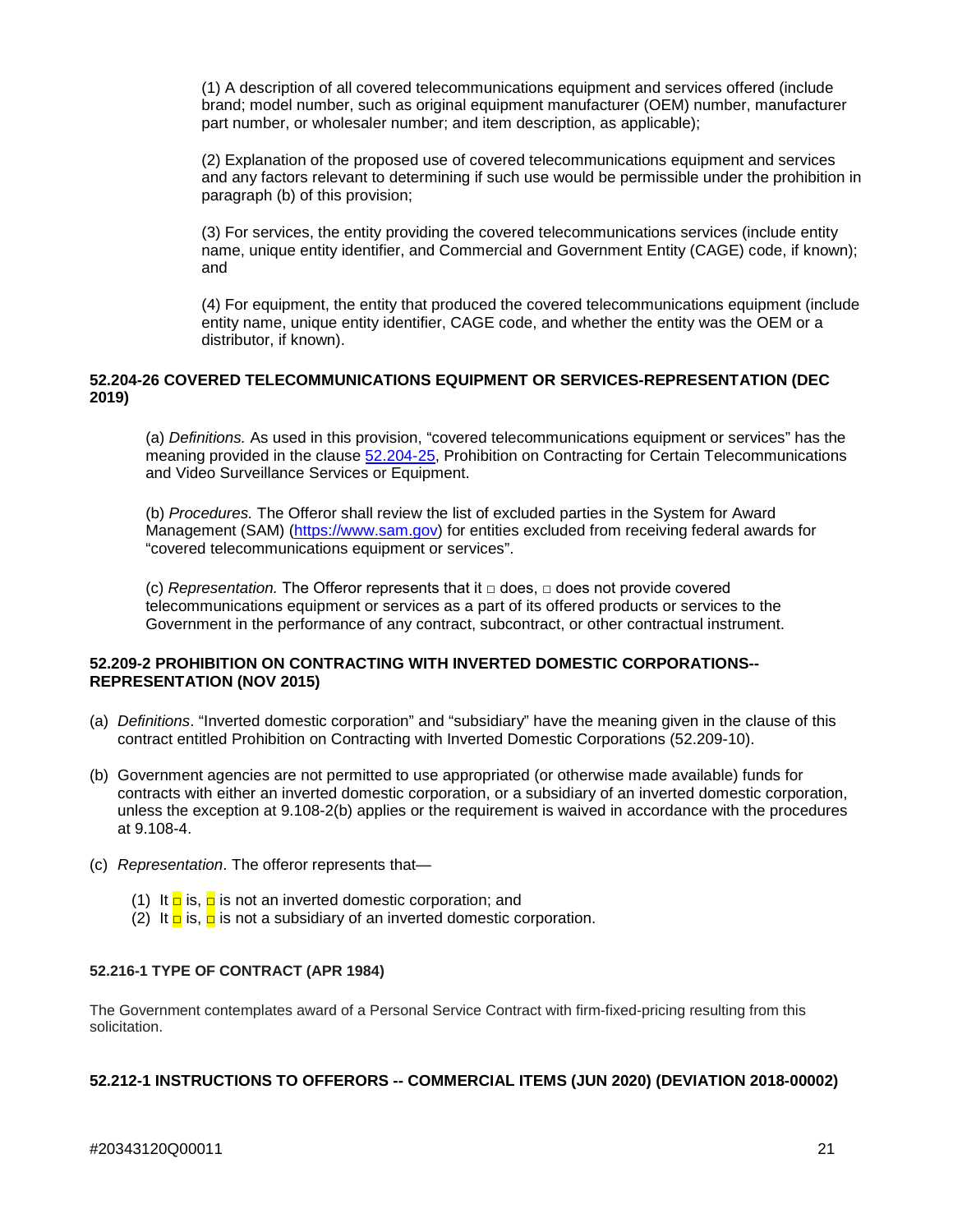(1) A description of all covered telecommunications equipment and services offered (include brand; model number, such as original equipment manufacturer (OEM) number, manufacturer part number, or wholesaler number; and item description, as applicable);

(2) Explanation of the proposed use of covered telecommunications equipment and services and any factors relevant to determining if such use would be permissible under the prohibition in paragraph (b) of this provision;

(3) For services, the entity providing the covered telecommunications services (include entity name, unique entity identifier, and Commercial and Government Entity (CAGE) code, if known); and

(4) For equipment, the entity that produced the covered telecommunications equipment (include entity name, unique entity identifier, CAGE code, and whether the entity was the OEM or a distributor, if known).

**52.204-26 COVERED TELECOMMUNICATIONS EQUIPMENT OR SERVICES-REPRESENTATION (DEC 2019)**

(a) *Definitions.* As used in this provision, "covered telecommunications equipment or services" has the meaning provided in the clause 52.204-25, Prohibition on Contracting for Certain Telecommunications and Video Surveillance Services or Equipment.

(b) *Procedures.* The Offeror shall review the list of excluded parties in the System for Award Management (SAM) (https://www.sam.gov) for entities excluded from receiving federal awards for "covered telecommunications equipment or services".

(c) *Representation.* The Offeror represents that it □ does, □ does not provide covered telecommunications equipment or services as a part of its offered products or services to the Government in the performance of any contract, subcontract, or other contractual instrument.

**52.209-2 PROHIBITION ON CONTRACTING WITH INVERTED DOMESTIC CORPORATIONS--REPRESENTATION (NOV 2015)**

(a) *Definitions*. "Inverted domestic corporation" and "subsidiary" have the meaning given in the clause of this contract entitled Prohibition on Contracting with Inverted Domestic Corporations (52.209-10).

(b) Government agencies are not permitted to use appropriated (or otherwise made available) funds for contracts with either an inverted domestic corporation, or a subsidiary of an inverted domestic corporation, unless the exception at 9.108-2(b) applies or the requirement is waived in accordance with the procedures at 9.108-4.

(c) *Representation*. The offeror represents that—

(1) It □ is, □ is not an inverted domestic corporation; and
(2) It □ is, □ is not a subsidiary of an inverted domestic corporation.

**52.216-1 TYPE OF CONTRACT (APR 1984)**

The Government contemplates award of a Personal Service Contract with firm-fixed-pricing resulting from this solicitation.

**52.212-1 INSTRUCTIONS TO OFFERORS -- COMMERCIAL ITEMS (JUN 2020) (DEVIATION 2018-00002)**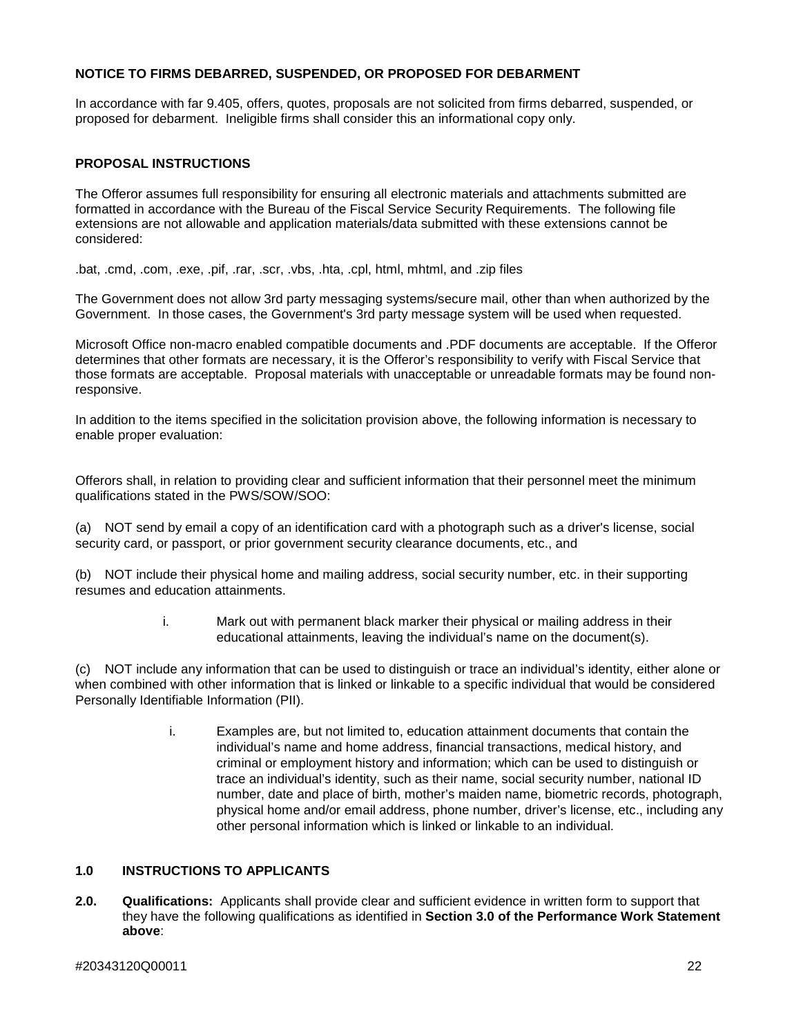## NOTICE TO FIRMS DEBARRED, SUSPENDED, OR PROPOSED FOR DEBARMENT

In accordance with far 9.405, offers, quotes, proposals are not solicited from firms debarred, suspended, or proposed for debarment. Ineligible firms shall consider this an informational copy only.

## PROPOSAL INSTRUCTIONS

The Offeror assumes full responsibility for ensuring all electronic materials and attachments submitted are formatted in accordance with the Bureau of the Fiscal Service Security Requirements. The following file extensions are not allowable and application materials/data submitted with these extensions cannot be considered:

.bat, .cmd, .com, .exe, .pif, .rar, .scr, .vbs, .hta, .cpl, html, mhtml, and .zip files

The Government does not allow 3rd party messaging systems/secure mail, other than when authorized by the Government. In those cases, the Government's 3rd party message system will be used when requested.

Microsoft Office non-macro enabled compatible documents and .PDF documents are acceptable. If the Offeror determines that other formats are necessary, it is the Offeror's responsibility to verify with Fiscal Service that those formats are acceptable. Proposal materials with unacceptable or unreadable formats may be found non-responsive.

In addition to the items specified in the solicitation provision above, the following information is necessary to enable proper evaluation:

Offerors shall, in relation to providing clear and sufficient information that their personnel meet the minimum qualifications stated in the PWS/SOW/SOO:

(a) NOT send by email a copy of an identification card with a photograph such as a driver's license, social security card, or passport, or prior government security clearance documents, etc., and

(b) NOT include their physical home and mailing address, social security number, etc. in their supporting resumes and education attainments.

> i. Mark out with permanent black marker their physical or mailing address in their educational attainments, leaving the individual's name on the document(s).

(c) NOT include any information that can be used to distinguish or trace an individual's identity, either alone or when combined with other information that is linked or linkable to a specific individual that would be considered Personally Identifiable Information (PII).

> i. Examples are, but not limited to, education attainment documents that contain the individual's name and home address, financial transactions, medical history, and criminal or employment history and information; which can be used to distinguish or trace an individual's identity, such as their name, social security number, national ID number, date and place of birth, mother's maiden name, biometric records, photograph, physical home and/or email address, phone number, driver's license, etc., including any other personal information which is linked or linkable to an individual.

## 1.0 INSTRUCTIONS TO APPLICANTS

**2.0. Qualifications:** Applicants shall provide clear and sufficient evidence in written form to support that they have the following qualifications as identified in **Section 3.0 of the Performance Work Statement above**: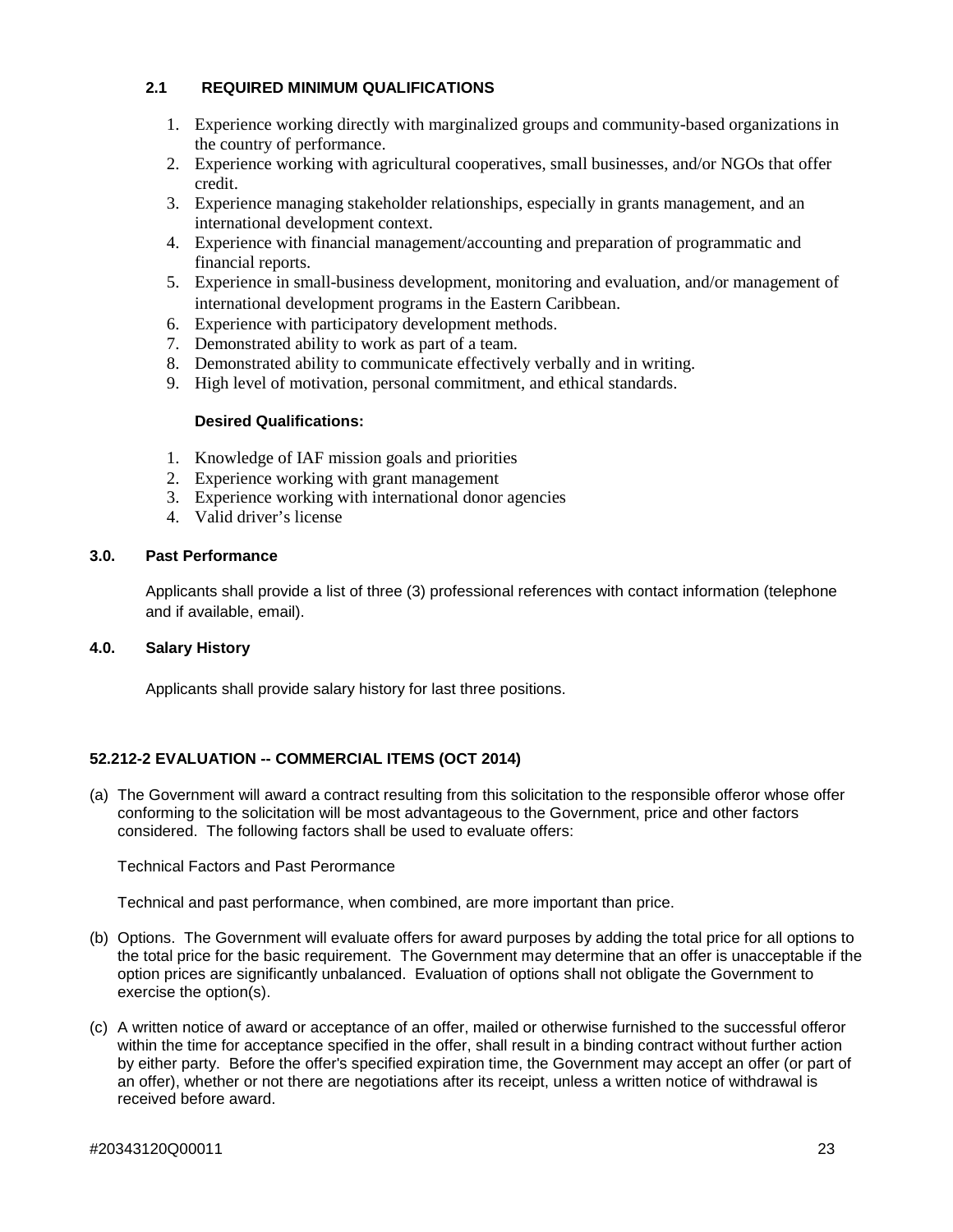### 2.1 REQUIRED MINIMUM QUALIFICATIONS

1. Experience working directly with marginalized groups and community-based organizations in the country of performance.
2. Experience working with agricultural cooperatives, small businesses, and/or NGOs that offer credit.
3. Experience managing stakeholder relationships, especially in grants management, and an international development context.
4. Experience with financial management/accounting and preparation of programmatic and financial reports.
5. Experience in small-business development, monitoring and evaluation, and/or management of international development programs in the Eastern Caribbean.
6. Experience with participatory development methods.
7. Demonstrated ability to work as part of a team.
8. Demonstrated ability to communicate effectively verbally and in writing.
9. High level of motivation, personal commitment, and ethical standards.

**Desired Qualifications:**

1. Knowledge of IAF mission goals and priorities
2. Experience working with grant management
3. Experience working with international donor agencies
4. Valid driver's license

### 3.0. Past Performance

Applicants shall provide a list of three (3) professional references with contact information (telephone and if available, email).

### 4.0. Salary History

Applicants shall provide salary history for last three positions.

### 52.212-2 EVALUATION -- COMMERCIAL ITEMS (OCT 2014)

(a) The Government will award a contract resulting from this solicitation to the responsible offeror whose offer conforming to the solicitation will be most advantageous to the Government, price and other factors considered. The following factors shall be used to evaluate offers:

Technical Factors and Past Perormance

Technical and past performance, when combined, are more important than price.

(b) Options. The Government will evaluate offers for award purposes by adding the total price for all options to the total price for the basic requirement. The Government may determine that an offer is unacceptable if the option prices are significantly unbalanced. Evaluation of options shall not obligate the Government to exercise the option(s).

(c) A written notice of award or acceptance of an offer, mailed or otherwise furnished to the successful offeror within the time for acceptance specified in the offer, shall result in a binding contract without further action by either party. Before the offer's specified expiration time, the Government may accept an offer (or part of an offer), whether or not there are negotiations after its receipt, unless a written notice of withdrawal is received before award.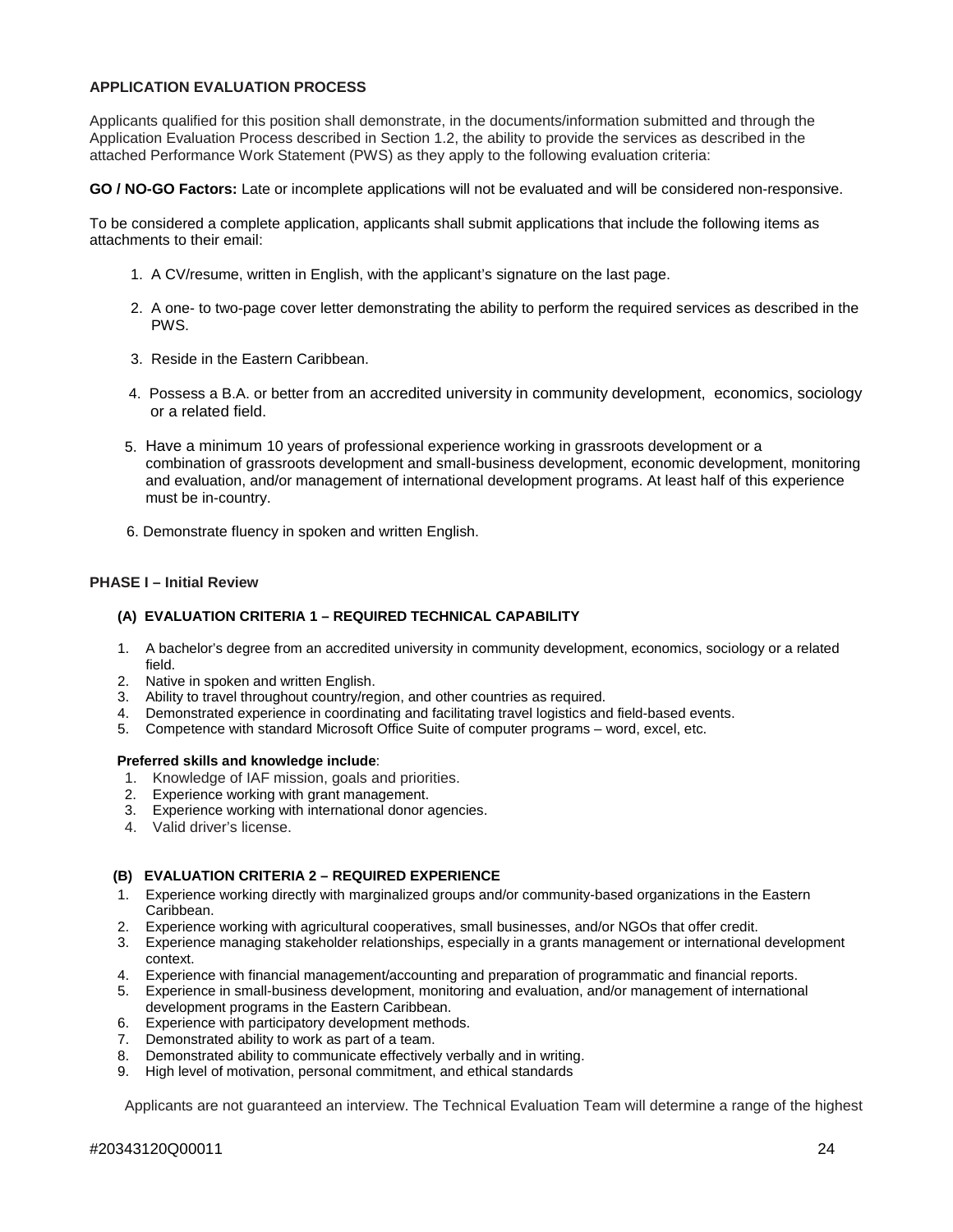**APPLICATION EVALUATION PROCESS**

Applicants qualified for this position shall demonstrate, in the documents/information submitted and through the Application Evaluation Process described in Section 1.2, the ability to provide the services as described in the attached Performance Work Statement (PWS) as they apply to the following evaluation criteria:

**GO / NO-GO Factors:** Late or incomplete applications will not be evaluated and will be considered non-responsive.

To be considered a complete application, applicants shall submit applications that include the following items as attachments to their email:

1. A CV/resume, written in English, with the applicant's signature on the last page.
2. A one- to two-page cover letter demonstrating the ability to perform the required services as described in the PWS.
3. Reside in the Eastern Caribbean.
4. Possess a B.A. or better from an accredited university in community development, economics, sociology or a related field.
5. Have a minimum 10 years of professional experience working in grassroots development or a combination of grassroots development and small-business development, economic development, monitoring and evaluation, and/or management of international development programs. At least half of this experience must be in-country.
6. Demonstrate fluency in spoken and written English.

**PHASE I – Initial Review**

**(A) EVALUATION CRITERIA 1 – REQUIRED TECHNICAL CAPABILITY**

1. A bachelor's degree from an accredited university in community development, economics, sociology or a related field.
2. Native in spoken and written English.
3. Ability to travel throughout country/region, and other countries as required.
4. Demonstrated experience in coordinating and facilitating travel logistics and field-based events.
5. Competence with standard Microsoft Office Suite of computer programs – word, excel, etc.

**Preferred skills and knowledge include**:

1. Knowledge of IAF mission, goals and priorities.
2. Experience working with grant management.
3. Experience working with international donor agencies.
4. Valid driver's license.

**(B) EVALUATION CRITERIA 2 – REQUIRED EXPERIENCE**

1. Experience working directly with marginalized groups and/or community-based organizations in the Eastern Caribbean.
2. Experience working with agricultural cooperatives, small businesses, and/or NGOs that offer credit.
3. Experience managing stakeholder relationships, especially in a grants management or international development context.
4. Experience with financial management/accounting and preparation of programmatic and financial reports.
5. Experience in small-business development, monitoring and evaluation, and/or management of international development programs in the Eastern Caribbean.
6. Experience with participatory development methods.
7. Demonstrated ability to work as part of a team.
8. Demonstrated ability to communicate effectively verbally and in writing.
9. High level of motivation, personal commitment, and ethical standards

Applicants are not guaranteed an interview. The Technical Evaluation Team will determine a range of the highest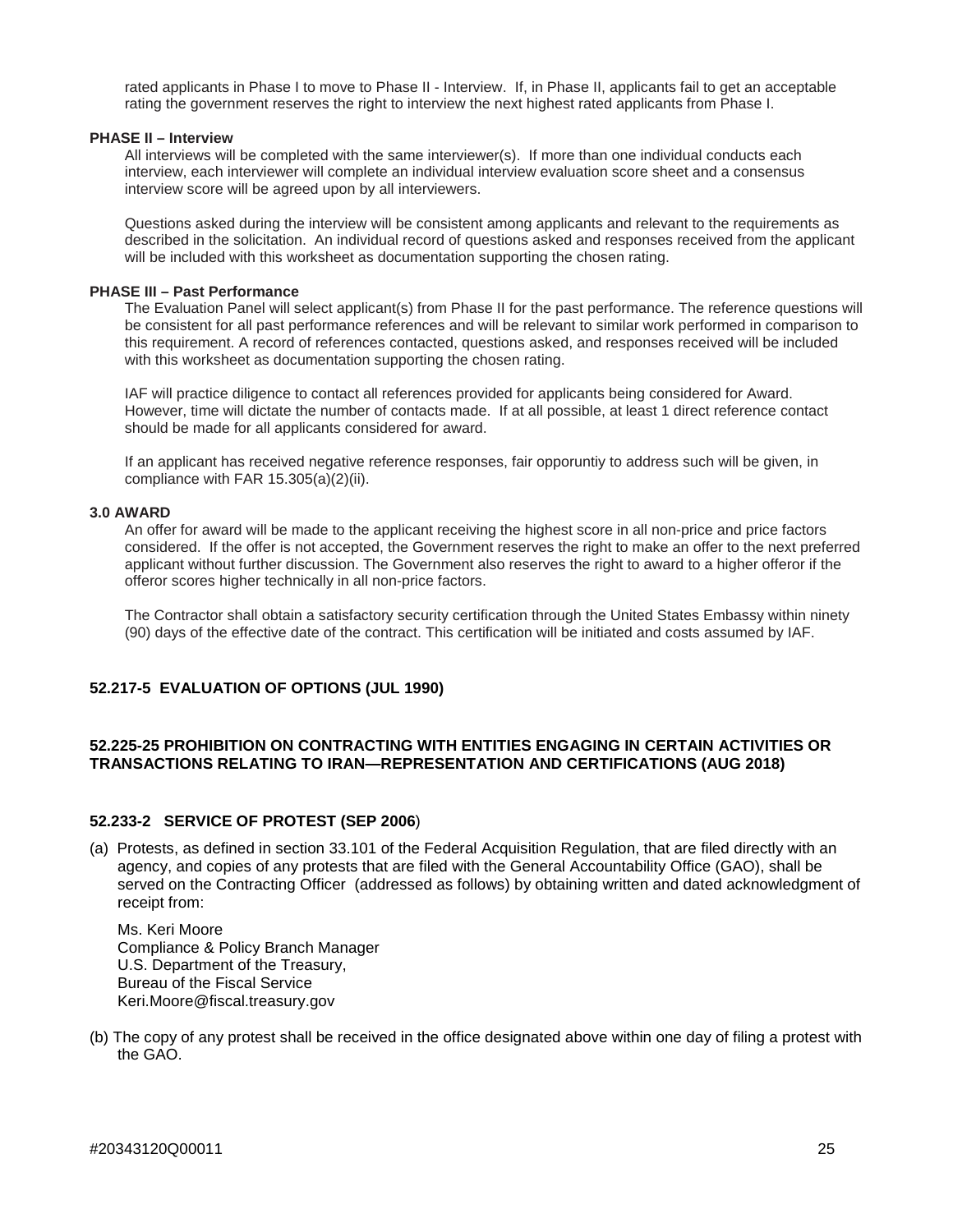rated applicants in Phase I to move to Phase II - Interview. If, in Phase II, applicants fail to get an acceptable rating the government reserves the right to interview the next highest rated applicants from Phase I.

**PHASE II – Interview**

All interviews will be completed with the same interviewer(s). If more than one individual conducts each interview, each interviewer will complete an individual interview evaluation score sheet and a consensus interview score will be agreed upon by all interviewers.

Questions asked during the interview will be consistent among applicants and relevant to the requirements as described in the solicitation. An individual record of questions asked and responses received from the applicant will be included with this worksheet as documentation supporting the chosen rating.

**PHASE III – Past Performance**

The Evaluation Panel will select applicant(s) from Phase II for the past performance. The reference questions will be consistent for all past performance references and will be relevant to similar work performed in comparison to this requirement. A record of references contacted, questions asked, and responses received will be included with this worksheet as documentation supporting the chosen rating.

IAF will practice diligence to contact all references provided for applicants being considered for Award. However, time will dictate the number of contacts made. If at all possible, at least 1 direct reference contact should be made for all applicants considered for award.

If an applicant has received negative reference responses, fair opporuntiy to address such will be given, in compliance with FAR 15.305(a)(2)(ii).

**3.0 AWARD**

An offer for award will be made to the applicant receiving the highest score in all non-price and price factors considered. If the offer is not accepted, the Government reserves the right to make an offer to the next preferred applicant without further discussion. The Government also reserves the right to award to a higher offeror if the offeror scores higher technically in all non-price factors.

The Contractor shall obtain a satisfactory security certification through the United States Embassy within ninety (90) days of the effective date of the contract. This certification will be initiated and costs assumed by IAF.

**52.217-5 EVALUATION OF OPTIONS (JUL 1990)**

**52.225-25 PROHIBITION ON CONTRACTING WITH ENTITIES ENGAGING IN CERTAIN ACTIVITIES OR TRANSACTIONS RELATING TO IRAN—REPRESENTATION AND CERTIFICATIONS (AUG 2018)**

**52.233-2 SERVICE OF PROTEST (SEP 2006**)

(a) Protests, as defined in section 33.101 of the Federal Acquisition Regulation, that are filed directly with an agency, and copies of any protests that are filed with the General Accountability Office (GAO), shall be served on the Contracting Officer (addressed as follows) by obtaining written and dated acknowledgment of receipt from:

Ms. Keri Moore
Compliance & Policy Branch Manager
U.S. Department of the Treasury,
Bureau of the Fiscal Service
Keri.Moore@fiscal.treasury.gov

(b) The copy of any protest shall be received in the office designated above within one day of filing a protest with the GAO.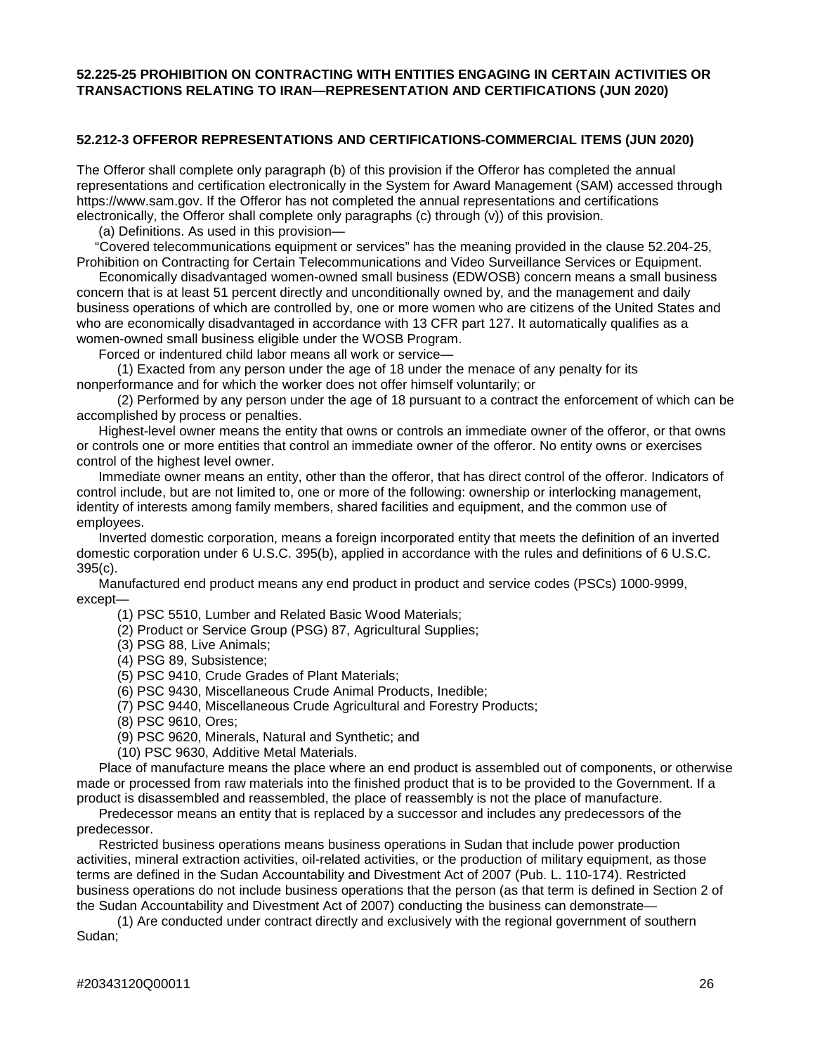**52.225-25 PROHIBITION ON CONTRACTING WITH ENTITIES ENGAGING IN CERTAIN ACTIVITIES OR TRANSACTIONS RELATING TO IRAN—REPRESENTATION AND CERTIFICATIONS (JUN 2020)**

**52.212-3 OFFEROR REPRESENTATIONS AND CERTIFICATIONS-COMMERCIAL ITEMS (JUN 2020)**

The Offeror shall complete only paragraph (b) of this provision if the Offeror has completed the annual representations and certification electronically in the System for Award Management (SAM) accessed through https://www.sam.gov. If the Offeror has not completed the annual representations and certifications electronically, the Offeror shall complete only paragraphs (c) through (v)) of this provision.

(a) Definitions. As used in this provision—

"Covered telecommunications equipment or services" has the meaning provided in the clause 52.204-25, Prohibition on Contracting for Certain Telecommunications and Video Surveillance Services or Equipment.

Economically disadvantaged women-owned small business (EDWOSB) concern means a small business concern that is at least 51 percent directly and unconditionally owned by, and the management and daily business operations of which are controlled by, one or more women who are citizens of the United States and who are economically disadvantaged in accordance with 13 CFR part 127. It automatically qualifies as a women-owned small business eligible under the WOSB Program.

Forced or indentured child labor means all work or service—

(1) Exacted from any person under the age of 18 under the menace of any penalty for its nonperformance and for which the worker does not offer himself voluntarily; or

(2) Performed by any person under the age of 18 pursuant to a contract the enforcement of which can be accomplished by process or penalties.

Highest-level owner means the entity that owns or controls an immediate owner of the offeror, or that owns or controls one or more entities that control an immediate owner of the offeror. No entity owns or exercises control of the highest level owner.

Immediate owner means an entity, other than the offeror, that has direct control of the offeror. Indicators of control include, but are not limited to, one or more of the following: ownership or interlocking management, identity of interests among family members, shared facilities and equipment, and the common use of employees.

Inverted domestic corporation, means a foreign incorporated entity that meets the definition of an inverted domestic corporation under 6 U.S.C. 395(b), applied in accordance with the rules and definitions of 6 U.S.C. 395(c).

Manufactured end product means any end product in product and service codes (PSCs) 1000-9999, except—

(1) PSC 5510, Lumber and Related Basic Wood Materials;

(2) Product or Service Group (PSG) 87, Agricultural Supplies;

(3) PSG 88, Live Animals;

(4) PSG 89, Subsistence;

(5) PSC 9410, Crude Grades of Plant Materials;

(6) PSC 9430, Miscellaneous Crude Animal Products, Inedible;

(7) PSC 9440, Miscellaneous Crude Agricultural and Forestry Products;

(8) PSC 9610, Ores;

(9) PSC 9620, Minerals, Natural and Synthetic; and

(10) PSC 9630, Additive Metal Materials.

Place of manufacture means the place where an end product is assembled out of components, or otherwise made or processed from raw materials into the finished product that is to be provided to the Government. If a product is disassembled and reassembled, the place of reassembly is not the place of manufacture.

Predecessor means an entity that is replaced by a successor and includes any predecessors of the predecessor.

Restricted business operations means business operations in Sudan that include power production activities, mineral extraction activities, oil-related activities, or the production of military equipment, as those terms are defined in the Sudan Accountability and Divestment Act of 2007 (Pub. L. 110-174). Restricted business operations do not include business operations that the person (as that term is defined in Section 2 of the Sudan Accountability and Divestment Act of 2007) conducting the business can demonstrate—

(1) Are conducted under contract directly and exclusively with the regional government of southern Sudan;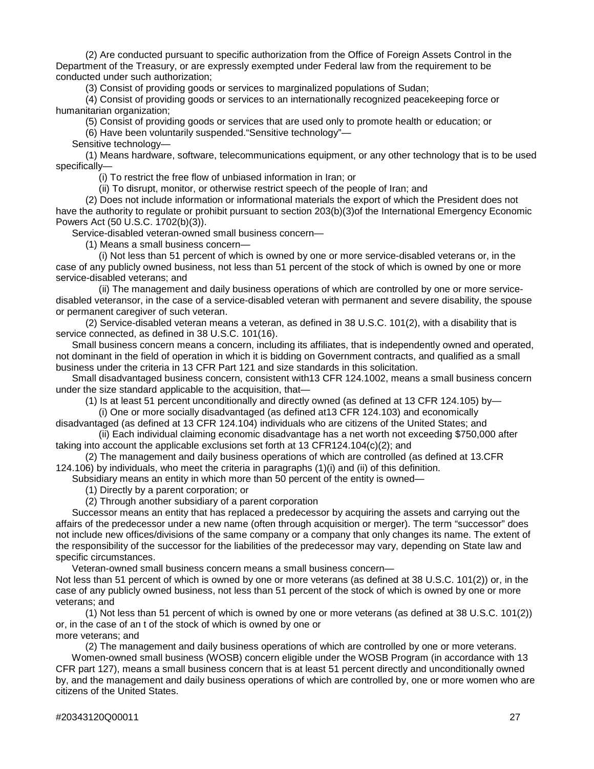(2) Are conducted pursuant to specific authorization from the Office of Foreign Assets Control in the Department of the Treasury, or are expressly exempted under Federal law from the requirement to be conducted under such authorization;

(3) Consist of providing goods or services to marginalized populations of Sudan;

(4) Consist of providing goods or services to an internationally recognized peacekeeping force or humanitarian organization;

(5) Consist of providing goods or services that are used only to promote health or education; or

(6) Have been voluntarily suspended."Sensitive technology"—

Sensitive technology—

(1) Means hardware, software, telecommunications equipment, or any other technology that is to be used specifically—

(i) To restrict the free flow of unbiased information in Iran; or

(ii) To disrupt, monitor, or otherwise restrict speech of the people of Iran; and

(2) Does not include information or informational materials the export of which the President does not have the authority to regulate or prohibit pursuant to section 203(b)(3)of the International Emergency Economic Powers Act (50 U.S.C. 1702(b)(3)).

Service-disabled veteran-owned small business concern—

(1) Means a small business concern—

(i) Not less than 51 percent of which is owned by one or more service-disabled veterans or, in the case of any publicly owned business, not less than 51 percent of the stock of which is owned by one or more service-disabled veterans; and

(ii) The management and daily business operations of which are controlled by one or more service-disabled veteransor, in the case of a service-disabled veteran with permanent and severe disability, the spouse or permanent caregiver of such veteran.

(2) Service-disabled veteran means a veteran, as defined in 38 U.S.C. 101(2), with a disability that is service connected, as defined in 38 U.S.C. 101(16).

Small business concern means a concern, including its affiliates, that is independently owned and operated, not dominant in the field of operation in which it is bidding on Government contracts, and qualified as a small business under the criteria in 13 CFR Part 121 and size standards in this solicitation.

Small disadvantaged business concern, consistent with13 CFR 124.1002, means a small business concern under the size standard applicable to the acquisition, that—

(1) Is at least 51 percent unconditionally and directly owned (as defined at 13 CFR 124.105) by—

(i) One or more socially disadvantaged (as defined at13 CFR 124.103) and economically disadvantaged (as defined at 13 CFR 124.104) individuals who are citizens of the United States; and

(ii) Each individual claiming economic disadvantage has a net worth not exceeding $750,000 after taking into account the applicable exclusions set forth at 13 CFR124.104(c)(2); and

(2) The management and daily business operations of which are controlled (as defined at 13.CFR 124.106) by individuals, who meet the criteria in paragraphs (1)(i) and (ii) of this definition.

Subsidiary means an entity in which more than 50 percent of the entity is owned—

(1) Directly by a parent corporation; or

(2) Through another subsidiary of a parent corporation

Successor means an entity that has replaced a predecessor by acquiring the assets and carrying out the affairs of the predecessor under a new name (often through acquisition or merger). The term "successor" does not include new offices/divisions of the same company or a company that only changes its name. The extent of the responsibility of the successor for the liabilities of the predecessor may vary, depending on State law and specific circumstances.

Veteran-owned small business concern means a small business concern—

Not less than 51 percent of which is owned by one or more veterans (as defined at 38 U.S.C. 101(2)) or, in the case of any publicly owned business, not less than 51 percent of the stock of which is owned by one or more veterans; and

(1) Not less than 51 percent of which is owned by one or more veterans (as defined at 38 U.S.C. 101(2)) or, in the case of an t of the stock of which is owned by one or more veterans; and

(2) The management and daily business operations of which are controlled by one or more veterans.

Women-owned small business (WOSB) concern eligible under the WOSB Program (in accordance with 13 CFR part 127), means a small business concern that is at least 51 percent directly and unconditionally owned by, and the management and daily business operations of which are controlled by, one or more women who are citizens of the United States.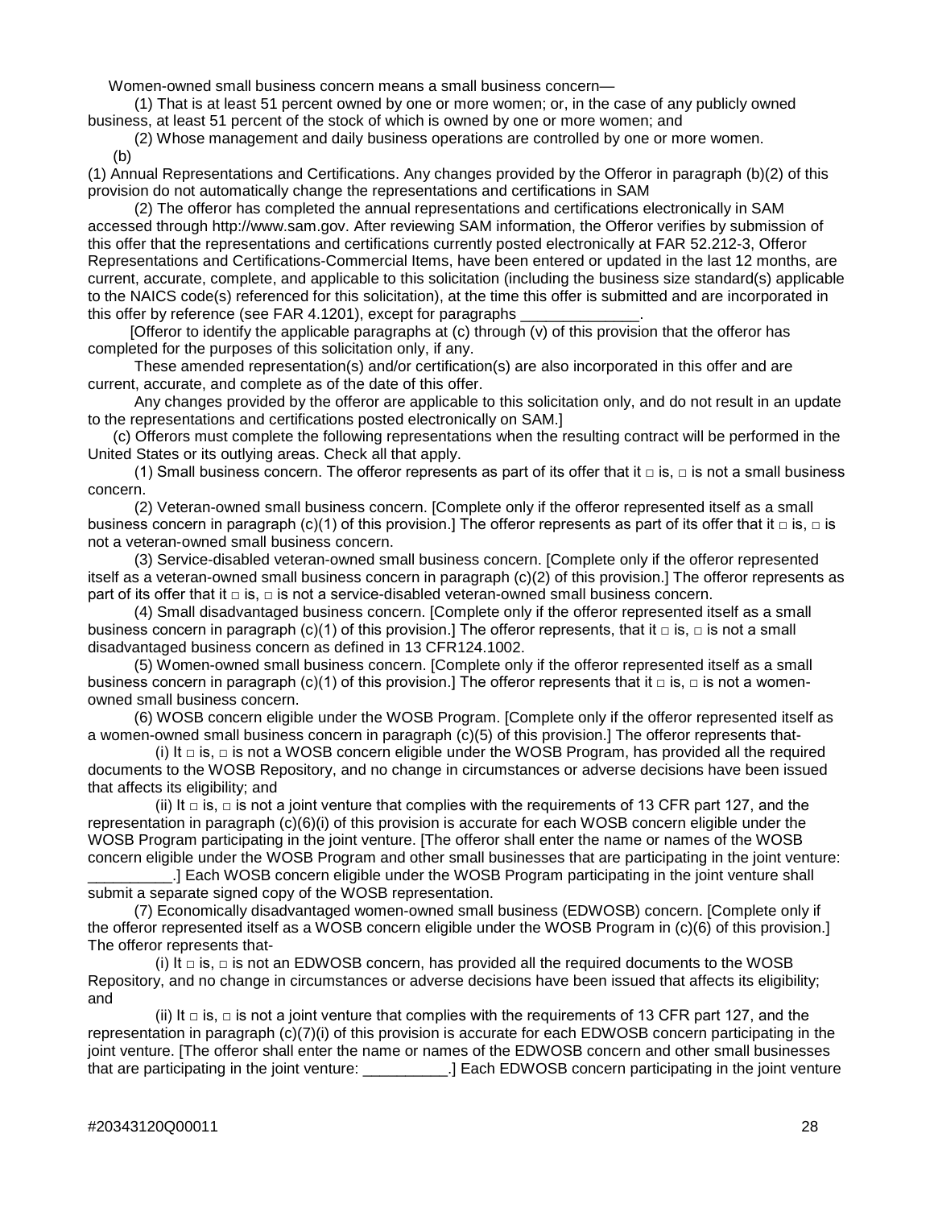Women-owned small business concern means a small business concern—

(1) That is at least 51 percent owned by one or more women; or, in the case of any publicly owned business, at least 51 percent of the stock of which is owned by one or more women; and

(2) Whose management and daily business operations are controlled by one or more women.

(b)

(1) Annual Representations and Certifications. Any changes provided by the Offeror in paragraph (b)(2) of this provision do not automatically change the representations and certifications in SAM

(2) The offeror has completed the annual representations and certifications electronically in SAM accessed through http://www.sam.gov. After reviewing SAM information, the Offeror verifies by submission of this offer that the representations and certifications currently posted electronically at FAR 52.212-3, Offeror Representations and Certifications-Commercial Items, have been entered or updated in the last 12 months, are current, accurate, complete, and applicable to this solicitation (including the business size standard(s) applicable to the NAICS code(s) referenced for this solicitation), at the time this offer is submitted and are incorporated in this offer by reference (see FAR 4.1201), except for paragraphs ______________.

[Offeror to identify the applicable paragraphs at (c) through (v) of this provision that the offeror has completed for the purposes of this solicitation only, if any.

These amended representation(s) and/or certification(s) are also incorporated in this offer and are current, accurate, and complete as of the date of this offer.

Any changes provided by the offeror are applicable to this solicitation only, and do not result in an update to the representations and certifications posted electronically on SAM.]

(c) Offerors must complete the following representations when the resulting contract will be performed in the United States or its outlying areas. Check all that apply.

(1) Small business concern. The offeror represents as part of its offer that it □ is, □ is not a small business concern.

(2) Veteran-owned small business concern. [Complete only if the offeror represented itself as a small business concern in paragraph (c)(1) of this provision.] The offeror represents as part of its offer that it □ is, □ is not a veteran-owned small business concern.

(3) Service-disabled veteran-owned small business concern. [Complete only if the offeror represented itself as a veteran-owned small business concern in paragraph (c)(2) of this provision.] The offeror represents as part of its offer that it □ is, □ is not a service-disabled veteran-owned small business concern.

(4) Small disadvantaged business concern. [Complete only if the offeror represented itself as a small business concern in paragraph (c)(1) of this provision.] The offeror represents, that it □ is, □ is not a small disadvantaged business concern as defined in 13 CFR124.1002.

(5) Women-owned small business concern. [Complete only if the offeror represented itself as a small business concern in paragraph (c)(1) of this provision.] The offeror represents that it □ is, □ is not a women-owned small business concern.

(6) WOSB concern eligible under the WOSB Program. [Complete only if the offeror represented itself as a women-owned small business concern in paragraph (c)(5) of this provision.] The offeror represents that-

(i) It □ is, □ is not a WOSB concern eligible under the WOSB Program, has provided all the required documents to the WOSB Repository, and no change in circumstances or adverse decisions have been issued that affects its eligibility; and

(ii) It □ is, □ is not a joint venture that complies with the requirements of 13 CFR part 127, and the representation in paragraph (c)(6)(i) of this provision is accurate for each WOSB concern eligible under the WOSB Program participating in the joint venture. [The offeror shall enter the name or names of the WOSB concern eligible under the WOSB Program and other small businesses that are participating in the joint venture: __________.] Each WOSB concern eligible under the WOSB Program participating in the joint venture shall submit a separate signed copy of the WOSB representation.

(7) Economically disadvantaged women-owned small business (EDWOSB) concern. [Complete only if the offeror represented itself as a WOSB concern eligible under the WOSB Program in (c)(6) of this provision.] The offeror represents that-

(i) It □ is, □ is not an EDWOSB concern, has provided all the required documents to the WOSB Repository, and no change in circumstances or adverse decisions have been issued that affects its eligibility; and

(ii) It □ is, □ is not a joint venture that complies with the requirements of 13 CFR part 127, and the representation in paragraph (c)(7)(i) of this provision is accurate for each EDWOSB concern participating in the joint venture. [The offeror shall enter the name or names of the EDWOSB concern and other small businesses that are participating in the joint venture: __________.] Each EDWOSB concern participating in the joint venture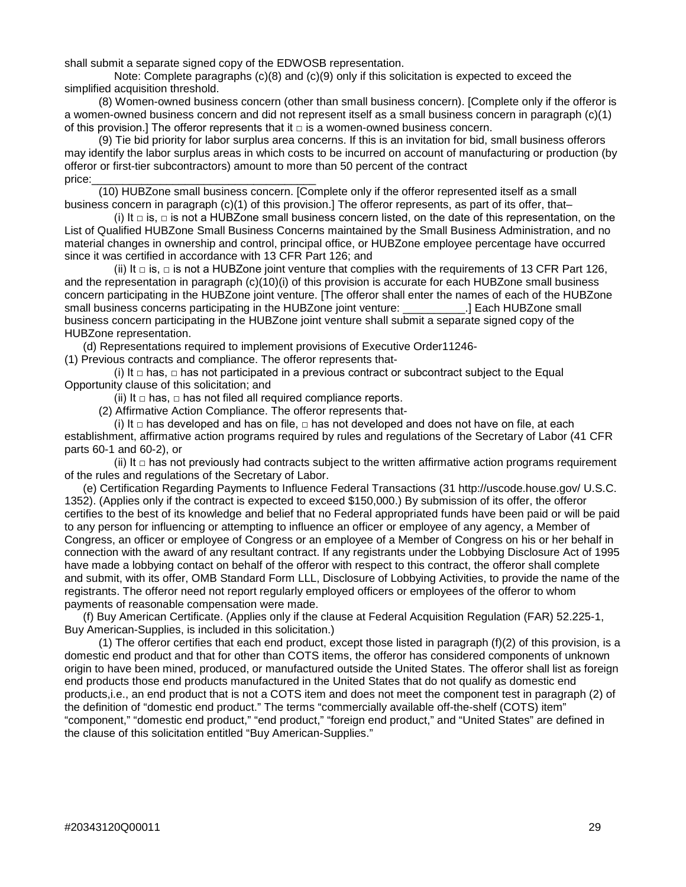shall submit a separate signed copy of the EDWOSB representation.

Note: Complete paragraphs (c)(8) and (c)(9) only if this solicitation is expected to exceed the simplified acquisition threshold.

(8) Women-owned business concern (other than small business concern). [Complete only if the offeror is a women-owned business concern and did not represent itself as a small business concern in paragraph (c)(1) of this provision.] The offeror represents that it □ is a women-owned business concern.

(9) Tie bid priority for labor surplus area concerns. If this is an invitation for bid, small business offerors may identify the labor surplus areas in which costs to be incurred on account of manufacturing or production (by offeror or first-tier subcontractors) amount to more than 50 percent of the contract price:___________________________________

(10) HUBZone small business concern. [Complete only if the offeror represented itself as a small business concern in paragraph (c)(1) of this provision.] The offeror represents, as part of its offer, that–

(i) It □ is, □ is not a HUBZone small business concern listed, on the date of this representation, on the List of Qualified HUBZone Small Business Concerns maintained by the Small Business Administration, and no material changes in ownership and control, principal office, or HUBZone employee percentage have occurred since it was certified in accordance with 13 CFR Part 126; and

(ii) It □ is, □ is not a HUBZone joint venture that complies with the requirements of 13 CFR Part 126, and the representation in paragraph (c)(10)(i) of this provision is accurate for each HUBZone small business concern participating in the HUBZone joint venture. [The offeror shall enter the names of each of the HUBZone small business concerns participating in the HUBZone joint venture: __________.] Each HUBZone small business concern participating in the HUBZone joint venture shall submit a separate signed copy of the HUBZone representation.

(d) Representations required to implement provisions of Executive Order11246-

(1) Previous contracts and compliance. The offeror represents that-

(i) It □ has, □ has not participated in a previous contract or subcontract subject to the Equal Opportunity clause of this solicitation; and

(ii) It □ has, □ has not filed all required compliance reports.

(2) Affirmative Action Compliance. The offeror represents that-

(i) It □ has developed and has on file, □ has not developed and does not have on file, at each establishment, affirmative action programs required by rules and regulations of the Secretary of Labor (41 CFR parts 60-1 and 60-2), or

(ii) It □ has not previously had contracts subject to the written affirmative action programs requirement of the rules and regulations of the Secretary of Labor.

(e) Certification Regarding Payments to Influence Federal Transactions (31 http://uscode.house.gov/ U.S.C. 1352). (Applies only if the contract is expected to exceed $150,000.) By submission of its offer, the offeror certifies to the best of its knowledge and belief that no Federal appropriated funds have been paid or will be paid to any person for influencing or attempting to influence an officer or employee of any agency, a Member of Congress, an officer or employee of Congress or an employee of a Member of Congress on his or her behalf in connection with the award of any resultant contract. If any registrants under the Lobbying Disclosure Act of 1995 have made a lobbying contact on behalf of the offeror with respect to this contract, the offeror shall complete and submit, with its offer, OMB Standard Form LLL, Disclosure of Lobbying Activities, to provide the name of the registrants. The offeror need not report regularly employed officers or employees of the offeror to whom payments of reasonable compensation were made.

(f) Buy American Certificate. (Applies only if the clause at Federal Acquisition Regulation (FAR) 52.225-1, Buy American-Supplies, is included in this solicitation.)

(1) The offeror certifies that each end product, except those listed in paragraph (f)(2) of this provision, is a domestic end product and that for other than COTS items, the offeror has considered components of unknown origin to have been mined, produced, or manufactured outside the United States. The offeror shall list as foreign end products those end products manufactured in the United States that do not qualify as domestic end products,i.e., an end product that is not a COTS item and does not meet the component test in paragraph (2) of the definition of "domestic end product." The terms "commercially available off-the-shelf (COTS) item" "component," "domestic end product," "end product," "foreign end product," and "United States" are defined in the clause of this solicitation entitled "Buy American-Supplies."

#20343120Q00011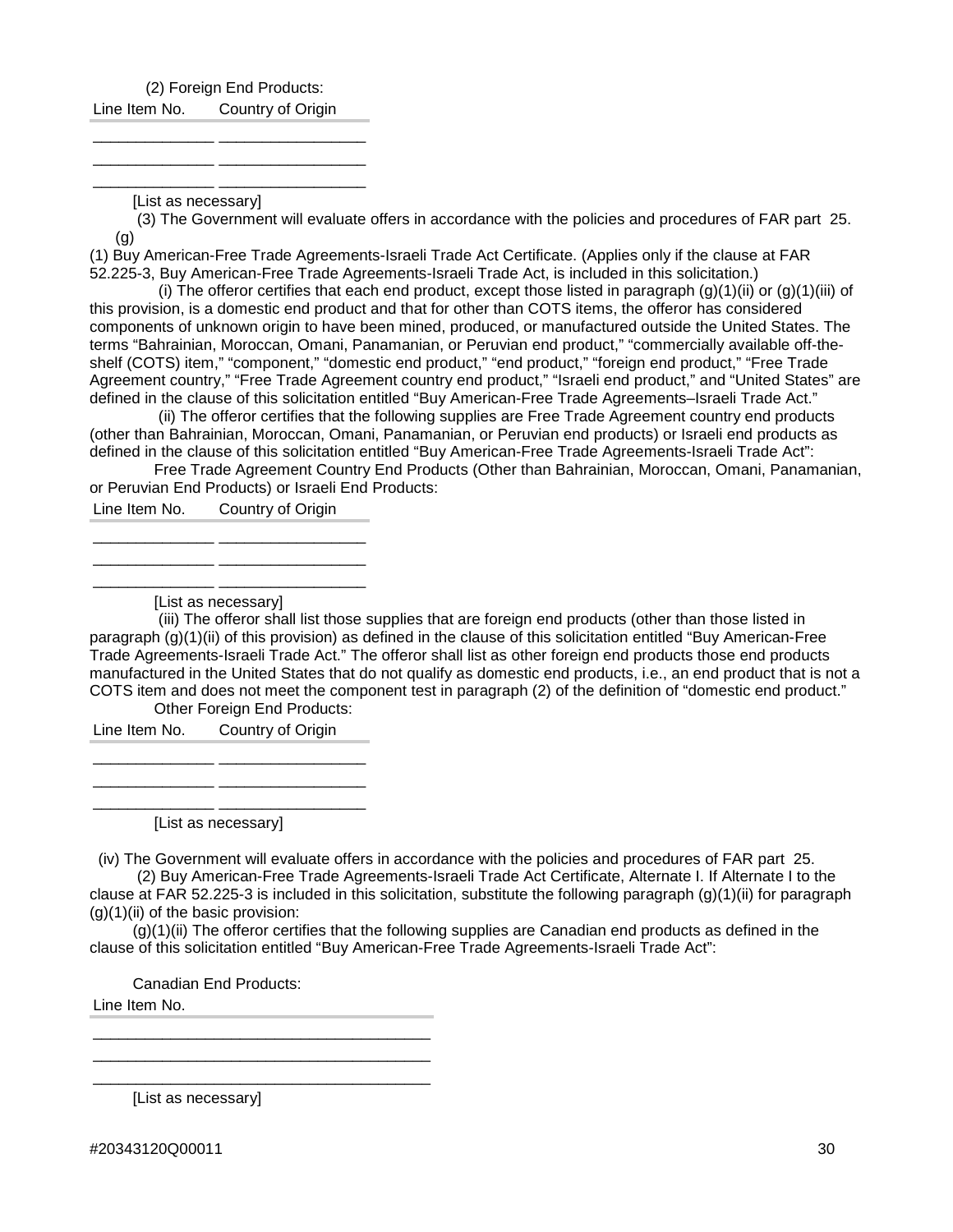(2) Foreign End Products:

| Line Item No. | Country of Origin |
| --- | --- |
| ______________ | ________________ |
| ______________ | ________________ |
| ______________ | ________________ |

[List as necessary]

(3) The Government will evaluate offers in accordance with the policies and procedures of FAR part 25.

(g)

(1) Buy American-Free Trade Agreements-Israeli Trade Act Certificate. (Applies only if the clause at FAR 52.225-3, Buy American-Free Trade Agreements-Israeli Trade Act, is included in this solicitation.)

(i) The offeror certifies that each end product, except those listed in paragraph (g)(1)(ii) or (g)(1)(iii) of this provision, is a domestic end product and that for other than COTS items, the offeror has considered components of unknown origin to have been mined, produced, or manufactured outside the United States. The terms "Bahrainian, Moroccan, Omani, Panamanian, or Peruvian end product," "commercially available off-the-shelf (COTS) item," "component," "domestic end product," "end product," "foreign end product," "Free Trade Agreement country," "Free Trade Agreement country end product," "Israeli end product," and "United States" are defined in the clause of this solicitation entitled "Buy American-Free Trade Agreements–Israeli Trade Act."

(ii) The offeror certifies that the following supplies are Free Trade Agreement country end products (other than Bahrainian, Moroccan, Omani, Panamanian, or Peruvian end products) or Israeli end products as defined in the clause of this solicitation entitled "Buy American-Free Trade Agreements-Israeli Trade Act":

Free Trade Agreement Country End Products (Other than Bahrainian, Moroccan, Omani, Panamanian, or Peruvian End Products) or Israeli End Products:

| Line Item No. | Country of Origin |
| --- | --- |
| ______________ | ________________ |
| ______________ | ________________ |
| ______________ | ________________ |

[List as necessary]

(iii) The offeror shall list those supplies that are foreign end products (other than those listed in paragraph (g)(1)(ii) of this provision) as defined in the clause of this solicitation entitled "Buy American-Free Trade Agreements-Israeli Trade Act." The offeror shall list as other foreign end products those end products manufactured in the United States that do not qualify as domestic end products, i.e., an end product that is not a COTS item and does not meet the component test in paragraph (2) of the definition of "domestic end product."

Other Foreign End Products:

| Line Item No. | Country of Origin |
| --- | --- |
| ______________ | ________________ |
| ______________ | ________________ |
| ______________ | ________________ |

[List as necessary]

(iv) The Government will evaluate offers in accordance with the policies and procedures of FAR part 25.

(2) Buy American-Free Trade Agreements-Israeli Trade Act Certificate, Alternate I. If Alternate I to the clause at FAR 52.225-3 is included in this solicitation, substitute the following paragraph (g)(1)(ii) for paragraph (g)(1)(ii) of the basic provision:

(g)(1)(ii) The offeror certifies that the following supplies are Canadian end products as defined in the clause of this solicitation entitled "Buy American-Free Trade Agreements-Israeli Trade Act":

Canadian End Products:

| Line Item No. |
| --- |
| ______________________________________ |
| ______________________________________ |
| ______________________________________ |

[List as necessary]

#20343120Q00011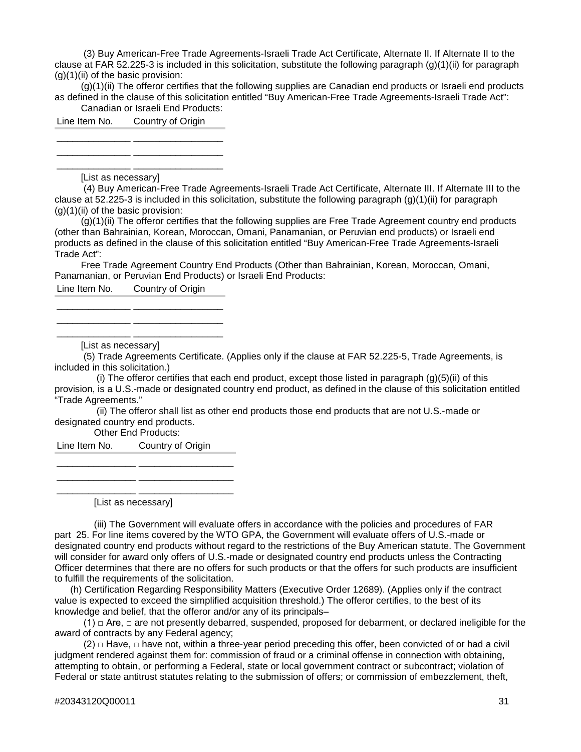(3) Buy American-Free Trade Agreements-Israeli Trade Act Certificate, Alternate II. If Alternate II to the clause at FAR 52.225-3 is included in this solicitation, substitute the following paragraph (g)(1)(ii) for paragraph (g)(1)(ii) of the basic provision:

(g)(1)(ii) The offeror certifies that the following supplies are Canadian end products or Israeli end products as defined in the clause of this solicitation entitled "Buy American-Free Trade Agreements-Israeli Trade Act":

Canadian or Israeli End Products:

| Line Item No. | Country of Origin |
|---|---|
| ______________ | ________________ |
| ______________ | ________________ |
| ______________ | ________________ |

[List as necessary]

(4) Buy American-Free Trade Agreements-Israeli Trade Act Certificate, Alternate III. If Alternate III to the clause at 52.225-3 is included in this solicitation, substitute the following paragraph (g)(1)(ii) for paragraph (g)(1)(ii) of the basic provision:

(g)(1)(ii) The offeror certifies that the following supplies are Free Trade Agreement country end products (other than Bahrainian, Korean, Moroccan, Omani, Panamanian, or Peruvian end products) or Israeli end products as defined in the clause of this solicitation entitled "Buy American-Free Trade Agreements-Israeli Trade Act":

Free Trade Agreement Country End Products (Other than Bahrainian, Korean, Moroccan, Omani, Panamanian, or Peruvian End Products) or Israeli End Products:

| Line Item No. | Country of Origin |
|---|---|
| ______________ | ________________ |
| ______________ | ________________ |
| ______________ | ________________ |

[List as necessary]

(5) Trade Agreements Certificate. (Applies only if the clause at FAR 52.225-5, Trade Agreements, is included in this solicitation.)

(i) The offeror certifies that each end product, except those listed in paragraph (g)(5)(ii) of this provision, is a U.S.-made or designated country end product, as defined in the clause of this solicitation entitled "Trade Agreements."

(ii) The offeror shall list as other end products those end products that are not U.S.-made or designated country end products.

Other End Products:

| Line Item No. | Country of Origin |
|---|---|
| ______________ | ________________ |
| ______________ | ________________ |
| ______________ | ________________ |

[List as necessary]

(iii) The Government will evaluate offers in accordance with the policies and procedures of FAR part 25. For line items covered by the WTO GPA, the Government will evaluate offers of U.S.-made or designated country end products without regard to the restrictions of the Buy American statute. The Government will consider for award only offers of U.S.-made or designated country end products unless the Contracting Officer determines that there are no offers for such products or that the offers for such products are insufficient to fulfill the requirements of the solicitation.

(h) Certification Regarding Responsibility Matters (Executive Order 12689). (Applies only if the contract value is expected to exceed the simplified acquisition threshold.) The offeror certifies, to the best of its knowledge and belief, that the offeror and/or any of its principals–

(1) □ Are, □ are not presently debarred, suspended, proposed for debarment, or declared ineligible for the award of contracts by any Federal agency;

(2) □ Have, □ have not, within a three-year period preceding this offer, been convicted of or had a civil judgment rendered against them for: commission of fraud or a criminal offense in connection with obtaining, attempting to obtain, or performing a Federal, state or local government contract or subcontract; violation of Federal or state antitrust statutes relating to the submission of offers; or commission of embezzlement, theft,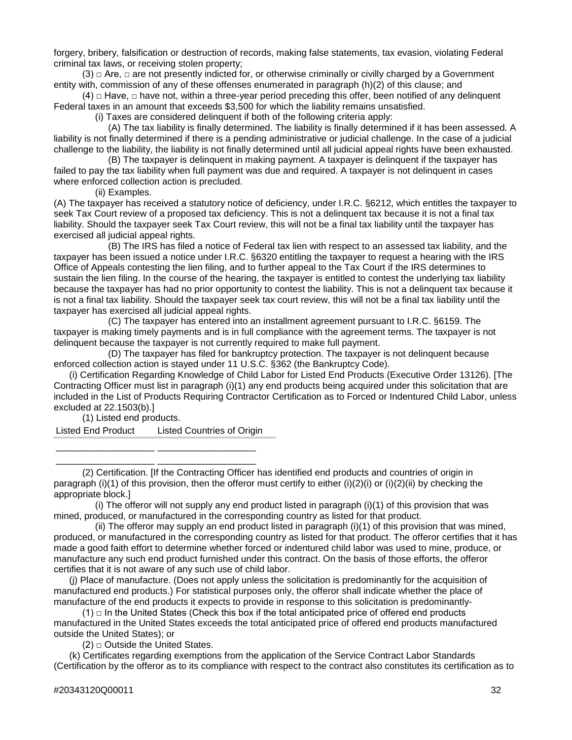forgery, bribery, falsification or destruction of records, making false statements, tax evasion, violating Federal criminal tax laws, or receiving stolen property;

(3) □ Are, □ are not presently indicted for, or otherwise criminally or civilly charged by a Government entity with, commission of any of these offenses enumerated in paragraph (h)(2) of this clause; and

(4) □ Have, □ have not, within a three-year period preceding this offer, been notified of any delinquent Federal taxes in an amount that exceeds $3,500 for which the liability remains unsatisfied.

(i) Taxes are considered delinquent if both of the following criteria apply:

(A) The tax liability is finally determined. The liability is finally determined if it has been assessed. A liability is not finally determined if there is a pending administrative or judicial challenge. In the case of a judicial challenge to the liability, the liability is not finally determined until all judicial appeal rights have been exhausted.

(B) The taxpayer is delinquent in making payment. A taxpayer is delinquent if the taxpayer has failed to pay the tax liability when full payment was due and required. A taxpayer is not delinquent in cases where enforced collection action is precluded.

(ii) Examples.

(A) The taxpayer has received a statutory notice of deficiency, under I.R.C. §6212, which entitles the taxpayer to seek Tax Court review of a proposed tax deficiency. This is not a delinquent tax because it is not a final tax liability. Should the taxpayer seek Tax Court review, this will not be a final tax liability until the taxpayer has exercised all judicial appeal rights.

(B) The IRS has filed a notice of Federal tax lien with respect to an assessed tax liability, and the taxpayer has been issued a notice under I.R.C. §6320 entitling the taxpayer to request a hearing with the IRS Office of Appeals contesting the lien filing, and to further appeal to the Tax Court if the IRS determines to sustain the lien filing. In the course of the hearing, the taxpayer is entitled to contest the underlying tax liability because the taxpayer has had no prior opportunity to contest the liability. This is not a delinquent tax because it is not a final tax liability. Should the taxpayer seek tax court review, this will not be a final tax liability until the taxpayer has exercised all judicial appeal rights.

(C) The taxpayer has entered into an installment agreement pursuant to I.R.C. §6159. The taxpayer is making timely payments and is in full compliance with the agreement terms. The taxpayer is not delinquent because the taxpayer is not currently required to make full payment.

(D) The taxpayer has filed for bankruptcy protection. The taxpayer is not delinquent because enforced collection action is stayed under 11 U.S.C. §362 (the Bankruptcy Code).

(i) Certification Regarding Knowledge of Child Labor for Listed End Products (Executive Order 13126). [The Contracting Officer must list in paragraph (i)(1) any end products being acquired under this solicitation that are included in the List of Products Requiring Contractor Certification as to Forced or Indentured Child Labor, unless excluded at 22.1503(b).]

(1) Listed end products.

| Listed End Product | Listed Countries of Origin |
|---|---|
| ___________________ | ___________________ |
| ___________________ | ___________________ |

(2) Certification. [If the Contracting Officer has identified end products and countries of origin in paragraph (i)(1) of this provision, then the offeror must certify to either (i)(2)(i) or (i)(2)(ii) by checking the appropriate block.]

(i) The offeror will not supply any end product listed in paragraph (i)(1) of this provision that was mined, produced, or manufactured in the corresponding country as listed for that product.

(ii) The offeror may supply an end product listed in paragraph (i)(1) of this provision that was mined, produced, or manufactured in the corresponding country as listed for that product. The offeror certifies that it has made a good faith effort to determine whether forced or indentured child labor was used to mine, produce, or manufacture any such end product furnished under this contract. On the basis of those efforts, the offeror certifies that it is not aware of any such use of child labor.

(j) Place of manufacture. (Does not apply unless the solicitation is predominantly for the acquisition of manufactured end products.) For statistical purposes only, the offeror shall indicate whether the place of manufacture of the end products it expects to provide in response to this solicitation is predominantly-

(1) □ In the United States (Check this box if the total anticipated price of offered end products manufactured in the United States exceeds the total anticipated price of offered end products manufactured outside the United States); or

(2) □ Outside the United States.

(k) Certificates regarding exemptions from the application of the Service Contract Labor Standards (Certification by the offeror as to its compliance with respect to the contract also constitutes its certification as to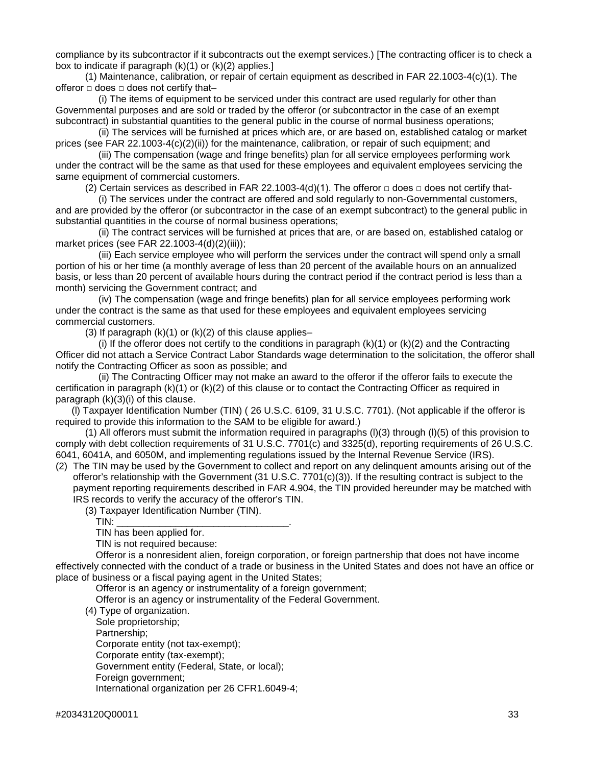compliance by its subcontractor if it subcontracts out the exempt services.) [The contracting officer is to check a box to indicate if paragraph (k)(1) or (k)(2) applies.]

(1) Maintenance, calibration, or repair of certain equipment as described in FAR 22.1003-4(c)(1). The offeror □ does □ does not certify that–

(i) The items of equipment to be serviced under this contract are used regularly for other than Governmental purposes and are sold or traded by the offeror (or subcontractor in the case of an exempt subcontract) in substantial quantities to the general public in the course of normal business operations;

(ii) The services will be furnished at prices which are, or are based on, established catalog or market prices (see FAR 22.1003-4(c)(2)(ii)) for the maintenance, calibration, or repair of such equipment; and

(iii) The compensation (wage and fringe benefits) plan for all service employees performing work under the contract will be the same as that used for these employees and equivalent employees servicing the same equipment of commercial customers.

(2) Certain services as described in FAR 22.1003-4(d)(1). The offeror □ does □ does not certify that-

(i) The services under the contract are offered and sold regularly to non-Governmental customers, and are provided by the offeror (or subcontractor in the case of an exempt subcontract) to the general public in substantial quantities in the course of normal business operations;

(ii) The contract services will be furnished at prices that are, or are based on, established catalog or market prices (see FAR 22.1003-4(d)(2)(iii));

(iii) Each service employee who will perform the services under the contract will spend only a small portion of his or her time (a monthly average of less than 20 percent of the available hours on an annualized basis, or less than 20 percent of available hours during the contract period if the contract period is less than a month) servicing the Government contract; and

(iv) The compensation (wage and fringe benefits) plan for all service employees performing work under the contract is the same as that used for these employees and equivalent employees servicing commercial customers.

(3) If paragraph (k)(1) or (k)(2) of this clause applies–

(i) If the offeror does not certify to the conditions in paragraph (k)(1) or (k)(2) and the Contracting Officer did not attach a Service Contract Labor Standards wage determination to the solicitation, the offeror shall notify the Contracting Officer as soon as possible; and

(ii) The Contracting Officer may not make an award to the offeror if the offeror fails to execute the certification in paragraph (k)(1) or (k)(2) of this clause or to contact the Contracting Officer as required in paragraph (k)(3)(i) of this clause.

(l) Taxpayer Identification Number (TIN) ( 26 U.S.C. 6109, 31 U.S.C. 7701). (Not applicable if the offeror is required to provide this information to the SAM to be eligible for award.)

(1) All offerors must submit the information required in paragraphs (l)(3) through (l)(5) of this provision to comply with debt collection requirements of 31 U.S.C. 7701(c) and 3325(d), reporting requirements of 26 U.S.C. 6041, 6041A, and 6050M, and implementing regulations issued by the Internal Revenue Service (IRS).

(2) The TIN may be used by the Government to collect and report on any delinquent amounts arising out of the offeror's relationship with the Government (31 U.S.C. 7701(c)(3)). If the resulting contract is subject to the payment reporting requirements described in FAR 4.904, the TIN provided hereunder may be matched with IRS records to verify the accuracy of the offeror's TIN.

(3) Taxpayer Identification Number (TIN).

TIN: ________________________________.

TIN has been applied for.

TIN is not required because:

Offeror is a nonresident alien, foreign corporation, or foreign partnership that does not have income effectively connected with the conduct of a trade or business in the United States and does not have an office or place of business or a fiscal paying agent in the United States;

Offeror is an agency or instrumentality of a foreign government;

Offeror is an agency or instrumentality of the Federal Government.

(4) Type of organization.

Sole proprietorship;

Partnership;

Corporate entity (not tax-exempt);

Corporate entity (tax-exempt);

Government entity (Federal, State, or local);

Foreign government;

International organization per 26 CFR1.6049-4;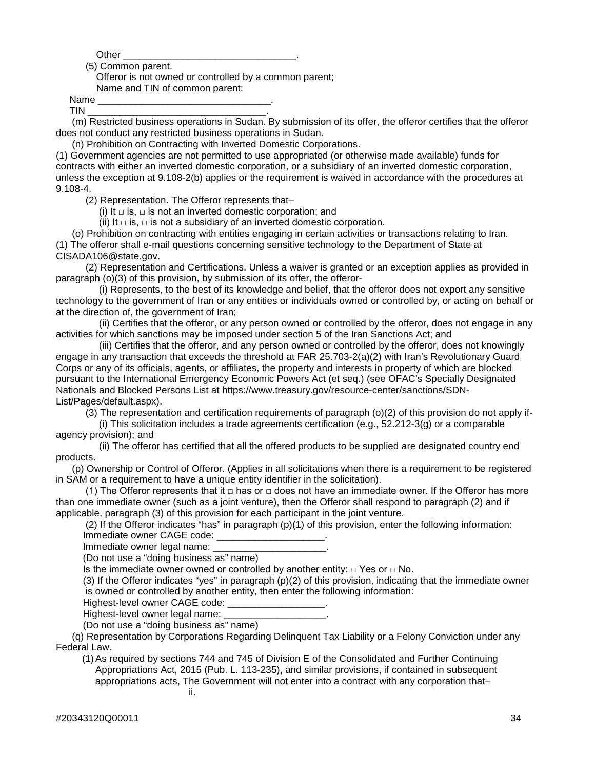Other ________________________________.

(5) Common parent.

Offeror is not owned or controlled by a common parent;

Name and TIN of common parent:

Name ________________________________.

TIN _________________________________.

(m) Restricted business operations in Sudan. By submission of its offer, the offeror certifies that the offeror does not conduct any restricted business operations in Sudan.

(n) Prohibition on Contracting with Inverted Domestic Corporations.

(1) Government agencies are not permitted to use appropriated (or otherwise made available) funds for contracts with either an inverted domestic corporation, or a subsidiary of an inverted domestic corporation, unless the exception at 9.108-2(b) applies or the requirement is waived in accordance with the procedures at 9.108-4.

(2) Representation. The Offeror represents that–

(i) It □ is, □ is not an inverted domestic corporation; and

(ii) It □ is, □ is not a subsidiary of an inverted domestic corporation.

(o) Prohibition on contracting with entities engaging in certain activities or transactions relating to Iran.

(1) The offeror shall e-mail questions concerning sensitive technology to the Department of State at CISADA106@state.gov.

(2) Representation and Certifications. Unless a waiver is granted or an exception applies as provided in paragraph (o)(3) of this provision, by submission of its offer, the offeror-

(i) Represents, to the best of its knowledge and belief, that the offeror does not export any sensitive technology to the government of Iran or any entities or individuals owned or controlled by, or acting on behalf or at the direction of, the government of Iran;

(ii) Certifies that the offeror, or any person owned or controlled by the offeror, does not engage in any activities for which sanctions may be imposed under section 5 of the Iran Sanctions Act; and

(iii) Certifies that the offeror, and any person owned or controlled by the offeror, does not knowingly engage in any transaction that exceeds the threshold at FAR 25.703-2(a)(2) with Iran's Revolutionary Guard Corps or any of its officials, agents, or affiliates, the property and interests in property of which are blocked pursuant to the International Emergency Economic Powers Act (et seq.) (see OFAC's Specially Designated Nationals and Blocked Persons List at https://www.treasury.gov/resource-center/sanctions/SDN-List/Pages/default.aspx).

(3) The representation and certification requirements of paragraph (o)(2) of this provision do not apply if-

(i) This solicitation includes a trade agreements certification (e.g., 52.212-3(g) or a comparable agency provision); and

(ii) The offeror has certified that all the offered products to be supplied are designated country end products.

(p) Ownership or Control of Offeror. (Applies in all solicitations when there is a requirement to be registered in SAM or a requirement to have a unique entity identifier in the solicitation).

(1) The Offeror represents that it □ has or □ does not have an immediate owner. If the Offeror has more than one immediate owner (such as a joint venture), then the Offeror shall respond to paragraph (2) and if applicable, paragraph (3) of this provision for each participant in the joint venture.

(2) If the Offeror indicates "has" in paragraph (p)(1) of this provision, enter the following information:

Immediate owner CAGE code: ____________________.

Immediate owner legal name: _____________________.

(Do not use a "doing business as" name)

Is the immediate owner owned or controlled by another entity: □ Yes or □ No.

(3) If the Offeror indicates "yes" in paragraph (p)(2) of this provision, indicating that the immediate owner is owned or controlled by another entity, then enter the following information:

Highest-level owner CAGE code: __________________.

Highest-level owner legal name: ___________________.

(Do not use a "doing business as" name)

(q) Representation by Corporations Regarding Delinquent Tax Liability or a Felony Conviction under any Federal Law.

(1) As required by sections 744 and 745 of Division E of the Consolidated and Further Continuing Appropriations Act, 2015 (Pub. L. 113-235), and similar provisions, if contained in subsequent appropriations acts, The Government will not enter into a contract with any corporation that–

ii.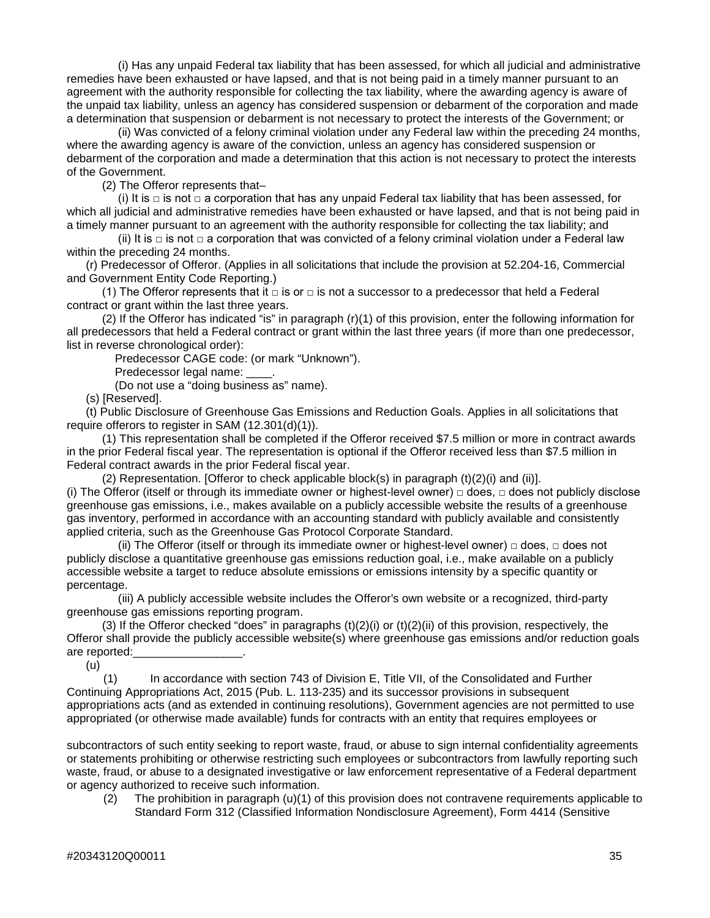(i) Has any unpaid Federal tax liability that has been assessed, for which all judicial and administrative remedies have been exhausted or have lapsed, and that is not being paid in a timely manner pursuant to an agreement with the authority responsible for collecting the tax liability, where the awarding agency is aware of the unpaid tax liability, unless an agency has considered suspension or debarment of the corporation and made a determination that suspension or debarment is not necessary to protect the interests of the Government; or

(ii) Was convicted of a felony criminal violation under any Federal law within the preceding 24 months, where the awarding agency is aware of the conviction, unless an agency has considered suspension or debarment of the corporation and made a determination that this action is not necessary to protect the interests of the Government.

(2) The Offeror represents that–

(i) It is □ is not □ a corporation that has any unpaid Federal tax liability that has been assessed, for which all judicial and administrative remedies have been exhausted or have lapsed, and that is not being paid in a timely manner pursuant to an agreement with the authority responsible for collecting the tax liability; and

(ii) It is □ is not □ a corporation that was convicted of a felony criminal violation under a Federal law within the preceding 24 months.

(r) Predecessor of Offeror. (Applies in all solicitations that include the provision at 52.204-16, Commercial and Government Entity Code Reporting.)

(1) The Offeror represents that it □ is or □ is not a successor to a predecessor that held a Federal contract or grant within the last three years.

(2) If the Offeror has indicated "is" in paragraph (r)(1) of this provision, enter the following information for all predecessors that held a Federal contract or grant within the last three years (if more than one predecessor, list in reverse chronological order):

Predecessor CAGE code: (or mark "Unknown").

Predecessor legal name: ____.

(Do not use a "doing business as" name).

(s) [Reserved].

(t) Public Disclosure of Greenhouse Gas Emissions and Reduction Goals. Applies in all solicitations that require offerors to register in SAM (12.301(d)(1)).

(1) This representation shall be completed if the Offeror received $7.5 million or more in contract awards in the prior Federal fiscal year. The representation is optional if the Offeror received less than $7.5 million in Federal contract awards in the prior Federal fiscal year.

(2) Representation. [Offeror to check applicable block(s) in paragraph (t)(2)(i) and (ii)].

(i) The Offeror (itself or through its immediate owner or highest-level owner) □ does, □ does not publicly disclose greenhouse gas emissions, i.e., makes available on a publicly accessible website the results of a greenhouse gas inventory, performed in accordance with an accounting standard with publicly available and consistently applied criteria, such as the Greenhouse Gas Protocol Corporate Standard.

(ii) The Offeror (itself or through its immediate owner or highest-level owner) □ does, □ does not publicly disclose a quantitative greenhouse gas emissions reduction goal, i.e., make available on a publicly accessible website a target to reduce absolute emissions or emissions intensity by a specific quantity or percentage.

(iii) A publicly accessible website includes the Offeror's own website or a recognized, third-party greenhouse gas emissions reporting program.

(3) If the Offeror checked "does" in paragraphs (t)(2)(i) or (t)(2)(ii) of this provision, respectively, the Offeror shall provide the publicly accessible website(s) where greenhouse gas emissions and/or reduction goals are reported:_________________.

(u)

(1) In accordance with section 743 of Division E, Title VII, of the Consolidated and Further Continuing Appropriations Act, 2015 (Pub. L. 113-235) and its successor provisions in subsequent appropriations acts (and as extended in continuing resolutions), Government agencies are not permitted to use appropriated (or otherwise made available) funds for contracts with an entity that requires employees or subcontractors of such entity seeking to report waste, fraud, or abuse to sign internal confidentiality agreements or statements prohibiting or otherwise restricting such employees or subcontractors from lawfully reporting such waste, fraud, or abuse to a designated investigative or law enforcement representative of a Federal department or agency authorized to receive such information.

(2) The prohibition in paragraph (u)(1) of this provision does not contravene requirements applicable to Standard Form 312 (Classified Information Nondisclosure Agreement), Form 4414 (Sensitive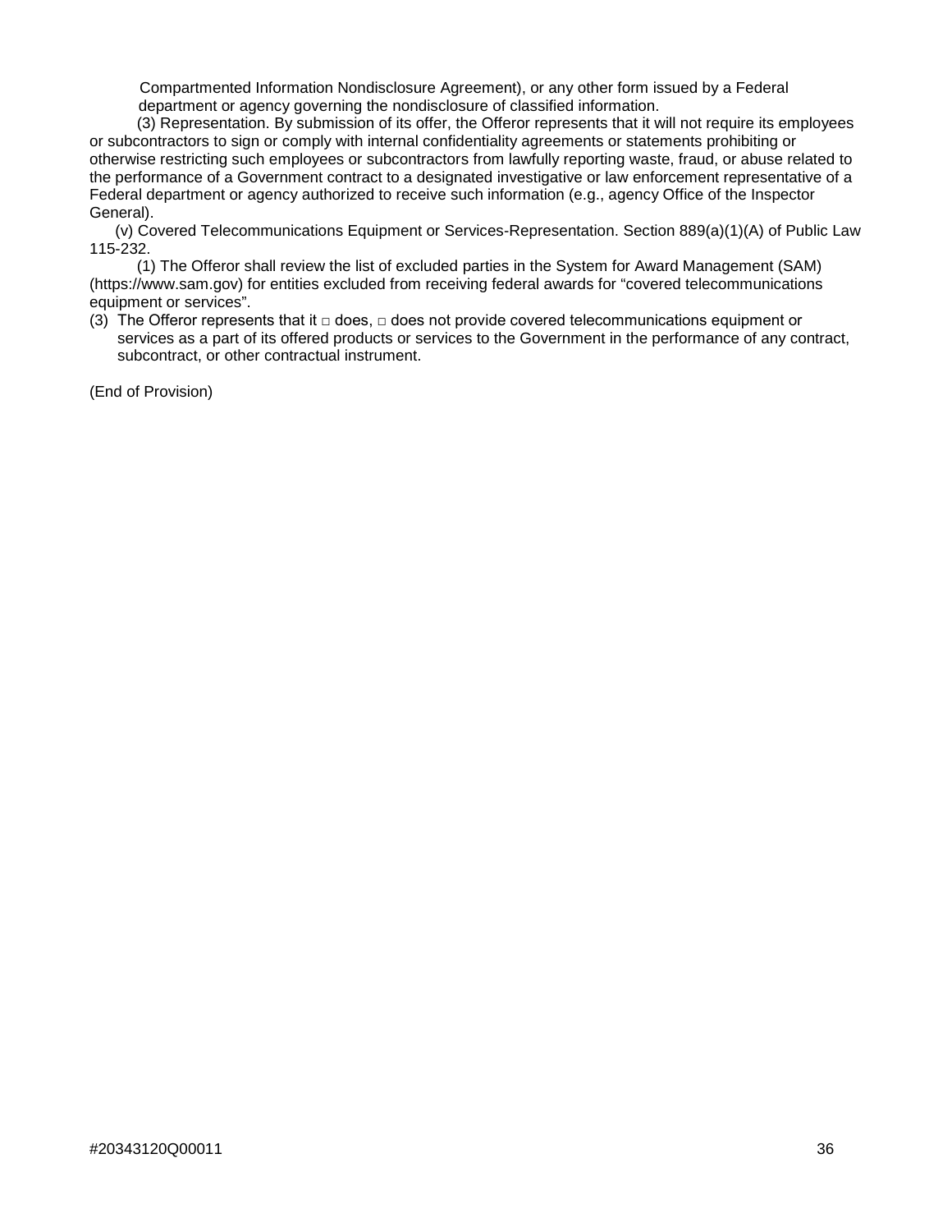Compartmented Information Nondisclosure Agreement), or any other form issued by a Federal department or agency governing the nondisclosure of classified information.

(3) Representation. By submission of its offer, the Offeror represents that it will not require its employees or subcontractors to sign or comply with internal confidentiality agreements or statements prohibiting or otherwise restricting such employees or subcontractors from lawfully reporting waste, fraud, or abuse related to the performance of a Government contract to a designated investigative or law enforcement representative of a Federal department or agency authorized to receive such information (e.g., agency Office of the Inspector General).

(v) Covered Telecommunications Equipment or Services-Representation. Section 889(a)(1)(A) of Public Law 115-232.

(1) The Offeror shall review the list of excluded parties in the System for Award Management (SAM) (https://www.sam.gov) for entities excluded from receiving federal awards for “covered telecommunications equipment or services”.

(3) The Offeror represents that it □ does, □ does not provide covered telecommunications equipment or services as a part of its offered products or services to the Government in the performance of any contract, subcontract, or other contractual instrument.

(End of Provision)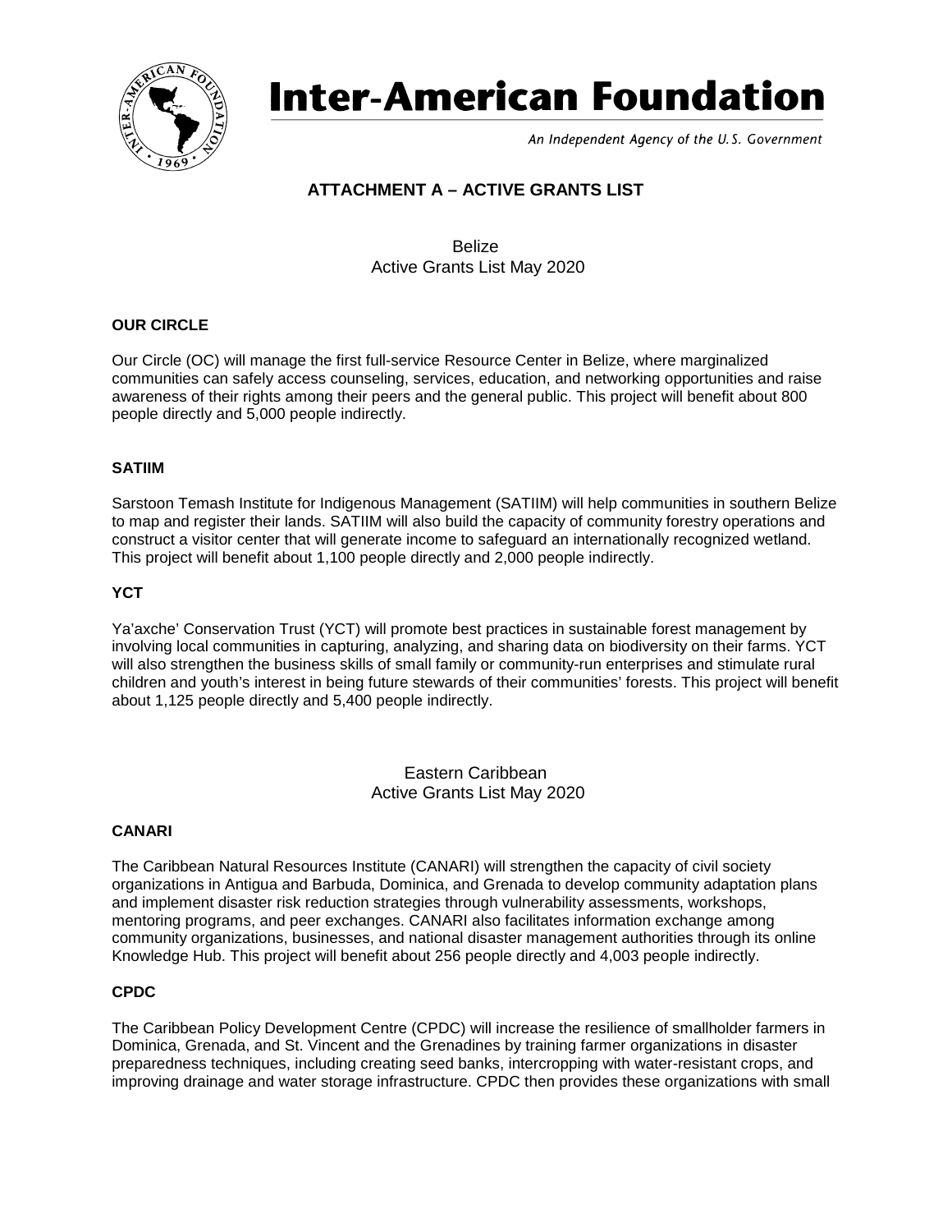# Inter-American Foundation

*An Independent Agency of the U.S. Government*

## ATTACHMENT A – ACTIVE GRANTS LIST

Belize
Active Grants List May 2020

**OUR CIRCLE**

Our Circle (OC) will manage the first full-service Resource Center in Belize, where marginalized communities can safely access counseling, services, education, and networking opportunities and raise awareness of their rights among their peers and the general public. This project will benefit about 800 people directly and 5,000 people indirectly.

**SATIIM**

Sarstoon Temash Institute for Indigenous Management (SATIIM) will help communities in southern Belize to map and register their lands. SATIIM will also build the capacity of community forestry operations and construct a visitor center that will generate income to safeguard an internationally recognized wetland. This project will benefit about 1,100 people directly and 2,000 people indirectly.

**YCT**

Ya'axche' Conservation Trust (YCT) will promote best practices in sustainable forest management by involving local communities in capturing, analyzing, and sharing data on biodiversity on their farms. YCT will also strengthen the business skills of small family or community-run enterprises and stimulate rural children and youth's interest in being future stewards of their communities' forests. This project will benefit about 1,125 people directly and 5,400 people indirectly.

Eastern Caribbean
Active Grants List May 2020

**CANARI**

The Caribbean Natural Resources Institute (CANARI) will strengthen the capacity of civil society organizations in Antigua and Barbuda, Dominica, and Grenada to develop community adaptation plans and implement disaster risk reduction strategies through vulnerability assessments, workshops, mentoring programs, and peer exchanges. CANARI also facilitates information exchange among community organizations, businesses, and national disaster management authorities through its online Knowledge Hub. This project will benefit about 256 people directly and 4,003 people indirectly.

**CPDC**

The Caribbean Policy Development Centre (CPDC) will increase the resilience of smallholder farmers in Dominica, Grenada, and St. Vincent and the Grenadines by training farmer organizations in disaster preparedness techniques, including creating seed banks, intercropping with water-resistant crops, and improving drainage and water storage infrastructure. CPDC then provides these organizations with small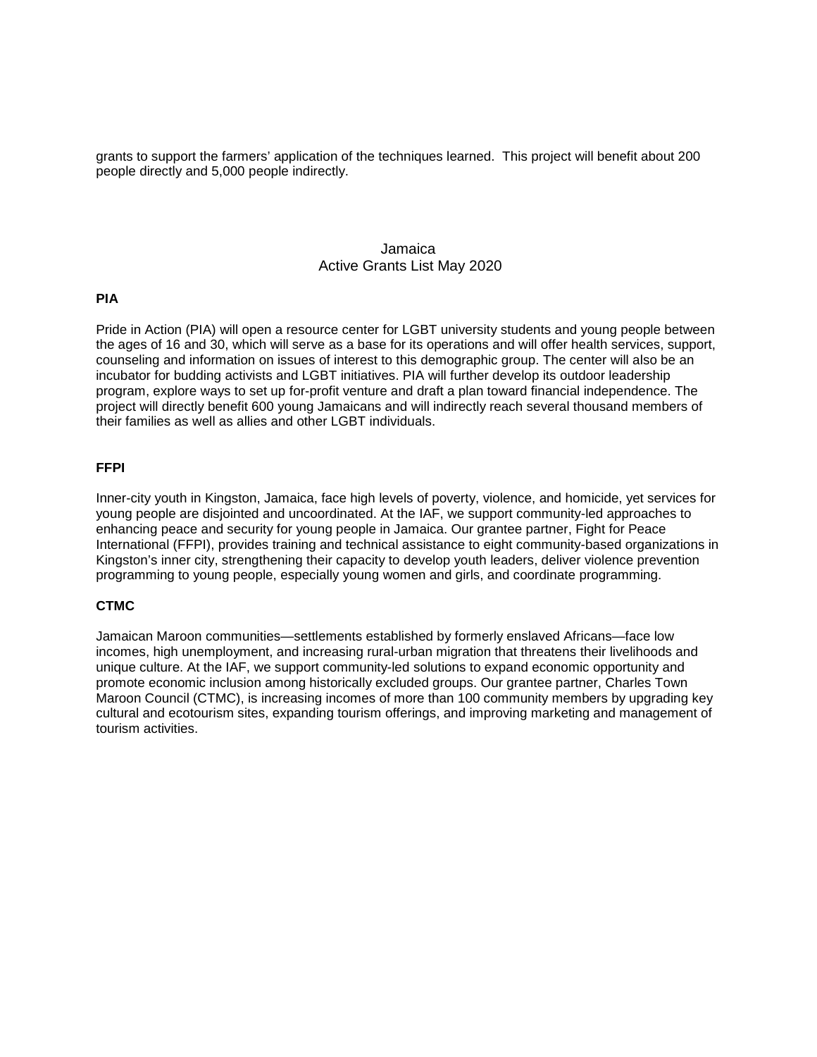grants to support the farmers' application of the techniques learned. This project will benefit about 200 people directly and 5,000 people indirectly.

## Jamaica
## Active Grants List May 2020

**PIA**

Pride in Action (PIA) will open a resource center for LGBT university students and young people between the ages of 16 and 30, which will serve as a base for its operations and will offer health services, support, counseling and information on issues of interest to this demographic group. The center will also be an incubator for budding activists and LGBT initiatives. PIA will further develop its outdoor leadership program, explore ways to set up for-profit venture and draft a plan toward financial independence. The project will directly benefit 600 young Jamaicans and will indirectly reach several thousand members of their families as well as allies and other LGBT individuals.

**FFPI**

Inner-city youth in Kingston, Jamaica, face high levels of poverty, violence, and homicide, yet services for young people are disjointed and uncoordinated. At the IAF, we support community-led approaches to enhancing peace and security for young people in Jamaica. Our grantee partner, Fight for Peace International (FFPI), provides training and technical assistance to eight community-based organizations in Kingston's inner city, strengthening their capacity to develop youth leaders, deliver violence prevention programming to young people, especially young women and girls, and coordinate programming.

**CTMC**

Jamaican Maroon communities—settlements established by formerly enslaved Africans—face low incomes, high unemployment, and increasing rural-urban migration that threatens their livelihoods and unique culture. At the IAF, we support community-led solutions to expand economic opportunity and promote economic inclusion among historically excluded groups. Our grantee partner, Charles Town Maroon Council (CTMC), is increasing incomes of more than 100 community members by upgrading key cultural and ecotourism sites, expanding tourism offerings, and improving marketing and management of tourism activities.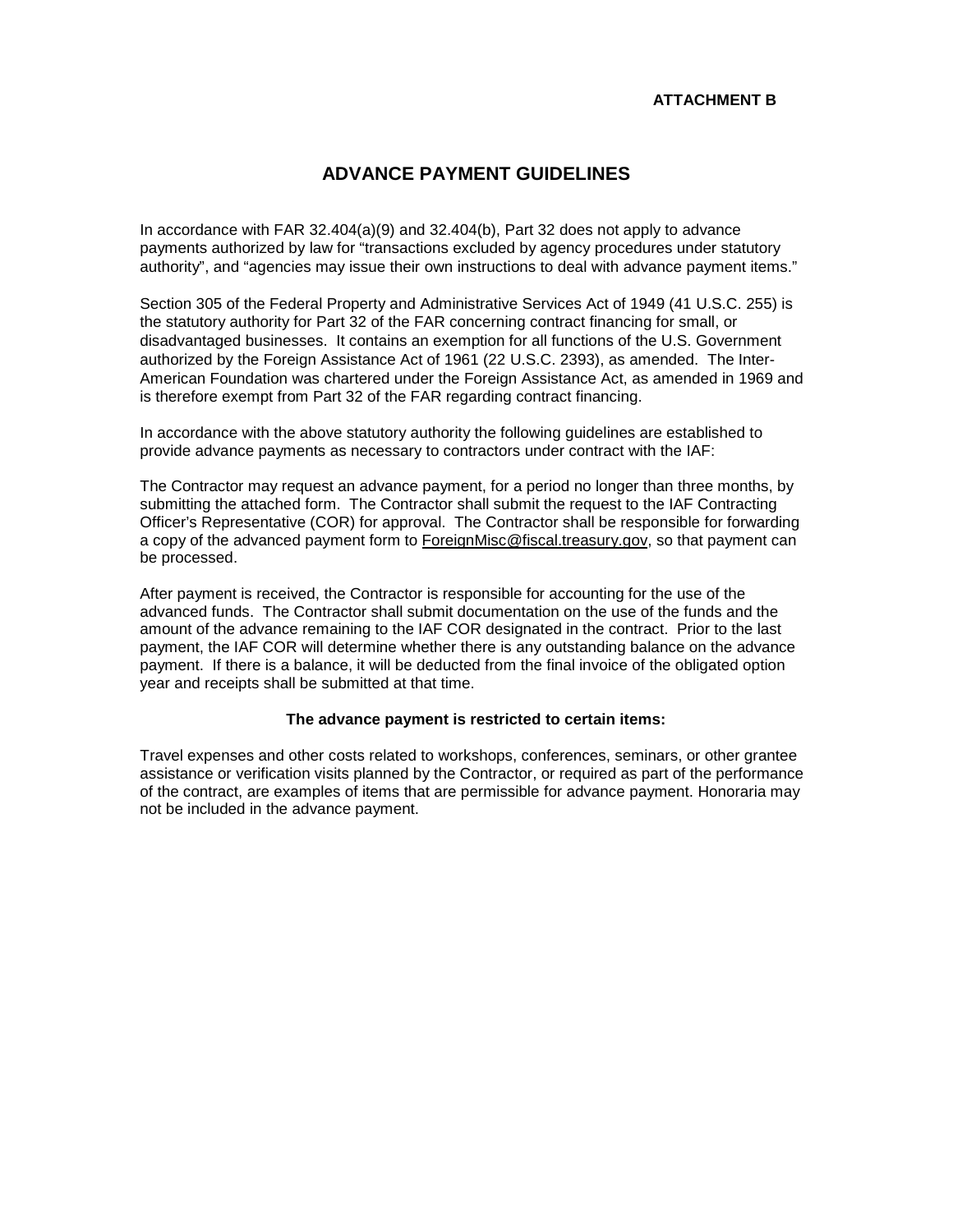**ATTACHMENT B**

# ADVANCE PAYMENT GUIDELINES

In accordance with FAR 32.404(a)(9) and 32.404(b), Part 32 does not apply to advance payments authorized by law for “transactions excluded by agency procedures under statutory authority”, and “agencies may issue their own instructions to deal with advance payment items.”

Section 305 of the Federal Property and Administrative Services Act of 1949 (41 U.S.C. 255) is the statutory authority for Part 32 of the FAR concerning contract financing for small, or disadvantaged businesses. It contains an exemption for all functions of the U.S. Government authorized by the Foreign Assistance Act of 1961 (22 U.S.C. 2393), as amended. The Inter-American Foundation was chartered under the Foreign Assistance Act, as amended in 1969 and is therefore exempt from Part 32 of the FAR regarding contract financing.

In accordance with the above statutory authority the following guidelines are established to provide advance payments as necessary to contractors under contract with the IAF:

The Contractor may request an advance payment, for a period no longer than three months, by submitting the attached form. The Contractor shall submit the request to the IAF Contracting Officer's Representative (COR) for approval. The Contractor shall be responsible for forwarding a copy of the advanced payment form to ForeignMisc@fiscal.treasury.gov, so that payment can be processed.

After payment is received, the Contractor is responsible for accounting for the use of the advanced funds. The Contractor shall submit documentation on the use of the funds and the amount of the advance remaining to the IAF COR designated in the contract. Prior to the last payment, the IAF COR will determine whether there is any outstanding balance on the advance payment. If there is a balance, it will be deducted from the final invoice of the obligated option year and receipts shall be submitted at that time.

**The advance payment is restricted to certain items:**

Travel expenses and other costs related to workshops, conferences, seminars, or other grantee assistance or verification visits planned by the Contractor, or required as part of the performance of the contract, are examples of items that are permissible for advance payment. Honoraria may not be included in the advance payment.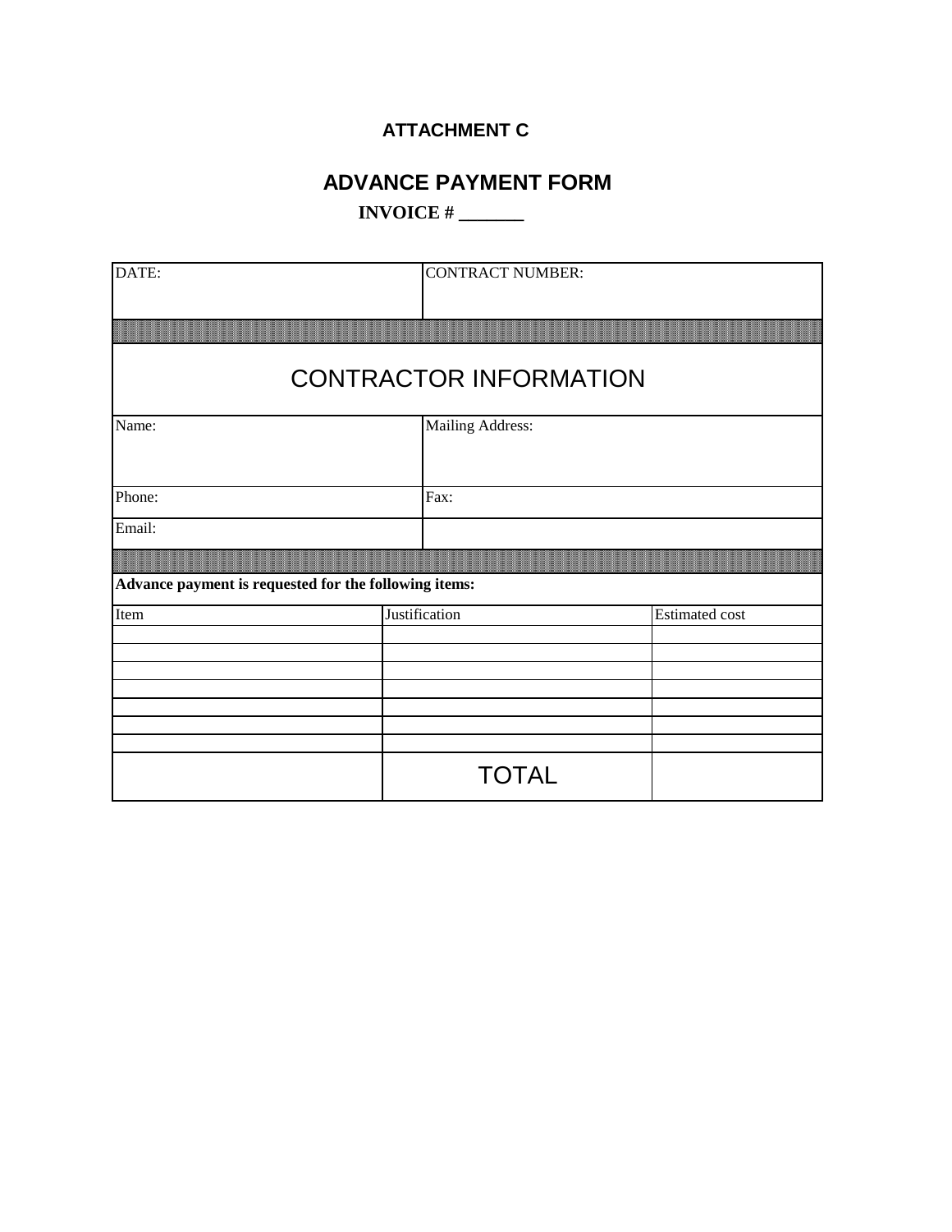## ATTACHMENT C

# ADVANCE PAYMENT FORM

**INVOICE # _______**

| | |
|---|---|
| DATE: | CONTRACT NUMBER: |

## CONTRACTOR INFORMATION

| | |
|---|---|
| Name: | Mailing Address: |
| Phone: | Fax: |
| Email: | |

**Advance payment is requested for the following items:**

| Item | Justification | Estimated cost |
|---|---|---|
| | | |
| | | |
| | | |
| | | |
| | | |
| | | |
| | | |
| | TOTAL | |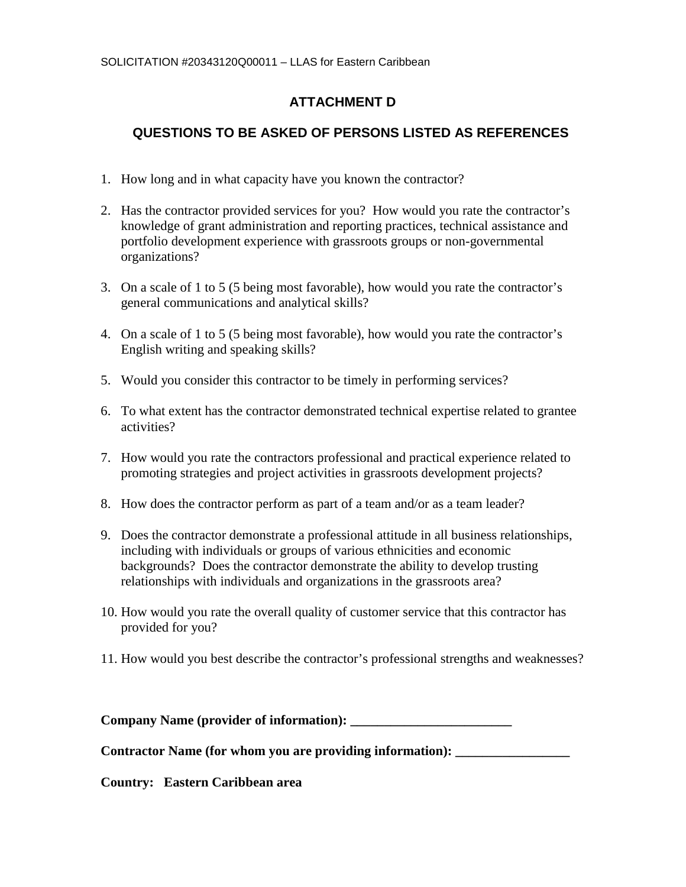## ATTACHMENT D

## QUESTIONS TO BE ASKED OF PERSONS LISTED AS REFERENCES

1. How long and in what capacity have you known the contractor?

2. Has the contractor provided services for you? How would you rate the contractor's knowledge of grant administration and reporting practices, technical assistance and portfolio development experience with grassroots groups or non-governmental organizations?

3. On a scale of 1 to 5 (5 being most favorable), how would you rate the contractor's general communications and analytical skills?

4. On a scale of 1 to 5 (5 being most favorable), how would you rate the contractor's English writing and speaking skills?

5. Would you consider this contractor to be timely in performing services?

6. To what extent has the contractor demonstrated technical expertise related to grantee activities?

7. How would you rate the contractors professional and practical experience related to promoting strategies and project activities in grassroots development projects?

8. How does the contractor perform as part of a team and/or as a team leader?

9. Does the contractor demonstrate a professional attitude in all business relationships, including with individuals or groups of various ethnicities and economic backgrounds? Does the contractor demonstrate the ability to develop trusting relationships with individuals and organizations in the grassroots area?

10. How would you rate the overall quality of customer service that this contractor has provided for you?

11. How would you best describe the contractor's professional strengths and weaknesses?

**Company Name (provider of information): ________________________**

**Contractor Name (for whom you are providing information): _________________**

**Country: Eastern Caribbean area**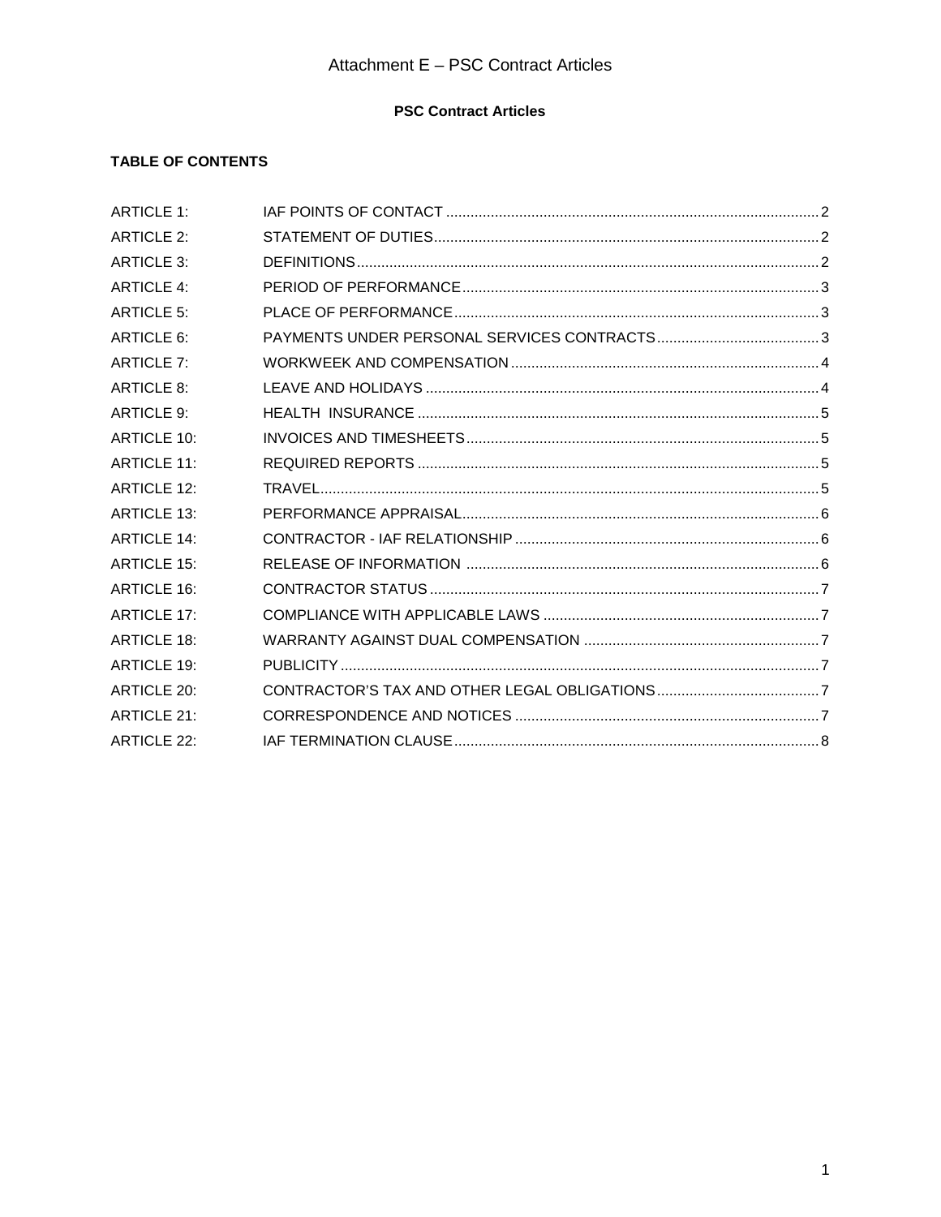# Attachment E – PSC Contract Articles

## PSC Contract Articles

**TABLE OF CONTENTS**

| | | |
|---|---|---|
| ARTICLE 1: | IAF POINTS OF CONTACT | 2 |
| ARTICLE 2: | STATEMENT OF DUTIES | 2 |
| ARTICLE 3: | DEFINITIONS | 2 |
| ARTICLE 4: | PERIOD OF PERFORMANCE | 3 |
| ARTICLE 5: | PLACE OF PERFORMANCE | 3 |
| ARTICLE 6: | PAYMENTS UNDER PERSONAL SERVICES CONTRACTS | 3 |
| ARTICLE 7: | WORKWEEK AND COMPENSATION | 4 |
| ARTICLE 8: | LEAVE AND HOLIDAYS | 4 |
| ARTICLE 9: | HEALTH INSURANCE | 5 |
| ARTICLE 10: | INVOICES AND TIMESHEETS | 5 |
| ARTICLE 11: | REQUIRED REPORTS | 5 |
| ARTICLE 12: | TRAVEL | 5 |
| ARTICLE 13: | PERFORMANCE APPRAISAL | 6 |
| ARTICLE 14: | CONTRACTOR - IAF RELATIONSHIP | 6 |
| ARTICLE 15: | RELEASE OF INFORMATION | 6 |
| ARTICLE 16: | CONTRACTOR STATUS | 7 |
| ARTICLE 17: | COMPLIANCE WITH APPLICABLE LAWS | 7 |
| ARTICLE 18: | WARRANTY AGAINST DUAL COMPENSATION | 7 |
| ARTICLE 19: | PUBLICITY | 7 |
| ARTICLE 20: | CONTRACTOR'S TAX AND OTHER LEGAL OBLIGATIONS | 7 |
| ARTICLE 21: | CORRESPONDENCE AND NOTICES | 7 |
| ARTICLE 22: | IAF TERMINATION CLAUSE | 8 |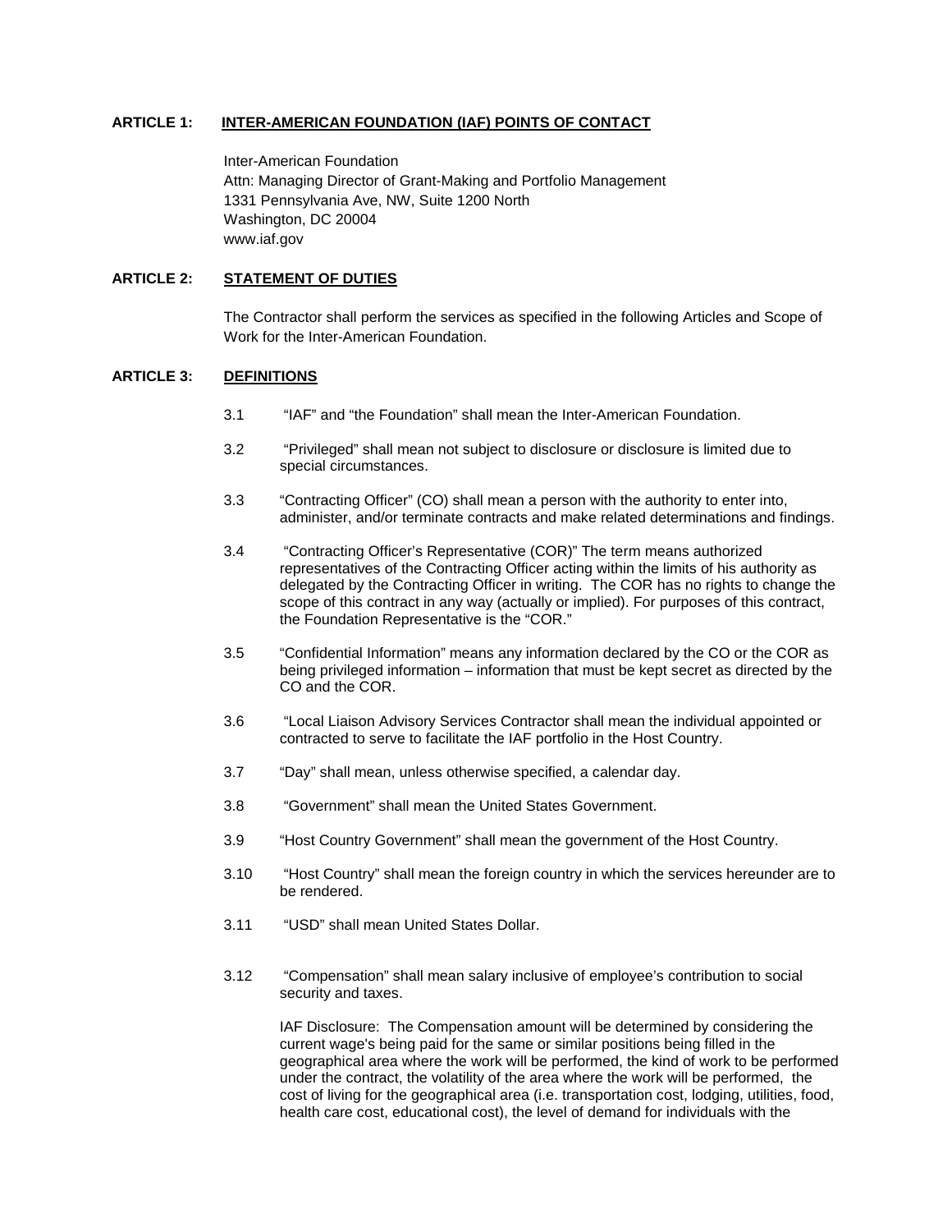**ARTICLE 1: INTER-AMERICAN FOUNDATION (IAF) POINTS OF CONTACT**

Inter-American Foundation
Attn: Managing Director of Grant-Making and Portfolio Management
1331 Pennsylvania Ave, NW, Suite 1200 North
Washington, DC 20004
www.iaf.gov

**ARTICLE 2: STATEMENT OF DUTIES**

The Contractor shall perform the services as specified in the following Articles and Scope of Work for the Inter-American Foundation.

**ARTICLE 3: DEFINITIONS**

3.1 "IAF" and "the Foundation" shall mean the Inter-American Foundation.

3.2 "Privileged" shall mean not subject to disclosure or disclosure is limited due to special circumstances.

3.3 "Contracting Officer" (CO) shall mean a person with the authority to enter into, administer, and/or terminate contracts and make related determinations and findings.

3.4 "Contracting Officer's Representative (COR)" The term means authorized representatives of the Contracting Officer acting within the limits of his authority as delegated by the Contracting Officer in writing. The COR has no rights to change the scope of this contract in any way (actually or implied). For purposes of this contract, the Foundation Representative is the "COR."

3.5 "Confidential Information" means any information declared by the CO or the COR as being privileged information – information that must be kept secret as directed by the CO and the COR.

3.6 "Local Liaison Advisory Services Contractor shall mean the individual appointed or contracted to serve to facilitate the IAF portfolio in the Host Country.

3.7 "Day" shall mean, unless otherwise specified, a calendar day.

3.8 "Government" shall mean the United States Government.

3.9 "Host Country Government" shall mean the government of the Host Country.

3.10 "Host Country" shall mean the foreign country in which the services hereunder are to be rendered.

3.11 "USD" shall mean United States Dollar.

3.12 "Compensation" shall mean salary inclusive of employee's contribution to social security and taxes.

IAF Disclosure: The Compensation amount will be determined by considering the current wage's being paid for the same or similar positions being filled in the geographical area where the work will be performed, the kind of work to be performed under the contract, the volatility of the area where the work will be performed, the cost of living for the geographical area (i.e. transportation cost, lodging, utilities, food, health care cost, educational cost), the level of demand for individuals with the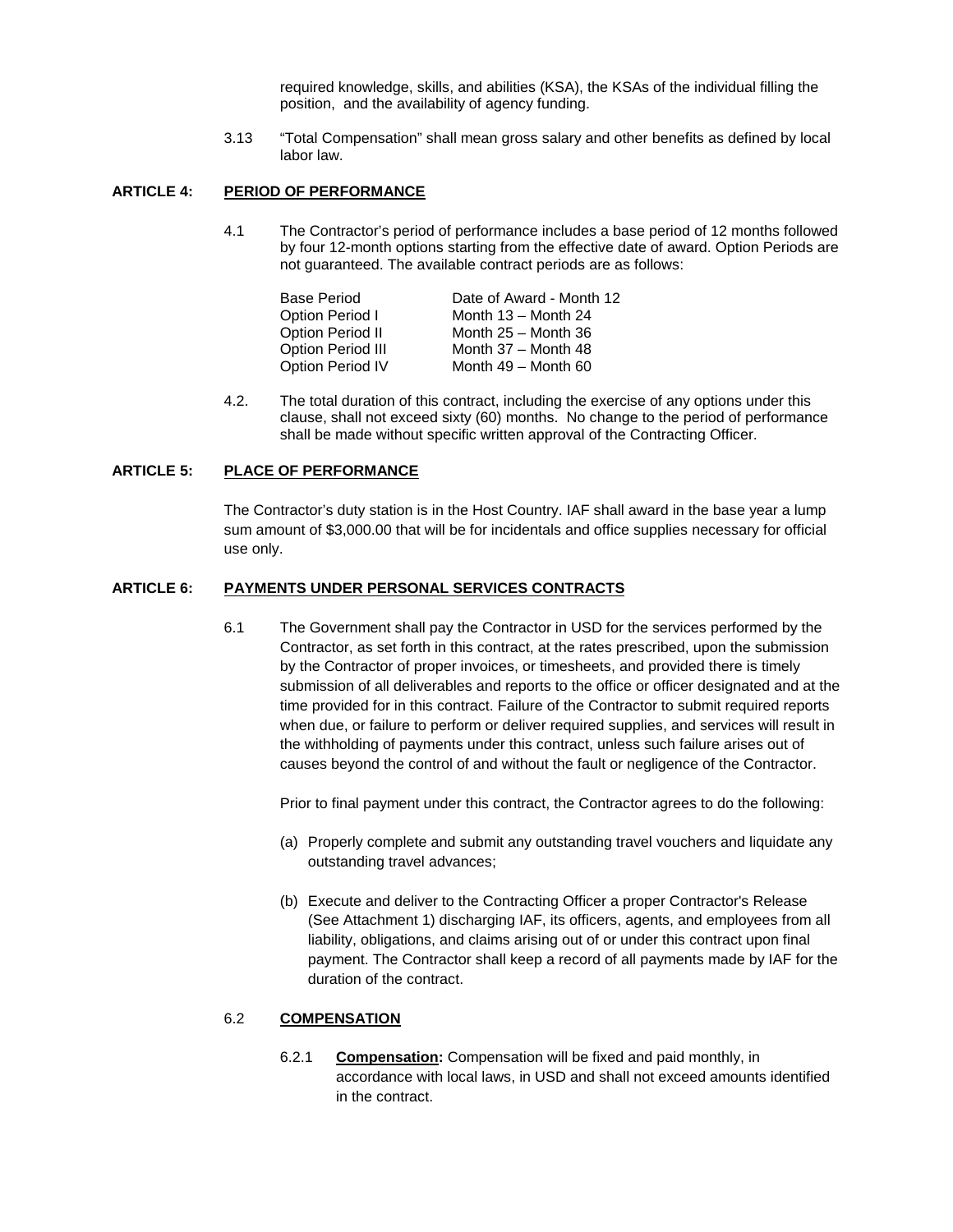required knowledge, skills, and abilities (KSA), the KSAs of the individual filling the position, and the availability of agency funding.

3.13 "Total Compensation" shall mean gross salary and other benefits as defined by local labor law.

## ARTICLE 4: PERIOD OF PERFORMANCE

4.1 The Contractor's period of performance includes a base period of 12 months followed by four 12-month options starting from the effective date of award. Option Periods are not guaranteed. The available contract periods are as follows:

| | |
|---|---|
| Base Period | Date of Award - Month 12 |
| Option Period I | Month 13 – Month 24 |
| Option Period II | Month 25 – Month 36 |
| Option Period III | Month 37 – Month 48 |
| Option Period IV | Month 49 – Month 60 |

4.2. The total duration of this contract, including the exercise of any options under this clause, shall not exceed sixty (60) months. No change to the period of performance shall be made without specific written approval of the Contracting Officer.

## ARTICLE 5: PLACE OF PERFORMANCE

The Contractor's duty station is in the Host Country. IAF shall award in the base year a lump sum amount of $3,000.00 that will be for incidentals and office supplies necessary for official use only.

## ARTICLE 6: PAYMENTS UNDER PERSONAL SERVICES CONTRACTS

6.1 The Government shall pay the Contractor in USD for the services performed by the Contractor, as set forth in this contract, at the rates prescribed, upon the submission by the Contractor of proper invoices, or timesheets, and provided there is timely submission of all deliverables and reports to the office or officer designated and at the time provided for in this contract. Failure of the Contractor to submit required reports when due, or failure to perform or deliver required supplies, and services will result in the withholding of payments under this contract, unless such failure arises out of causes beyond the control of and without the fault or negligence of the Contractor.

Prior to final payment under this contract, the Contractor agrees to do the following:

(a) Properly complete and submit any outstanding travel vouchers and liquidate any outstanding travel advances;

(b) Execute and deliver to the Contracting Officer a proper Contractor's Release (See Attachment 1) discharging IAF, its officers, agents, and employees from all liability, obligations, and claims arising out of or under this contract upon final payment. The Contractor shall keep a record of all payments made by IAF for the duration of the contract.

### 6.2 COMPENSATION

6.2.1 **Compensation:** Compensation will be fixed and paid monthly, in accordance with local laws, in USD and shall not exceed amounts identified in the contract.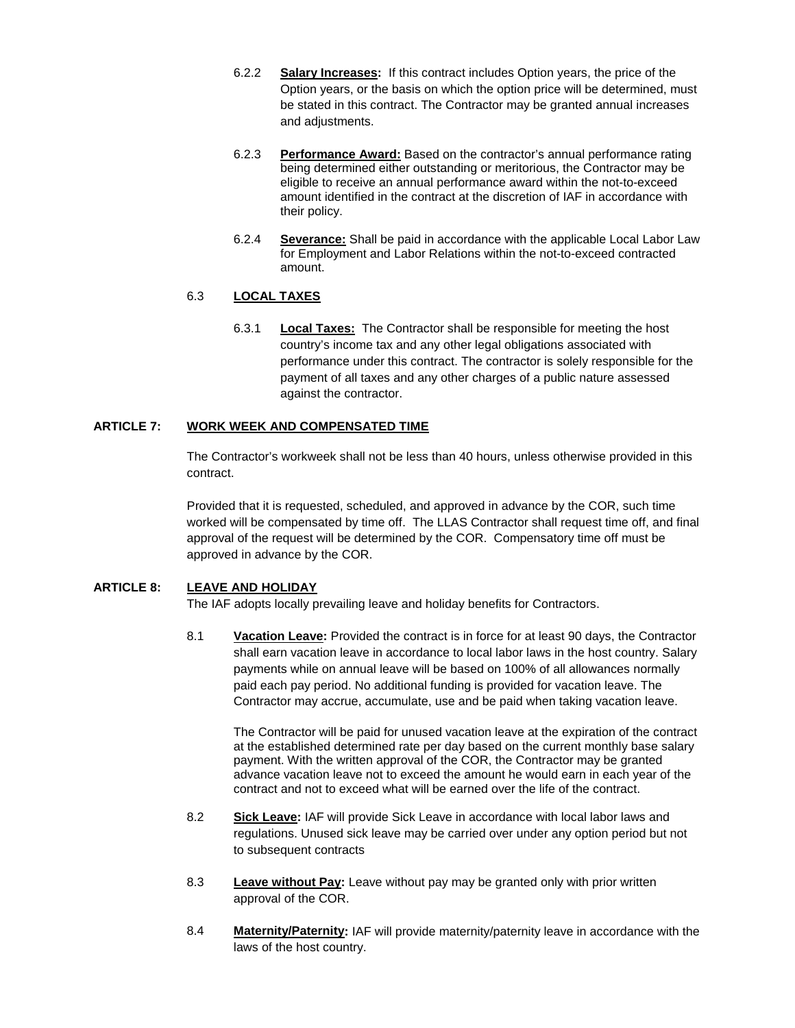6.2.2 **Salary Increases:** If this contract includes Option years, the price of the Option years, or the basis on which the option price will be determined, must be stated in this contract. The Contractor may be granted annual increases and adjustments.

6.2.3 **Performance Award:** Based on the contractor's annual performance rating being determined either outstanding or meritorious, the Contractor may be eligible to receive an annual performance award within the not-to-exceed amount identified in the contract at the discretion of IAF in accordance with their policy.

6.2.4 **Severance:** Shall be paid in accordance with the applicable Local Labor Law for Employment and Labor Relations within the not-to-exceed contracted amount.

6.3 **LOCAL TAXES**

6.3.1 **Local Taxes:** The Contractor shall be responsible for meeting the host country's income tax and any other legal obligations associated with performance under this contract. The contractor is solely responsible for the payment of all taxes and any other charges of a public nature assessed against the contractor.

**ARTICLE 7: WORK WEEK AND COMPENSATED TIME**

The Contractor's workweek shall not be less than 40 hours, unless otherwise provided in this contract.

Provided that it is requested, scheduled, and approved in advance by the COR, such time worked will be compensated by time off. The LLAS Contractor shall request time off, and final approval of the request will be determined by the COR. Compensatory time off must be approved in advance by the COR.

**ARTICLE 8: LEAVE AND HOLIDAY**

The IAF adopts locally prevailing leave and holiday benefits for Contractors.

8.1 **Vacation Leave:** Provided the contract is in force for at least 90 days, the Contractor shall earn vacation leave in accordance to local labor laws in the host country. Salary payments while on annual leave will be based on 100% of all allowances normally paid each pay period. No additional funding is provided for vacation leave. The Contractor may accrue, accumulate, use and be paid when taking vacation leave.

The Contractor will be paid for unused vacation leave at the expiration of the contract at the established determined rate per day based on the current monthly base salary payment. With the written approval of the COR, the Contractor may be granted advance vacation leave not to exceed the amount he would earn in each year of the contract and not to exceed what will be earned over the life of the contract.

8.2 **Sick Leave:** IAF will provide Sick Leave in accordance with local labor laws and regulations. Unused sick leave may be carried over under any option period but not to subsequent contracts

8.3 **Leave without Pay:** Leave without pay may be granted only with prior written approval of the COR.

8.4 **Maternity/Paternity:** IAF will provide maternity/paternity leave in accordance with the laws of the host country.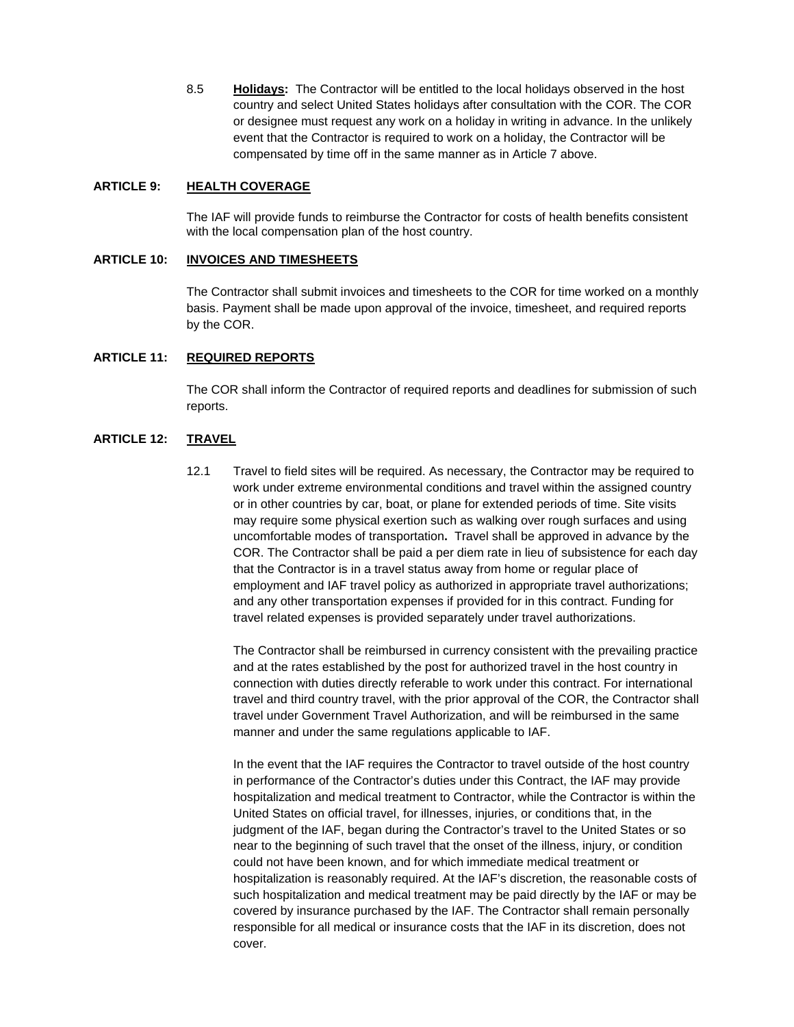8.5 **Holidays:** The Contractor will be entitled to the local holidays observed in the host country and select United States holidays after consultation with the COR. The COR or designee must request any work on a holiday in writing in advance. In the unlikely event that the Contractor is required to work on a holiday, the Contractor will be compensated by time off in the same manner as in Article 7 above.

## ARTICLE 9: HEALTH COVERAGE

The IAF will provide funds to reimburse the Contractor for costs of health benefits consistent with the local compensation plan of the host country.

## ARTICLE 10: INVOICES AND TIMESHEETS

The Contractor shall submit invoices and timesheets to the COR for time worked on a monthly basis. Payment shall be made upon approval of the invoice, timesheet, and required reports by the COR.

## ARTICLE 11: REQUIRED REPORTS

The COR shall inform the Contractor of required reports and deadlines for submission of such reports.

## ARTICLE 12: TRAVEL

12.1 Travel to field sites will be required. As necessary, the Contractor may be required to work under extreme environmental conditions and travel within the assigned country or in other countries by car, boat, or plane for extended periods of time. Site visits may require some physical exertion such as walking over rough surfaces and using uncomfortable modes of transportation**.** Travel shall be approved in advance by the COR. The Contractor shall be paid a per diem rate in lieu of subsistence for each day that the Contractor is in a travel status away from home or regular place of employment and IAF travel policy as authorized in appropriate travel authorizations; and any other transportation expenses if provided for in this contract. Funding for travel related expenses is provided separately under travel authorizations.

The Contractor shall be reimbursed in currency consistent with the prevailing practice and at the rates established by the post for authorized travel in the host country in connection with duties directly referable to work under this contract. For international travel and third country travel, with the prior approval of the COR, the Contractor shall travel under Government Travel Authorization, and will be reimbursed in the same manner and under the same regulations applicable to IAF.

In the event that the IAF requires the Contractor to travel outside of the host country in performance of the Contractor's duties under this Contract, the IAF may provide hospitalization and medical treatment to Contractor, while the Contractor is within the United States on official travel, for illnesses, injuries, or conditions that, in the judgment of the IAF, began during the Contractor's travel to the United States or so near to the beginning of such travel that the onset of the illness, injury, or condition could not have been known, and for which immediate medical treatment or hospitalization is reasonably required. At the IAF's discretion, the reasonable costs of such hospitalization and medical treatment may be paid directly by the IAF or may be covered by insurance purchased by the IAF. The Contractor shall remain personally responsible for all medical or insurance costs that the IAF in its discretion, does not cover.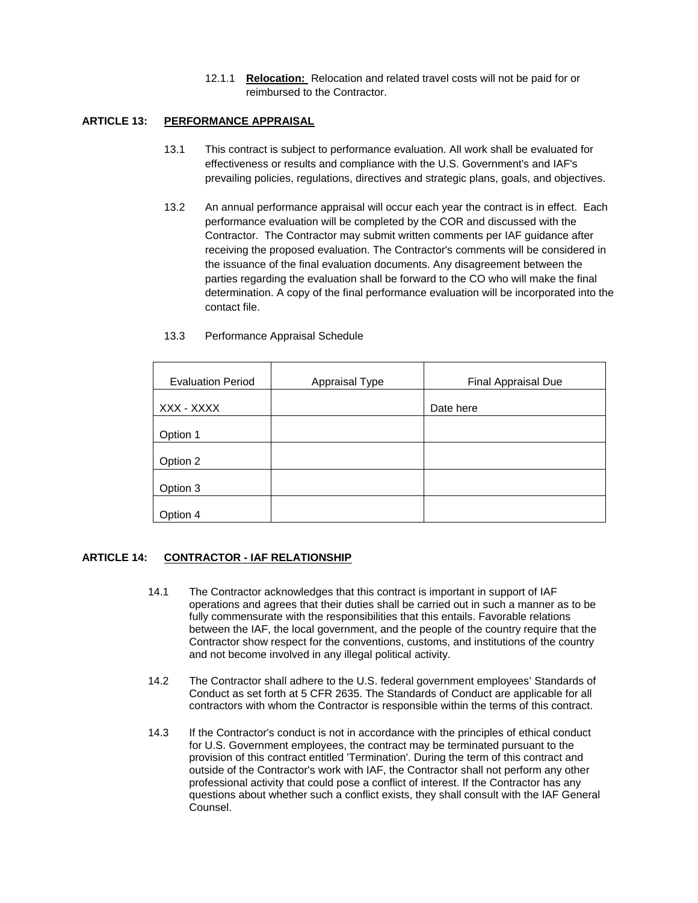12.1.1 **Relocation:** Relocation and related travel costs will not be paid for or reimbursed to the Contractor.

## ARTICLE 13: PERFORMANCE APPRAISAL

13.1 This contract is subject to performance evaluation. All work shall be evaluated for effectiveness or results and compliance with the U.S. Government's and IAF's prevailing policies, regulations, directives and strategic plans, goals, and objectives.

13.2 An annual performance appraisal will occur each year the contract is in effect. Each performance evaluation will be completed by the COR and discussed with the Contractor. The Contractor may submit written comments per IAF guidance after receiving the proposed evaluation. The Contractor's comments will be considered in the issuance of the final evaluation documents. Any disagreement between the parties regarding the evaluation shall be forward to the CO who will make the final determination. A copy of the final performance evaluation will be incorporated into the contact file.

13.3 Performance Appraisal Schedule

| Evaluation Period | Appraisal Type | Final Appraisal Due |
|---|---|---|
| XXX - XXXX | | Date here |
| Option 1 | | |
| Option 2 | | |
| Option 3 | | |
| Option 4 | | |

## ARTICLE 14: CONTRACTOR - IAF RELATIONSHIP

14.1 The Contractor acknowledges that this contract is important in support of IAF operations and agrees that their duties shall be carried out in such a manner as to be fully commensurate with the responsibilities that this entails. Favorable relations between the IAF, the local government, and the people of the country require that the Contractor show respect for the conventions, customs, and institutions of the country and not become involved in any illegal political activity.

14.2 The Contractor shall adhere to the U.S. federal government employees' Standards of Conduct as set forth at 5 CFR 2635. The Standards of Conduct are applicable for all contractors with whom the Contractor is responsible within the terms of this contract.

14.3 If the Contractor's conduct is not in accordance with the principles of ethical conduct for U.S. Government employees, the contract may be terminated pursuant to the provision of this contract entitled 'Termination'. During the term of this contract and outside of the Contractor's work with IAF, the Contractor shall not perform any other professional activity that could pose a conflict of interest. If the Contractor has any questions about whether such a conflict exists, they shall consult with the IAF General Counsel.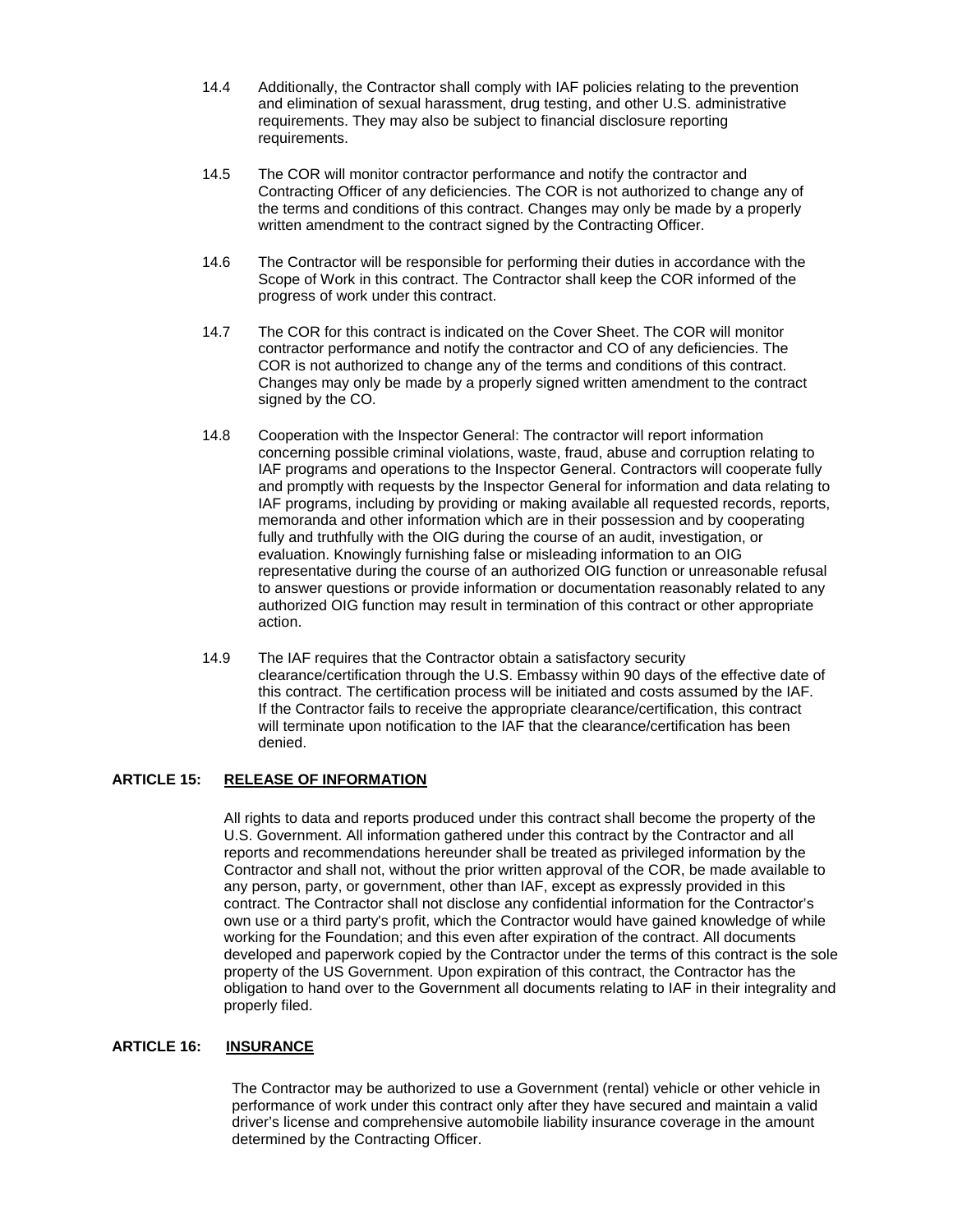14.4 Additionally, the Contractor shall comply with IAF policies relating to the prevention and elimination of sexual harassment, drug testing, and other U.S. administrative requirements. They may also be subject to financial disclosure reporting requirements.

14.5 The COR will monitor contractor performance and notify the contractor and Contracting Officer of any deficiencies. The COR is not authorized to change any of the terms and conditions of this contract. Changes may only be made by a properly written amendment to the contract signed by the Contracting Officer.

14.6 The Contractor will be responsible for performing their duties in accordance with the Scope of Work in this contract. The Contractor shall keep the COR informed of the progress of work under this contract.

14.7 The COR for this contract is indicated on the Cover Sheet. The COR will monitor contractor performance and notify the contractor and CO of any deficiencies. The COR is not authorized to change any of the terms and conditions of this contract. Changes may only be made by a properly signed written amendment to the contract signed by the CO.

14.8 Cooperation with the Inspector General: The contractor will report information concerning possible criminal violations, waste, fraud, abuse and corruption relating to IAF programs and operations to the Inspector General. Contractors will cooperate fully and promptly with requests by the Inspector General for information and data relating to IAF programs, including by providing or making available all requested records, reports, memoranda and other information which are in their possession and by cooperating fully and truthfully with the OIG during the course of an audit, investigation, or evaluation. Knowingly furnishing false or misleading information to an OIG representative during the course of an authorized OIG function or unreasonable refusal to answer questions or provide information or documentation reasonably related to any authorized OIG function may result in termination of this contract or other appropriate action.

14.9 The IAF requires that the Contractor obtain a satisfactory security clearance/certification through the U.S. Embassy within 90 days of the effective date of this contract. The certification process will be initiated and costs assumed by the IAF. If the Contractor fails to receive the appropriate clearance/certification, this contract will terminate upon notification to the IAF that the clearance/certification has been denied.

## ARTICLE 15: RELEASE OF INFORMATION

All rights to data and reports produced under this contract shall become the property of the U.S. Government. All information gathered under this contract by the Contractor and all reports and recommendations hereunder shall be treated as privileged information by the Contractor and shall not, without the prior written approval of the COR, be made available to any person, party, or government, other than IAF, except as expressly provided in this contract. The Contractor shall not disclose any confidential information for the Contractor's own use or a third party's profit, which the Contractor would have gained knowledge of while working for the Foundation; and this even after expiration of the contract. All documents developed and paperwork copied by the Contractor under the terms of this contract is the sole property of the US Government. Upon expiration of this contract, the Contractor has the obligation to hand over to the Government all documents relating to IAF in their integrality and properly filed.

## ARTICLE 16: INSURANCE

The Contractor may be authorized to use a Government (rental) vehicle or other vehicle in performance of work under this contract only after they have secured and maintain a valid driver's license and comprehensive automobile liability insurance coverage in the amount determined by the Contracting Officer.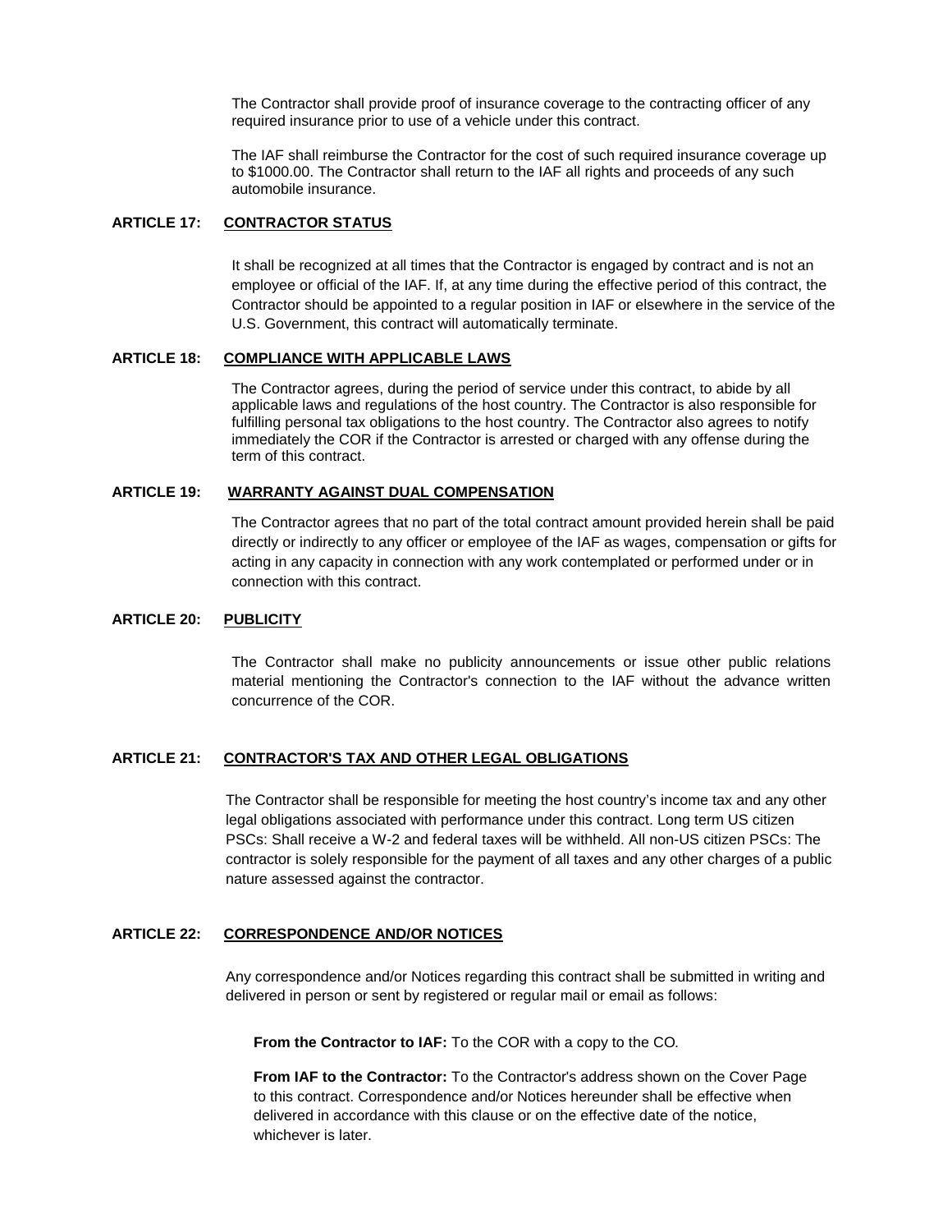The Contractor shall provide proof of insurance coverage to the contracting officer of any required insurance prior to use of a vehicle under this contract.

The IAF shall reimburse the Contractor for the cost of such required insurance coverage up to $1000.00. The Contractor shall return to the IAF all rights and proceeds of any such automobile insurance.

## ARTICLE 17: CONTRACTOR STATUS

It shall be recognized at all times that the Contractor is engaged by contract and is not an employee or official of the IAF. If, at any time during the effective period of this contract, the Contractor should be appointed to a regular position in IAF or elsewhere in the service of the U.S. Government, this contract will automatically terminate.

## ARTICLE 18: COMPLIANCE WITH APPLICABLE LAWS

The Contractor agrees, during the period of service under this contract, to abide by all applicable laws and regulations of the host country. The Contractor is also responsible for fulfilling personal tax obligations to the host country. The Contractor also agrees to notify immediately the COR if the Contractor is arrested or charged with any offense during the term of this contract.

## ARTICLE 19: WARRANTY AGAINST DUAL COMPENSATION

The Contractor agrees that no part of the total contract amount provided herein shall be paid directly or indirectly to any officer or employee of the IAF as wages, compensation or gifts for acting in any capacity in connection with any work contemplated or performed under or in connection with this contract.

## ARTICLE 20: PUBLICITY

The Contractor shall make no publicity announcements or issue other public relations material mentioning the Contractor's connection to the IAF without the advance written concurrence of the COR.

## ARTICLE 21: CONTRACTOR'S TAX AND OTHER LEGAL OBLIGATIONS

The Contractor shall be responsible for meeting the host country's income tax and any other legal obligations associated with performance under this contract. Long term US citizen PSCs: Shall receive a W-2 and federal taxes will be withheld. All non-US citizen PSCs: The contractor is solely responsible for the payment of all taxes and any other charges of a public nature assessed against the contractor.

## ARTICLE 22: CORRESPONDENCE AND/OR NOTICES

Any correspondence and/or Notices regarding this contract shall be submitted in writing and delivered in person or sent by registered or regular mail or email as follows:

**From the Contractor to IAF:** To the COR with a copy to the CO.

**From IAF to the Contractor:** To the Contractor's address shown on the Cover Page to this contract. Correspondence and/or Notices hereunder shall be effective when delivered in accordance with this clause or on the effective date of the notice, whichever is later.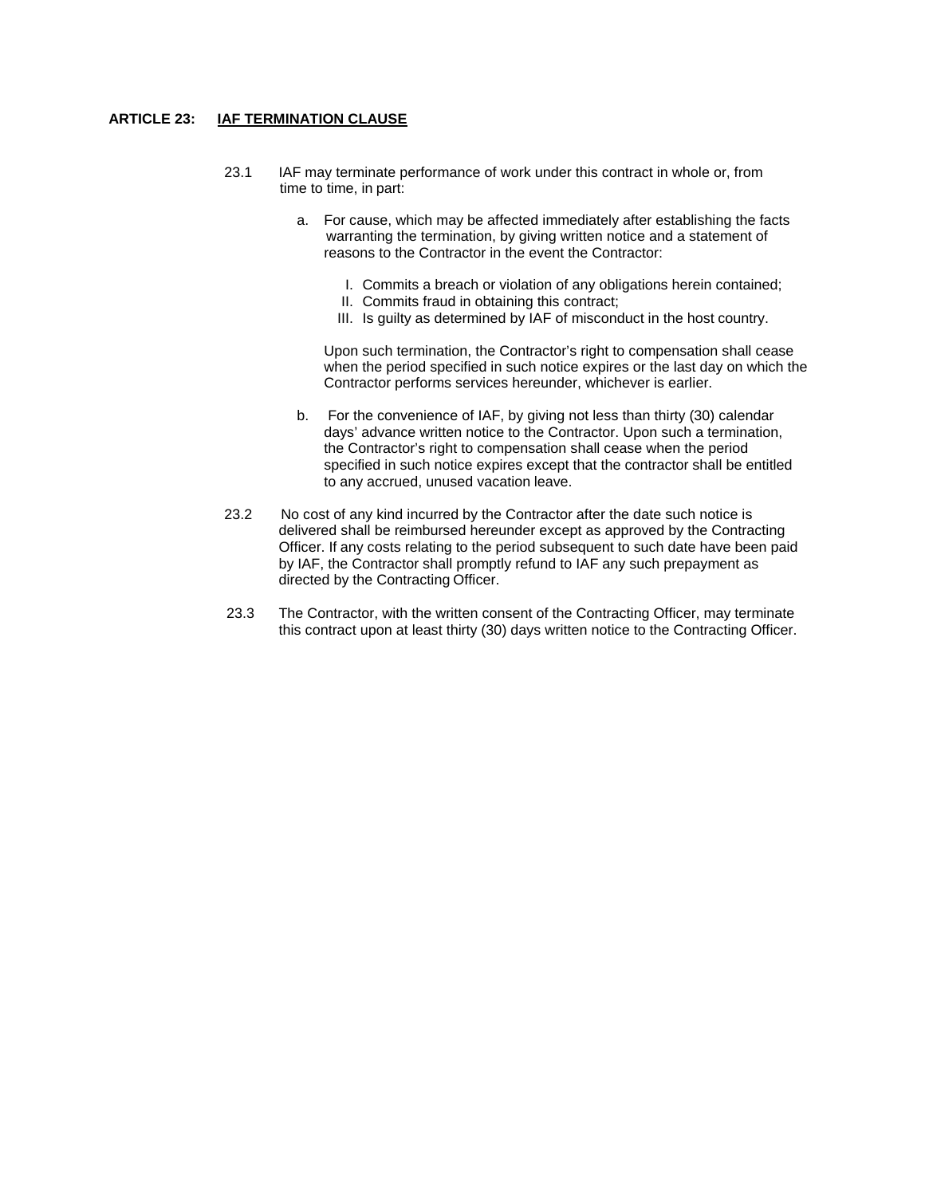**ARTICLE 23: IAF TERMINATION CLAUSE**

23.1 IAF may terminate performance of work under this contract in whole or, from time to time, in part:

a. For cause, which may be affected immediately after establishing the facts warranting the termination, by giving written notice and a statement of reasons to the Contractor in the event the Contractor:

   I. Commits a breach or violation of any obligations herein contained;
   II. Commits fraud in obtaining this contract;
   III. Is guilty as determined by IAF of misconduct in the host country.

   Upon such termination, the Contractor's right to compensation shall cease when the period specified in such notice expires or the last day on which the Contractor performs services hereunder, whichever is earlier.

b. For the convenience of IAF, by giving not less than thirty (30) calendar days' advance written notice to the Contractor. Upon such a termination, the Contractor's right to compensation shall cease when the period specified in such notice expires except that the contractor shall be entitled to any accrued, unused vacation leave.

23.2 No cost of any kind incurred by the Contractor after the date such notice is delivered shall be reimbursed hereunder except as approved by the Contracting Officer. If any costs relating to the period subsequent to such date have been paid by IAF, the Contractor shall promptly refund to IAF any such prepayment as directed by the Contracting Officer.

23.3 The Contractor, with the written consent of the Contracting Officer, may terminate this contract upon at least thirty (30) days written notice to the Contracting Officer.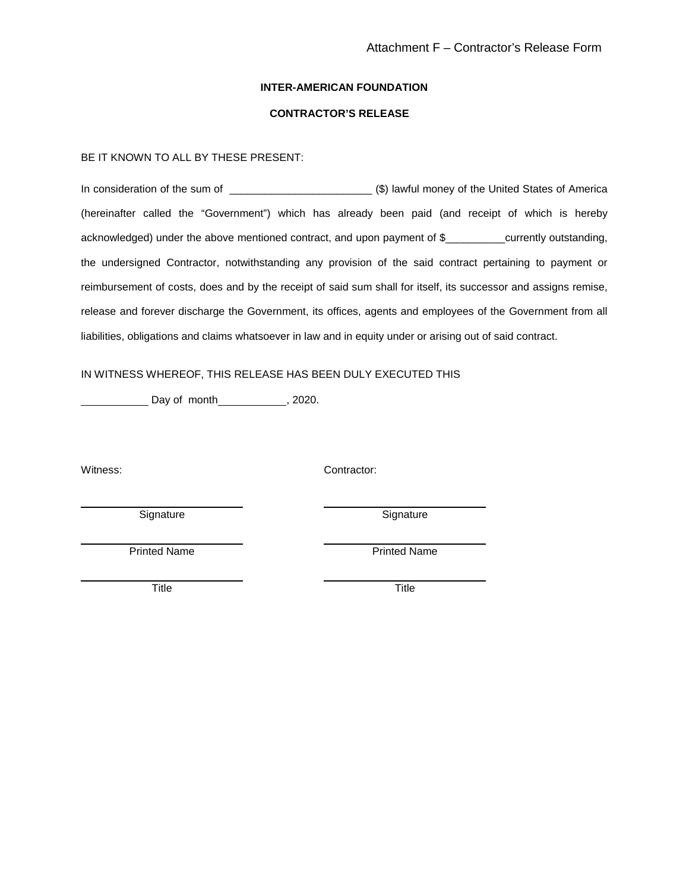Attachment F – Contractor's Release Form

**INTER-AMERICAN FOUNDATION**

**CONTRACTOR'S RELEASE**

BE IT KNOWN TO ALL BY THESE PRESENT:

In consideration of the sum of ________________________ ($) lawful money of the United States of America (hereinafter called the "Government") which has already been paid (and receipt of which is hereby acknowledged) under the above mentioned contract, and upon payment of $__________currently outstanding, the undersigned Contractor, notwithstanding any provision of the said contract pertaining to payment or reimbursement of costs, does and by the receipt of said sum shall for itself, its successor and assigns remise, release and forever discharge the Government, its offices, agents and employees of the Government from all liabilities, obligations and claims whatsoever in law and in equity under or arising out of said contract.

IN WITNESS WHEREOF, THIS RELEASE HAS BEEN DULY EXECUTED THIS

___________ Day of month___________, 2020.

Witness:

_________________________
Signature

_________________________
Printed Name

_________________________
Title

Contractor:

_________________________
Signature

_________________________
Printed Name

_________________________
Title